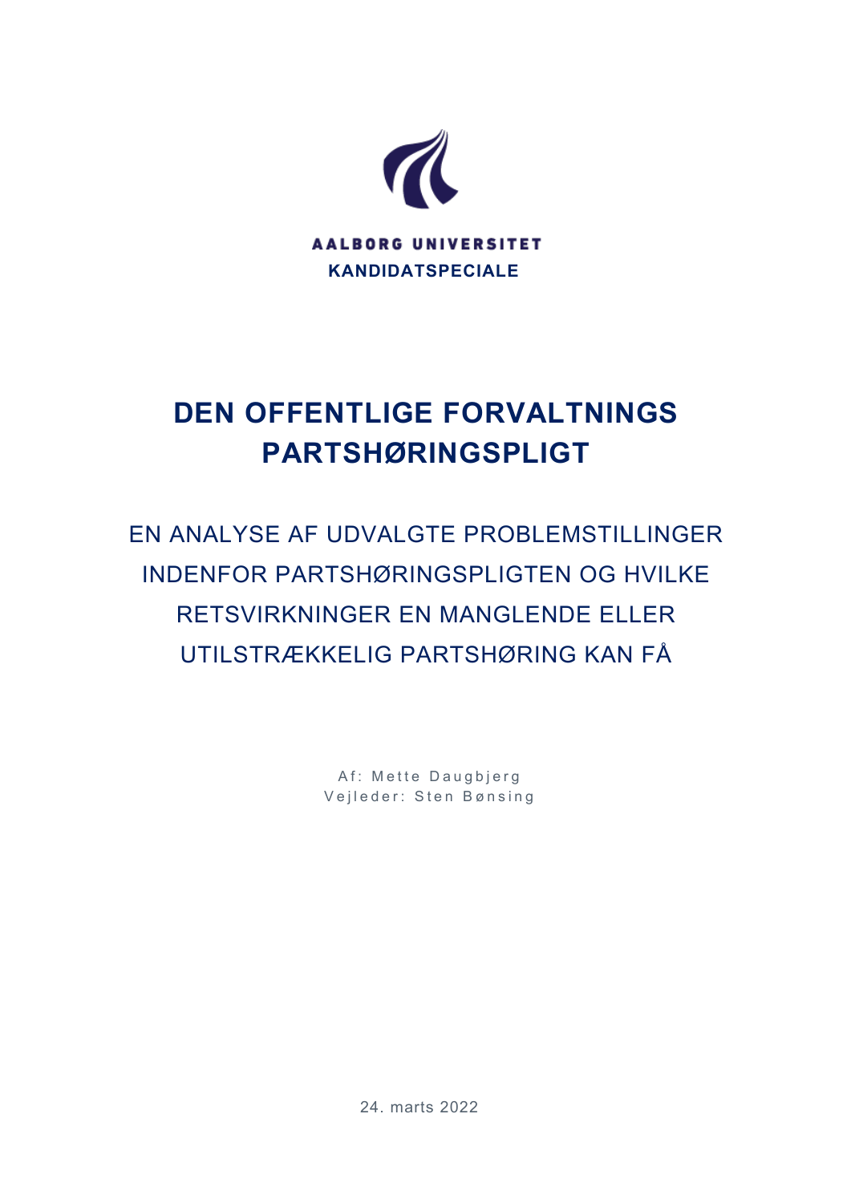AALBORG UNIVERSITET

**KANDIDATSPECIALE**

# DEN OFFENTLIGE FORVALTNINGS PARTSHØRINGSPLIGT

## EN ANALYSE AF UDVALGTE PROBLEMSTILLINGER INDENFOR PARTSHØRINGSPLIGTEN OG HVILKE RETSVIRKNINGER EN MANGLENDE ELLER UTILSTRÆKKELIG PARTSHØRING KAN FÅ

Af: Mette Daugbjerg

Vejleder: Sten Bønsing

24. marts 2022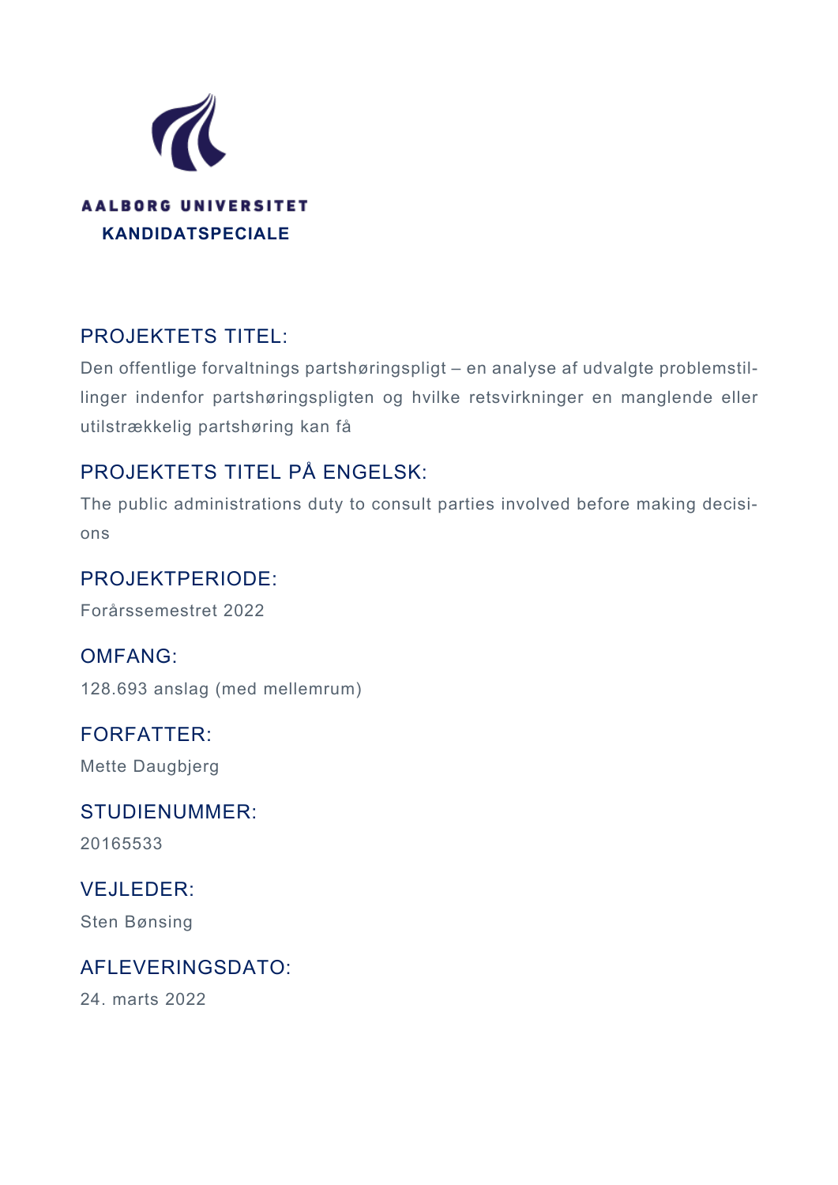**AALBORG UNIVERSITET**

**KANDIDATSPECIALE**

## PROJEKTETS TITEL:

Den offentlige forvaltnings partshøringspligt – en analyse af udvalgte problemstillinger indenfor partshøringspligten og hvilke retsvirkninger en manglende eller utilstrækkelig partshøring kan få

## PROJEKTETS TITEL PÅ ENGELSK:

The public administrations duty to consult parties involved before making decisions

## PROJEKTPERIODE:

Forårssemestret 2022

## OMFANG:

128.693 anslag (med mellemrum)

## FORFATTER:

Mette Daugbjerg

## STUDIENUMMER:

20165533

## VEJLEDER:

Sten Bønsing

## AFLEVERINGSDATO:

24. marts 2022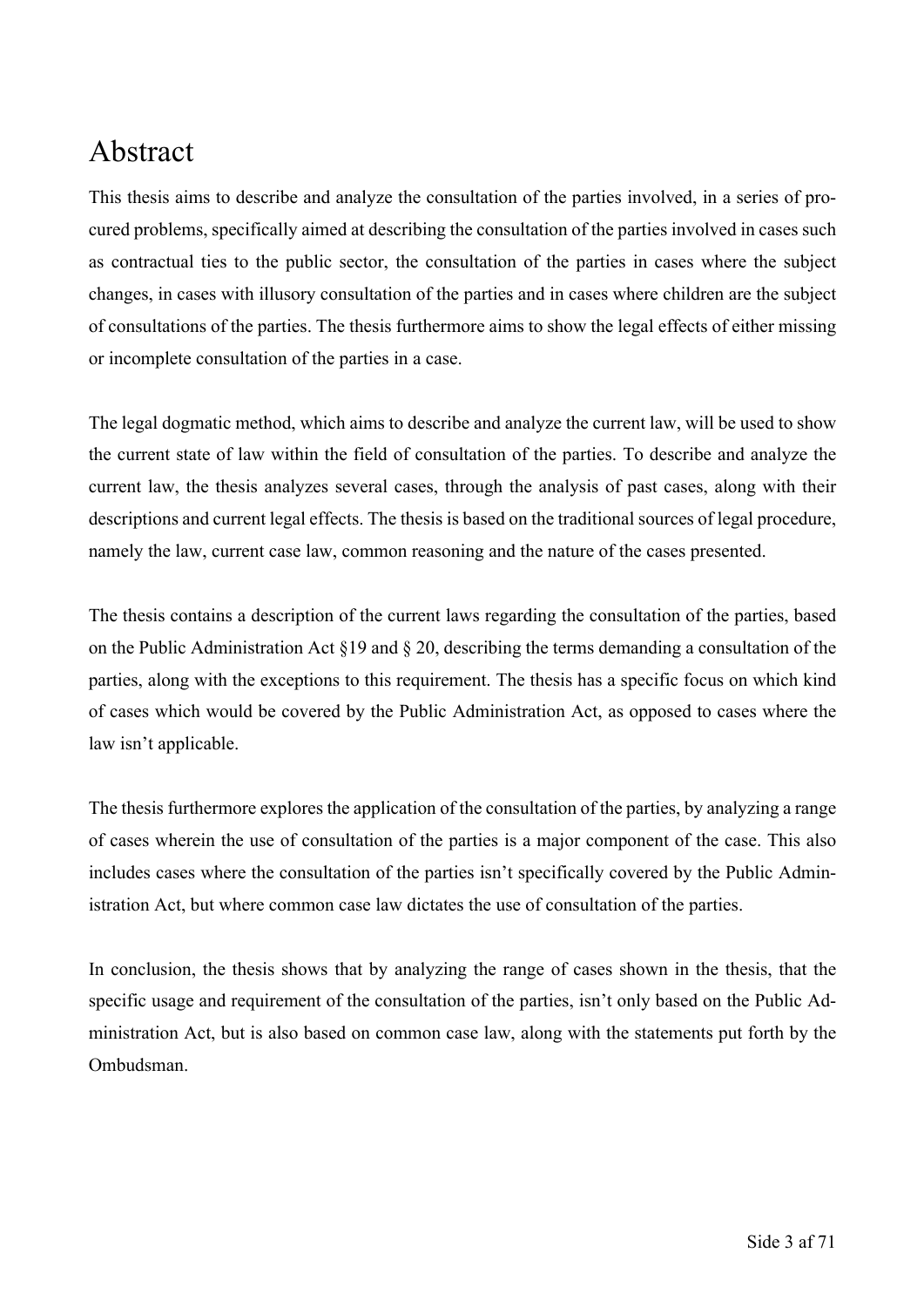# Abstract

This thesis aims to describe and analyze the consultation of the parties involved, in a series of procured problems, specifically aimed at describing the consultation of the parties involved in cases such as contractual ties to the public sector, the consultation of the parties in cases where the subject changes, in cases with illusory consultation of the parties and in cases where children are the subject of consultations of the parties. The thesis furthermore aims to show the legal effects of either missing or incomplete consultation of the parties in a case.

The legal dogmatic method, which aims to describe and analyze the current law, will be used to show the current state of law within the field of consultation of the parties. To describe and analyze the current law, the thesis analyzes several cases, through the analysis of past cases, along with their descriptions and current legal effects. The thesis is based on the traditional sources of legal procedure, namely the law, current case law, common reasoning and the nature of the cases presented.

The thesis contains a description of the current laws regarding the consultation of the parties, based on the Public Administration Act §19 and § 20, describing the terms demanding a consultation of the parties, along with the exceptions to this requirement. The thesis has a specific focus on which kind of cases which would be covered by the Public Administration Act, as opposed to cases where the law isn't applicable.

The thesis furthermore explores the application of the consultation of the parties, by analyzing a range of cases wherein the use of consultation of the parties is a major component of the case. This also includes cases where the consultation of the parties isn't specifically covered by the Public Administration Act, but where common case law dictates the use of consultation of the parties.

In conclusion, the thesis shows that by analyzing the range of cases shown in the thesis, that the specific usage and requirement of the consultation of the parties, isn't only based on the Public Administration Act, but is also based on common case law, along with the statements put forth by the Ombudsman.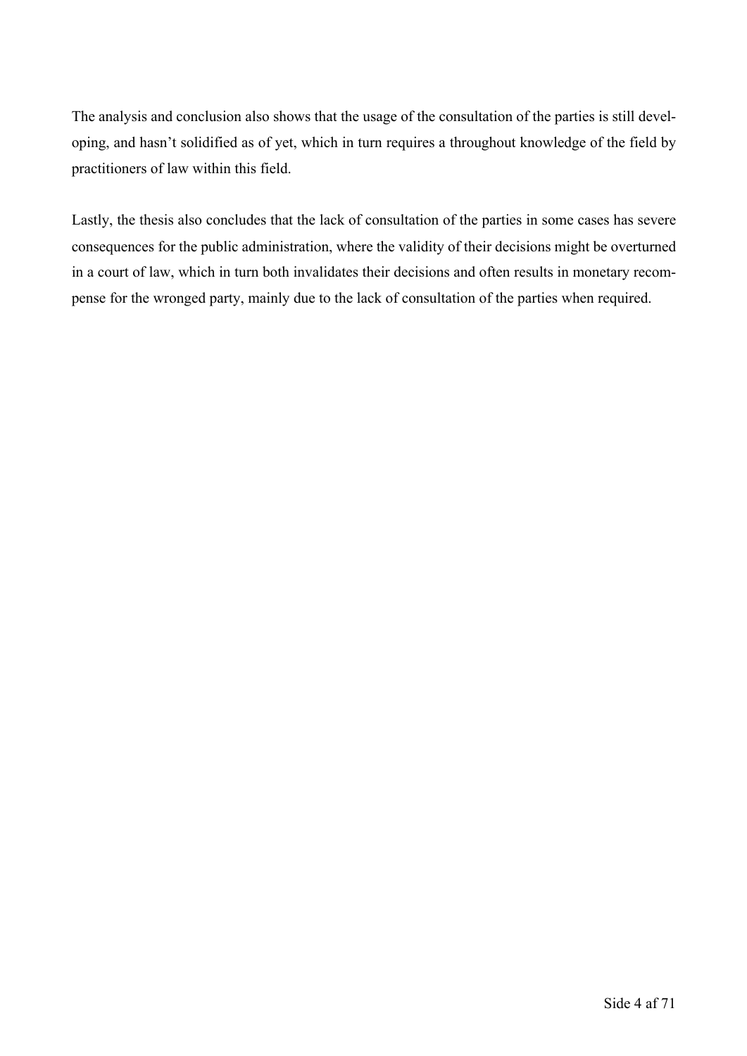The analysis and conclusion also shows that the usage of the consultation of the parties is still developing, and hasn't solidified as of yet, which in turn requires a throughout knowledge of the field by practitioners of law within this field.

Lastly, the thesis also concludes that the lack of consultation of the parties in some cases has severe consequences for the public administration, where the validity of their decisions might be overturned in a court of law, which in turn both invalidates their decisions and often results in monetary recompense for the wronged party, mainly due to the lack of consultation of the parties when required.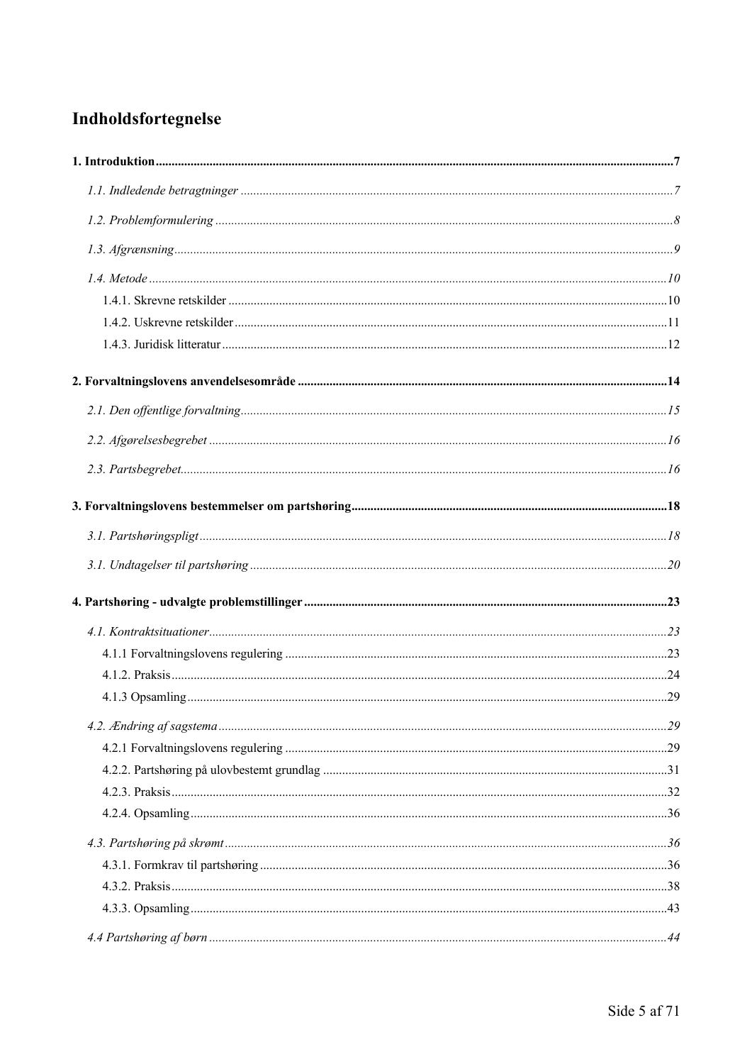# Indholdsfortegnelse

**1. Introduktion** .......... **7**

*1.1. Indledende betragtninger* .......... *7*

*1.2. Problemformulering* .......... *8*

*1.3. Afgrænsning* .......... *9*

*1.4. Metode* .......... *10*

1.4.1. Skrevne retskilder .......... 10

1.4.2. Uskrevne retskilder .......... 11

1.4.3. Juridisk litteratur .......... 12

**2. Forvaltningslovens anvendelsesområde** .......... **14**

*2.1. Den offentlige forvaltning* .......... *15*

*2.2. Afgørelsesbegrebet* .......... *16*

*2.3. Partsbegrebet* .......... *16*

**3. Forvaltningslovens bestemmelser om partshøring** .......... **18**

*3.1. Partshøringspligt* .......... *18*

*3.1. Undtagelser til partshøring* .......... *20*

**4. Partshøring - udvalgte problemstillinger** .......... **23**

*4.1. Kontraktsituationer* .......... *23*

4.1.1 Forvaltningslovens regulering .......... 23

4.1.2. Praksis .......... 24

4.1.3 Opsamling .......... 29

*4.2. Ændring af sagstema* .......... *29*

4.2.1 Forvaltningslovens regulering .......... 29

4.2.2. Partshøring på ulovbestemt grundlag .......... 31

4.2.3. Praksis .......... 32

4.2.4. Opsamling .......... 36

*4.3. Partshøring på skrømt* .......... *36*

4.3.1. Formkrav til partshøring .......... 36

4.3.2. Praksis .......... 38

4.3.3. Opsamling .......... 43

*4.4 Partshøring af børn* .......... *44*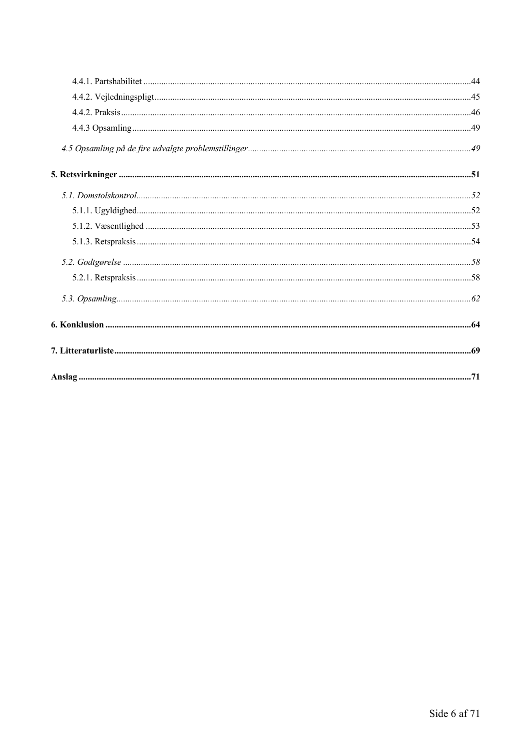4.4.1. Partshabilitet ....................................................................................................................................44

4.4.2. Vejledningspligt.............................................................................................................................45

4.4.2. Praksis...........................................................................................................................................46

4.4.3 Opsamling.......................................................................................................................................49

*4.5 Opsamling på de fire udvalgte problemstillinger....................................................................................49*

**5. Retsvirkninger ..............................................................................................................................................51**

*5.1. Domstolskontrol.....................................................................................................................................52*

5.1.1. Ugyldighed.....................................................................................................................................52

5.1.2. Væsentlighed .................................................................................................................................53

5.1.3. Retspraksis.....................................................................................................................................54

*5.2. Godtgørelse ...........................................................................................................................................58*

5.2.1. Retspraksis.....................................................................................................................................58

*5.3. Opsamling..............................................................................................................................................62*

**6. Konklusion ...................................................................................................................................................64**

**7. Litteraturliste...............................................................................................................................................69**

**Anslag ............................................................................................................................................................71**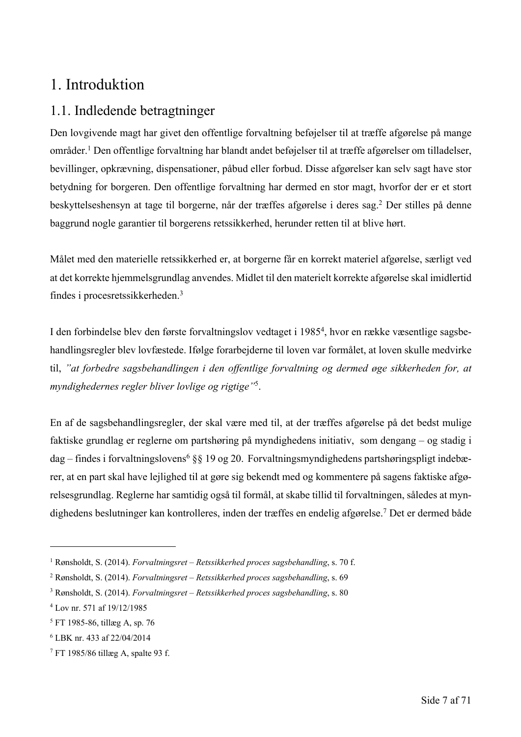# 1. Introduktion

## 1.1. Indledende betragtninger

Den lovgivende magt har givet den offentlige forvaltning beføjelser til at træffe afgørelse på mange områder.[1] Den offentlige forvaltning har blandt andet beføjelser til at træffe afgørelser om tilladelser, bevillinger, opkrævning, dispensationer, påbud eller forbud. Disse afgørelser kan selv sagt have stor betydning for borgeren. Den offentlige forvaltning har dermed en stor magt, hvorfor der er et stort beskyttelseshensyn at tage til borgerne, når der træffes afgørelse i deres sag.[2] Der stilles på denne baggrund nogle garantier til borgerens retssikkerhed, herunder retten til at blive hørt.

Målet med den materielle retssikkerhed er, at borgerne får en korrekt materiel afgørelse, særligt ved at det korrekte hjemmelsgrundlag anvendes. Midlet til den materielt korrekte afgørelse skal imidlertid findes i procesretssikkerheden.[3]

I den forbindelse blev den første forvaltningslov vedtaget i 1985[4], hvor en række væsentlige sagsbehandlingsregler blev lovfæstede. Ifølge forarbejderne til loven var formålet, at loven skulle medvirke til, *"at forbedre sagsbehandlingen i den offentlige forvaltning og dermed øge sikkerheden for, at myndighedernes regler bliver lovlige og rigtige"*[5].

En af de sagsbehandlingsregler, der skal være med til, at der træffes afgørelse på det bedst mulige faktiske grundlag er reglerne om partshøring på myndighedens initiativ, som dengang – og stadig i dag – findes i forvaltningslovens[6] §§ 19 og 20. Forvaltningsmyndighedens partshøringspligt indebærer, at en part skal have lejlighed til at gøre sig bekendt med og kommentere på sagens faktiske afgørelsesgrundlag. Reglerne har samtidig også til formål, at skabe tillid til forvaltningen, således at myndighedens beslutninger kan kontrolleres, inden der træffes en endelig afgørelse.[7] Det er dermed både

---

[1] Rønsholdt, S. (2014). *Forvaltningsret – Retssikkerhed proces sagsbehandling*, s. 70 f.

[2] Rønsholdt, S. (2014). *Forvaltningsret – Retssikkerhed proces sagsbehandling*, s. 69

[3] Rønsholdt, S. (2014). *Forvaltningsret – Retssikkerhed proces sagsbehandling*, s. 80

[4] Lov nr. 571 af 19/12/1985

[5] FT 1985-86, tillæg A, sp. 76

[6] LBK nr. 433 af 22/04/2014

[7] FT 1985/86 tillæg A, spalte 93 f.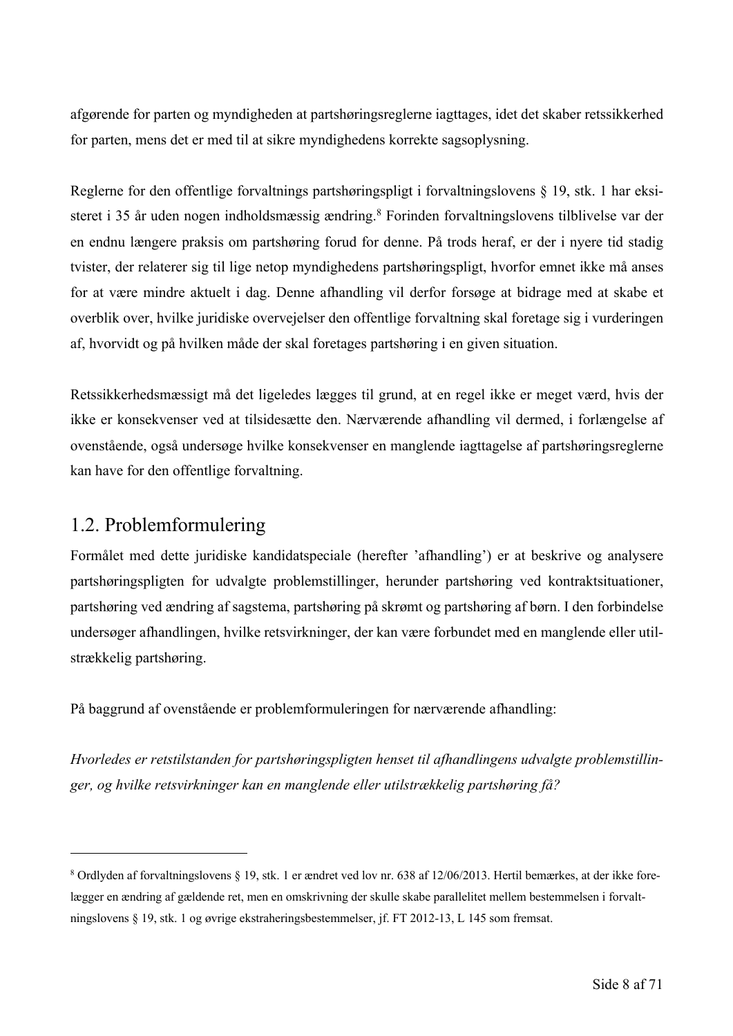afgørende for parten og myndigheden at partshøringsreglerne iagttages, idet det skaber retssikkerhed for parten, mens det er med til at sikre myndighedens korrekte sagsoplysning.

Reglerne for den offentlige forvaltnings partshøringspligt i forvaltningslovens § 19, stk. 1 har eksisteret i 35 år uden nogen indholdsmæssig ændring.[8] Forinden forvaltningslovens tilblivelse var der en endnu længere praksis om partshøring forud for denne. På trods heraf, er der i nyere tid stadig tvister, der relaterer sig til lige netop myndighedens partshøringspligt, hvorfor emnet ikke må anses for at være mindre aktuelt i dag. Denne afhandling vil derfor forsøge at bidrage med at skabe et overblik over, hvilke juridiske overvejelser den offentlige forvaltning skal foretage sig i vurderingen af, hvorvidt og på hvilken måde der skal foretages partshøring i en given situation.

Retssikkerhedsmæssigt må det ligeledes lægges til grund, at en regel ikke er meget værd, hvis der ikke er konsekvenser ved at tilsidesætte den. Nærværende afhandling vil dermed, i forlængelse af ovenstående, også undersøge hvilke konsekvenser en manglende iagttagelse af partshøringsreglerne kan have for den offentlige forvaltning.

## 1.2. Problemformulering

Formålet med dette juridiske kandidatspeciale (herefter 'afhandling') er at beskrive og analysere partshøringspligten for udvalgte problemstillinger, herunder partshøring ved kontraktsituationer, partshøring ved ændring af sagstema, partshøring på skrømt og partshøring af børn. I den forbindelse undersøger afhandlingen, hvilke retsvirkninger, der kan være forbundet med en manglende eller utilstrækkelig partshøring.

På baggrund af ovenstående er problemformuleringen for nærværende afhandling:

*Hvorledes er retstilstanden for partshøringspligten henset til afhandlingens udvalgte problemstillinger, og hvilke retsvirkninger kan en manglende eller utilstrækkelig partshøring få?*

---

[8] Ordlyden af forvaltningslovens § 19, stk. 1 er ændret ved lov nr. 638 af 12/06/2013. Hertil bemærkes, at der ikke foreligger en ændring af gældende ret, men en omskrivning der skulle skabe parallelitet mellem bestemmelsen i forvaltningslovens § 19, stk. 1 og øvrige ekstraheringsbestemmelser, jf. FT 2012-13, L 145 som fremsat.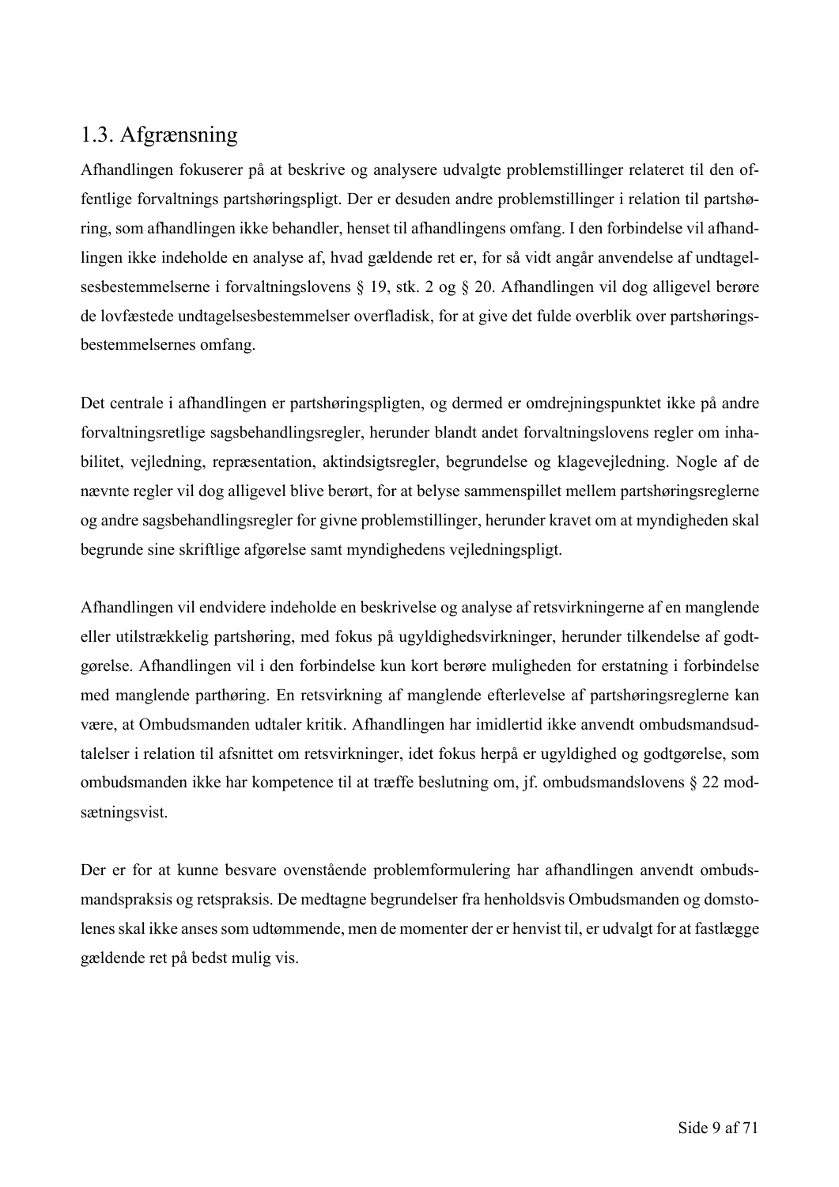## 1.3. Afgrænsning

Afhandlingen fokuserer på at beskrive og analysere udvalgte problemstillinger relateret til den offentlige forvaltnings partshøringspligt. Der er desuden andre problemstillinger i relation til partshøring, som afhandlingen ikke behandler, henset til afhandlingens omfang. I den forbindelse vil afhandlingen ikke indeholde en analyse af, hvad gældende ret er, for så vidt angår anvendelse af undtagelsesbestemmelserne i forvaltningslovens § 19, stk. 2 og § 20. Afhandlingen vil dog alligevel berøre de lovfæstede undtagelsesbestemmelser overfladisk, for at give det fulde overblik over partshøringsbestemmelsernes omfang.

Det centrale i afhandlingen er partshøringspligten, og dermed er omdrejningspunktet ikke på andre forvaltningsretlige sagsbehandlingsregler, herunder blandt andet forvaltningslovens regler om inhabilitet, vejledning, repræsentation, aktindsigtsregler, begrundelse og klagevejledning. Nogle af de nævnte regler vil dog alligevel blive berørt, for at belyse sammenspillet mellem partshøringsreglerne og andre sagsbehandlingsregler for givne problemstillinger, herunder kravet om at myndigheden skal begrunde sine skriftlige afgørelse samt myndighedens vejledningspligt.

Afhandlingen vil endvidere indeholde en beskrivelse og analyse af retsvirkningerne af en manglende eller utilstrækkelig partshøring, med fokus på ugyldighedsvirkninger, herunder tilkendelse af godtgørelse. Afhandlingen vil i den forbindelse kun kort berøre muligheden for erstatning i forbindelse med manglende parthøring. En retsvirkning af manglende efterlevelse af partshøringsreglerne kan være, at Ombudsmanden udtaler kritik. Afhandlingen har imidlertid ikke anvendt ombudsmandsudtalelser i relation til afsnittet om retsvirkninger, idet fokus herpå er ugyldighed og godtgørelse, som ombudsmanden ikke har kompetence til at træffe beslutning om, jf. ombudsmandslovens § 22 modsætningsvist.

Der er for at kunne besvare ovenstående problemformulering har afhandlingen anvendt ombudsmandspraksis og retspraksis. De medtagne begrundelser fra henholdsvis Ombudsmanden og domstolenes skal ikke anses som udtømmende, men de momenter der er henvist til, er udvalgt for at fastlægge gældende ret på bedst mulig vis.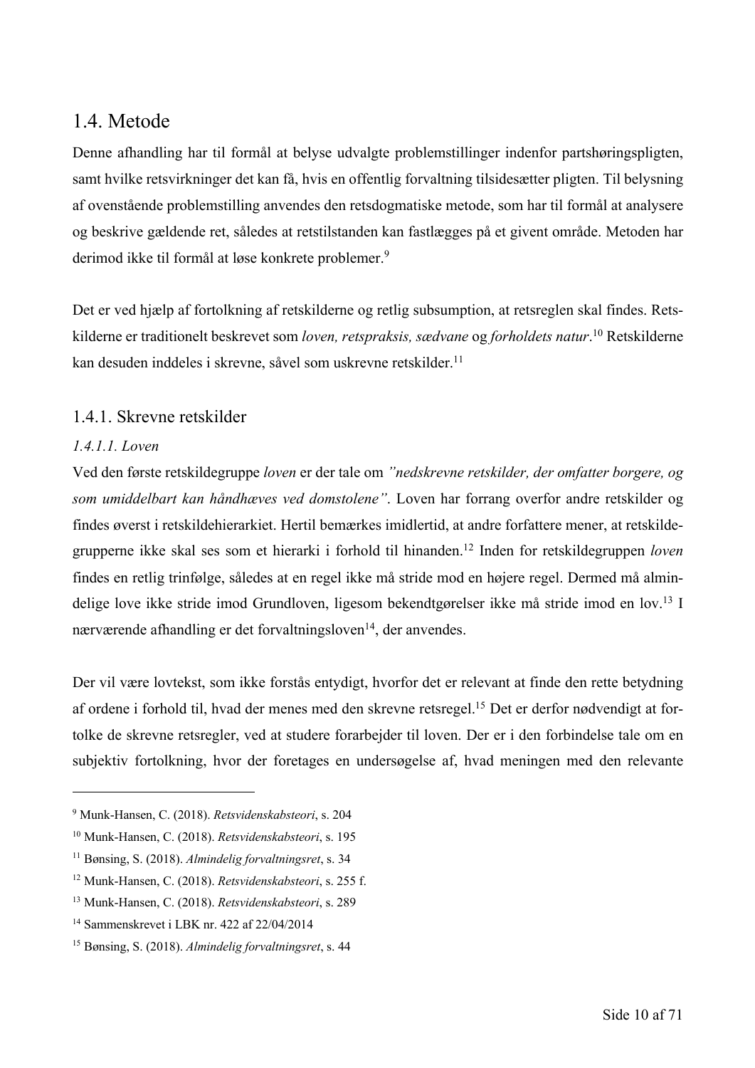## 1.4. Metode

Denne afhandling har til formål at belyse udvalgte problemstillinger indenfor partshøringspligten, samt hvilke retsvirkninger det kan få, hvis en offentlig forvaltning tilsidesætter pligten. Til belysning af ovenstående problemstilling anvendes den retsdogmatiske metode, som har til formål at analysere og beskrive gældende ret, således at retstilstanden kan fastlægges på et givent område. Metoden har derimod ikke til formål at løse konkrete problemer.[9]

Det er ved hjælp af fortolkning af retskilderne og retlig subsumption, at retsreglen skal findes. Retskilderne er traditionelt beskrevet som *loven, retspraksis, sædvane* og *forholdets natur*.[10] Retskilderne kan desuden inddeles i skrevne, såvel som uskrevne retskilder.[11]

### 1.4.1. Skrevne retskilder

#### *1.4.1.1. Loven*

Ved den første retskildegruppe *loven* er der tale om *"nedskrevne retskilder, der omfatter borgere, og som umiddelbart kan håndhæves ved domstolene"*. Loven har forrang overfor andre retskilder og findes øverst i retskildehierarkiet. Hertil bemærkes imidlertid, at andre forfattere mener, at retskildegrupperne ikke skal ses som et hierarki i forhold til hinanden.[12] Inden for retskildegruppen *loven* findes en retlig trinfølge, således at en regel ikke må stride mod en højere regel. Dermed må almindelige love ikke stride imod Grundloven, ligesom bekendtgørelser ikke må stride imod en lov.[13] I nærværende afhandling er det forvaltningsloven[14], der anvendes.

Der vil være lovtekst, som ikke forstås entydigt, hvorfor det er relevant at finde den rette betydning af ordene i forhold til, hvad der menes med den skrevne retsregel.[15] Det er derfor nødvendigt at fortolke de skrevne retsregler, ved at studere forarbejder til loven. Der er i den forbindelse tale om en subjektiv fortolkning, hvor der foretages en undersøgelse af, hvad meningen med den relevante

---

[9] Munk-Hansen, C. (2018). *Retsvidenskabsteori*, s. 204

[10] Munk-Hansen, C. (2018). *Retsvidenskabsteori*, s. 195

[11] Bønsing, S. (2018). *Almindelig forvaltningsret*, s. 34

[12] Munk-Hansen, C. (2018). *Retsvidenskabsteori*, s. 255 f.

[13] Munk-Hansen, C. (2018). *Retsvidenskabsteori*, s. 289

[14] Sammenskrevet i LBK nr. 422 af 22/04/2014

[15] Bønsing, S. (2018). *Almindelig forvaltningsret*, s. 44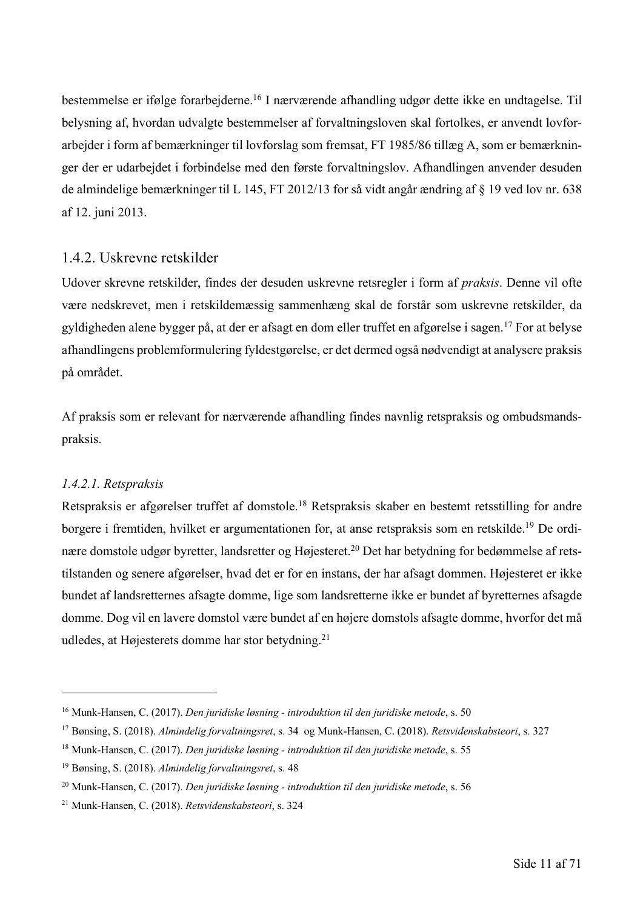bestemmelse er ifølge forarbejderne.[16] I nærværende afhandling udgør dette ikke en undtagelse. Til belysning af, hvordan udvalgte bestemmelser af forvaltningsloven skal fortolkes, er anvendt lovforarbejder i form af bemærkninger til lovforslag som fremsat, FT 1985/86 tillæg A, som er bemærkninger der er udarbejdet i forbindelse med den første forvaltningslov. Afhandlingen anvender desuden de almindelige bemærkninger til L 145, FT 2012/13 for så vidt angår ændring af § 19 ved lov nr. 638 af 12. juni 2013.

### 1.4.2. Uskrevne retskilder

Udover skrevne retskilder, findes der desuden uskrevne retsregler i form af *praksis*. Denne vil ofte være nedskrevet, men i retskildemæssig sammenhæng skal de forstår som uskrevne retskilder, da gyldigheden alene bygger på, at der er afsagt en dom eller truffet en afgørelse i sagen.[17] For at belyse afhandlingens problemformulering fyldestgørelse, er det dermed også nødvendigt at analysere praksis på området.

Af praksis som er relevant for nærværende afhandling findes navnlig retspraksis og ombudsmandspraksis.

#### *1.4.2.1. Retspraksis*

Retspraksis er afgørelser truffet af domstole.[18] Retspraksis skaber en bestemt retsstilling for andre borgere i fremtiden, hvilket er argumentationen for, at anse retspraksis som en retskilde.[19] De ordinære domstole udgør byretter, landsretter og Højesteret.[20] Det har betydning for bedømmelse af retstilstanden og senere afgørelser, hvad det er for en instans, der har afsagt dommen. Højesteret er ikke bundet af landsretternes afsagte domme, lige som landsretterne ikke er bundet af byretternes afsagde domme. Dog vil en lavere domstol være bundet af en højere domstols afsagte domme, hvorfor det må udledes, at Højesterets domme har stor betydning.[21]

---

[16] Munk-Hansen, C. (2017). *Den juridiske løsning - introduktion til den juridiske metode*, s. 50

[17] Bønsing, S. (2018). *Almindelig forvaltningsret*, s. 34 og Munk-Hansen, C. (2018). *Retsvidenskabsteori*, s. 327

[18] Munk-Hansen, C. (2017). *Den juridiske løsning - introduktion til den juridiske metode*, s. 55

[19] Bønsing, S. (2018). *Almindelig forvaltningsret*, s. 48

[20] Munk-Hansen, C. (2017). *Den juridiske løsning - introduktion til den juridiske metode*, s. 56

[21] Munk-Hansen, C. (2018). *Retsvidenskabsteori*, s. 324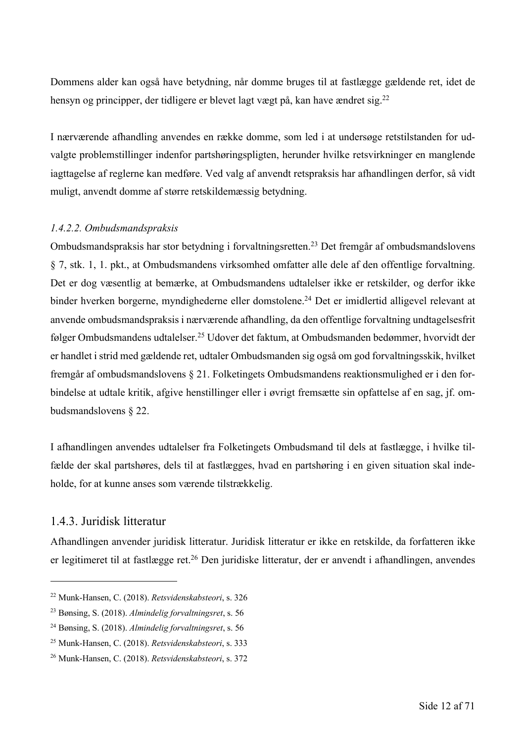Dommens alder kan også have betydning, når domme bruges til at fastlægge gældende ret, idet de hensyn og principper, der tidligere er blevet lagt vægt på, kan have ændret sig.[22]

I nærværende afhandling anvendes en række domme, som led i at undersøge retstilstanden for udvalgte problemstillinger indenfor partshøringspligten, herunder hvilke retsvirkninger en manglende iagttagelse af reglerne kan medføre. Ved valg af anvendt retspraksis har afhandlingen derfor, så vidt muligt, anvendt domme af større retskildemæssig betydning.

#### *1.4.2.2. Ombudsmandspraksis*

Ombudsmandspraksis har stor betydning i forvaltningsretten.[23] Det fremgår af ombudsmandslovens § 7, stk. 1, 1. pkt., at Ombudsmandens virksomhed omfatter alle dele af den offentlige forvaltning. Det er dog væsentlig at bemærke, at Ombudsmandens udtalelser ikke er retskilder, og derfor ikke binder hverken borgerne, myndighederne eller domstolene.[24] Det er imidlertid alligevel relevant at anvende ombudsmandspraksis i nærværende afhandling, da den offentlige forvaltning undtagelsesfrit følger Ombudsmandens udtalelser.[25] Udover det faktum, at Ombudsmanden bedømmer, hvorvidt der er handlet i strid med gældende ret, udtaler Ombudsmanden sig også om god forvaltningsskik, hvilket fremgår af ombudsmandslovens § 21. Folketingets Ombudsmandens reaktionsmulighed er i den forbindelse at udtale kritik, afgive henstillinger eller i øvrigt fremsætte sin opfattelse af en sag, jf. ombudsmandslovens § 22.

I afhandlingen anvendes udtalelser fra Folketingets Ombudsmand til dels at fastlægge, i hvilke tilfælde der skal partshøres, dels til at fastlægges, hvad en partshøring i en given situation skal indeholde, for at kunne anses som værende tilstrækkelig.

### 1.4.3. Juridisk litteratur

Afhandlingen anvender juridisk litteratur. Juridisk litteratur er ikke en retskilde, da forfatteren ikke er legitimeret til at fastlægge ret.[26] Den juridiske litteratur, der er anvendt i afhandlingen, anvendes

---

[22] Munk-Hansen, C. (2018). *Retsvidenskabsteori*, s. 326

[23] Bønsing, S. (2018). *Almindelig forvaltningsret*, s. 56

[24] Bønsing, S. (2018). *Almindelig forvaltningsret*, s. 56

[25] Munk-Hansen, C. (2018). *Retsvidenskabsteori*, s. 333

[26] Munk-Hansen, C. (2018). *Retsvidenskabsteori*, s. 372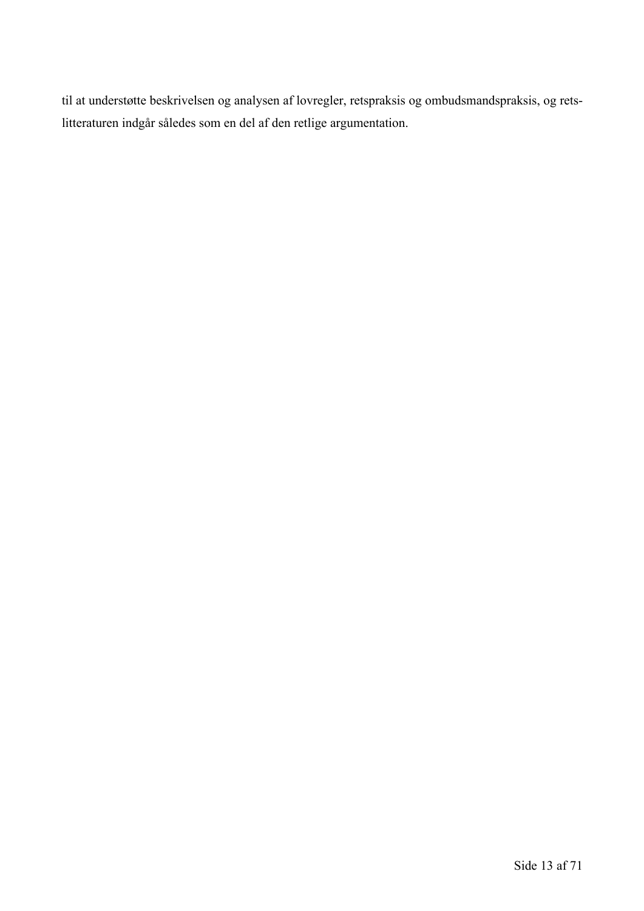til at understøtte beskrivelsen og analysen af lovregler, retspraksis og ombudsmandspraksis, og retslitteraturen indgår således som en del af den retlige argumentation.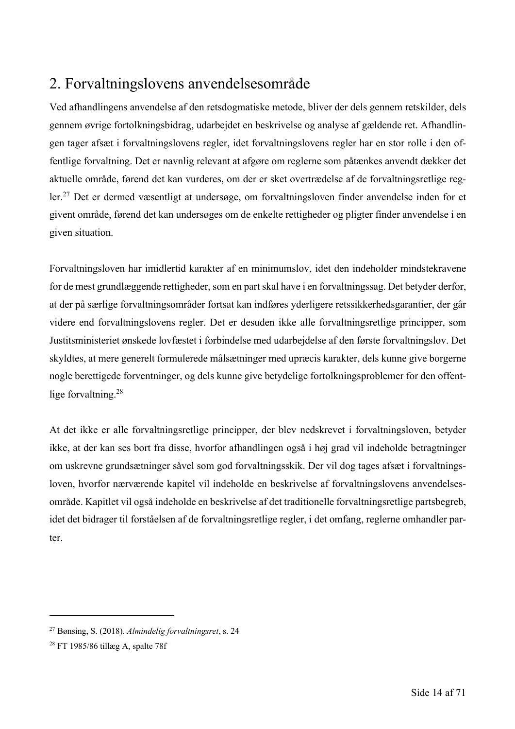## 2. Forvaltningslovens anvendelsesområde

Ved afhandlingens anvendelse af den retsdogmatiske metode, bliver der dels gennem retskilder, dels gennem øvrige fortolkningsbidrag, udarbejdet en beskrivelse og analyse af gældende ret. Afhandlingen tager afsæt i forvaltningslovens regler, idet forvaltningslovens regler har en stor rolle i den offentlige forvaltning. Det er navnlig relevant at afgøre om reglerne som påtænkes anvendt dækker det aktuelle område, førend det kan vurderes, om der er sket overtrædelse af de forvaltningsretlige regler.[27] Det er dermed væsentligt at undersøge, om forvaltningsloven finder anvendelse inden for et givent område, førend det kan undersøges om de enkelte rettigheder og pligter finder anvendelse i en given situation.

Forvaltningsloven har imidlertid karakter af en minimumslov, idet den indeholder mindstekravene for de mest grundlæggende rettigheder, som en part skal have i en forvaltningssag. Det betyder derfor, at der på særlige forvaltningsområder fortsat kan indføres yderligere retssikkerhedsgarantier, der går videre end forvaltningslovens regler. Det er desuden ikke alle forvaltningsretlige principper, som Justitsministeriet ønskede lovfæstet i forbindelse med udarbejdelse af den første forvaltningslov. Det skyldtes, at mere generelt formulerede målsætninger med upræcis karakter, dels kunne give borgerne nogle berettigede forventninger, og dels kunne give betydelige fortolkningsproblemer for den offentlige forvaltning.[28]

At det ikke er alle forvaltningsretlige principper, der blev nedskrevet i forvaltningsloven, betyder ikke, at der kan ses bort fra disse, hvorfor afhandlingen også i høj grad vil indeholde betragtninger om uskrevne grundsætninger såvel som god forvaltningsskik. Der vil dog tages afsæt i forvaltningsloven, hvorfor nærværende kapitel vil indeholde en beskrivelse af forvaltningslovens anvendelsesområde. Kapitlet vil også indeholde en beskrivelse af det traditionelle forvaltningsretlige partsbegreb, idet det bidrager til forståelsen af de forvaltningsretlige regler, i det omfang, reglerne omhandler parter.

---

[27] Bønsing, S. (2018). *Almindelig forvaltningsret*, s. 24

[28] FT 1985/86 tillæg A, spalte 78f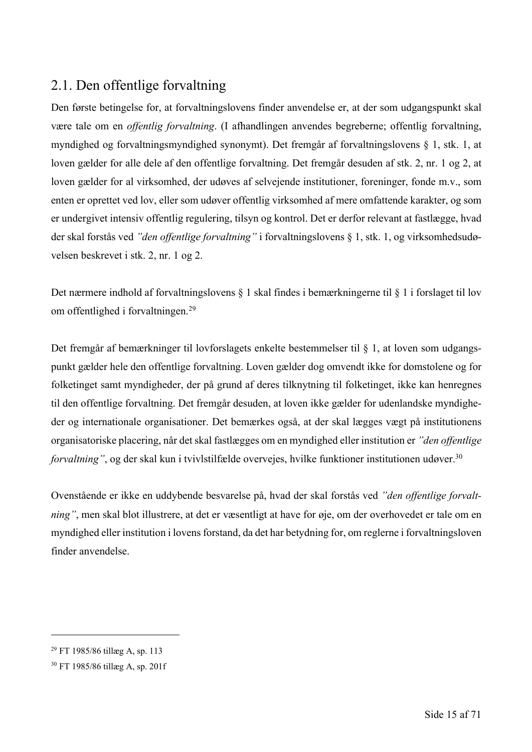## 2.1. Den offentlige forvaltning

Den første betingelse for, at forvaltningslovens finder anvendelse er, at der som udgangspunkt skal være tale om en *offentlig forvaltning*. (I afhandlingen anvendes begreberne; offentlig forvaltning, myndighed og forvaltningsmyndighed synonymt). Det fremgår af forvaltningslovens § 1, stk. 1, at loven gælder for alle dele af den offentlige forvaltning. Det fremgår desuden af stk. 2, nr. 1 og 2, at loven gælder for al virksomhed, der udøves af selvejende institutioner, foreninger, fonde m.v., som enten er oprettet ved lov, eller som udøver offentlig virksomhed af mere omfattende karakter, og som er undergivet intensiv offentlig regulering, tilsyn og kontrol. Det er derfor relevant at fastlægge, hvad der skal forstås ved *"den offentlige forvaltning"* i forvaltningslovens § 1, stk. 1, og virksomhedsudøvelsen beskrevet i stk. 2, nr. 1 og 2.

Det nærmere indhold af forvaltningslovens § 1 skal findes i bemærkningerne til § 1 i forslaget til lov om offentlighed i forvaltningen.[29]

Det fremgår af bemærkninger til lovforslagets enkelte bestemmelser til § 1, at loven som udgangspunkt gælder hele den offentlige forvaltning. Loven gælder dog omvendt ikke for domstolene og for folketinget samt myndigheder, der på grund af deres tilknytning til folketinget, ikke kan henregnes til den offentlige forvaltning. Det fremgår desuden, at loven ikke gælder for udenlandske myndigheder og internationale organisationer. Det bemærkes også, at der skal lægges vægt på institutionens organisatoriske placering, når det skal fastlægges om en myndighed eller institution er *"den offentlige forvaltning"*, og der skal kun i tvivlstilfælde overvejes, hvilke funktioner institutionen udøver.[30]

Ovenstående er ikke en uddybende besvarelse på, hvad der skal forstås ved *"den offentlige forvaltning"*, men skal blot illustrere, at det er væsentligt at have for øje, om der overhovedet er tale om en myndighed eller institution i lovens forstand, da det har betydning for, om reglerne i forvaltningsloven finder anvendelse.

---

[29] FT 1985/86 tillæg A, sp. 113

[30] FT 1985/86 tillæg A, sp. 201f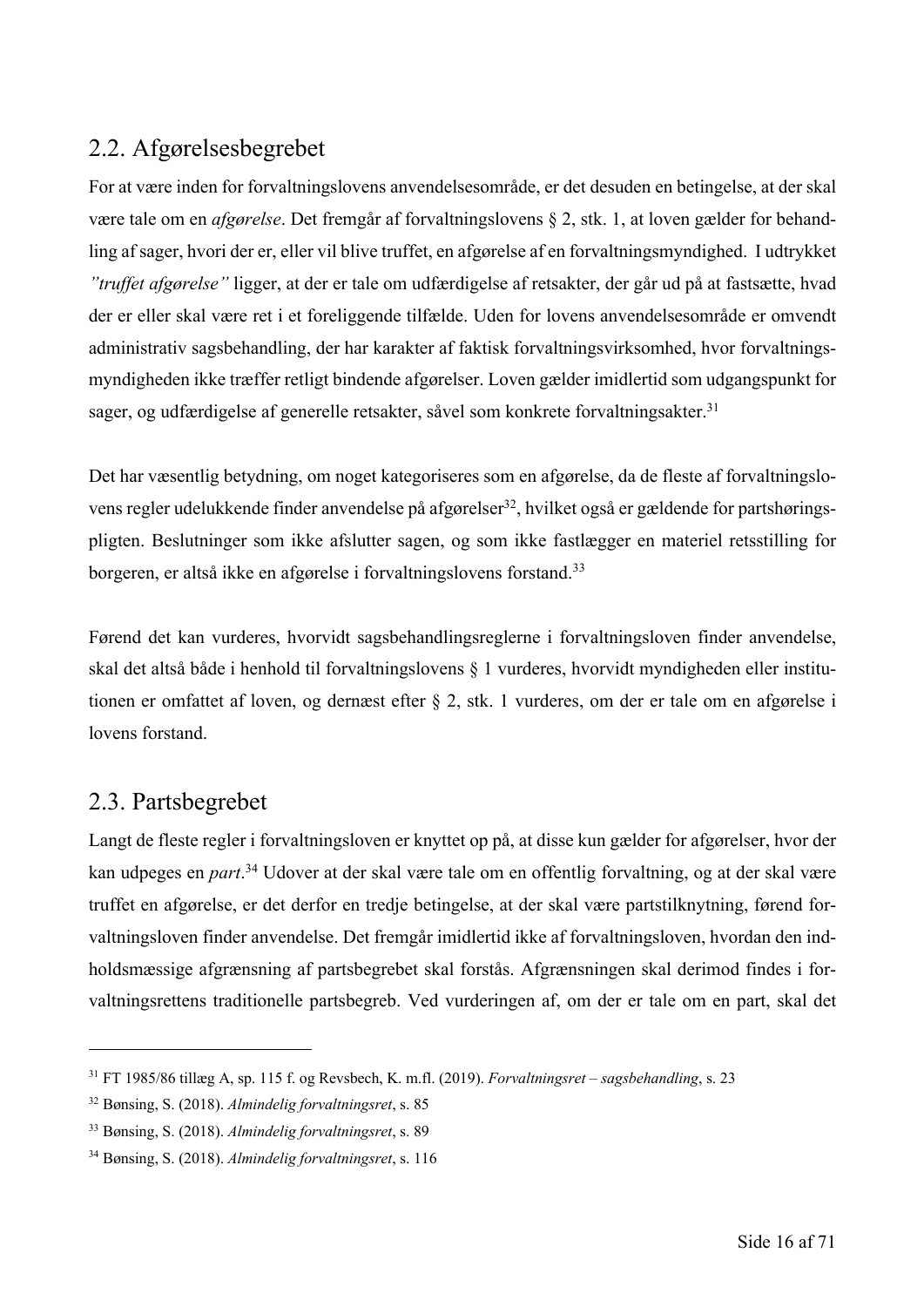## 2.2. Afgørelsesbegrebet

For at være inden for forvaltningslovens anvendelsesområde, er det desuden en betingelse, at der skal være tale om en *afgørelse*. Det fremgår af forvaltningslovens § 2, stk. 1, at loven gælder for behandling af sager, hvori der er, eller vil blive truffet, en afgørelse af en forvaltningsmyndighed. I udtrykket *"truffet afgørelse"* ligger, at der er tale om udfærdigelse af retsakter, der går ud på at fastsætte, hvad der er eller skal være ret i et foreliggende tilfælde. Uden for lovens anvendelsesområde er omvendt administrativ sagsbehandling, der har karakter af faktisk forvaltningsvirksomhed, hvor forvaltningsmyndigheden ikke træffer retligt bindende afgørelser. Loven gælder imidlertid som udgangspunkt for sager, og udfærdigelse af generelle retsakter, såvel som konkrete forvaltningsakter.[31]

Det har væsentlig betydning, om noget kategoriseres som en afgørelse, da de fleste af forvaltningslovens regler udelukkende finder anvendelse på afgørelser[32], hvilket også er gældende for partshøringspligten. Beslutninger som ikke afslutter sagen, og som ikke fastlægger en materiel retsstilling for borgeren, er altså ikke en afgørelse i forvaltningslovens forstand.[33]

Førend det kan vurderes, hvorvidt sagsbehandlingsreglerne i forvaltningsloven finder anvendelse, skal det altså både i henhold til forvaltningslovens § 1 vurderes, hvorvidt myndigheden eller institutionen er omfattet af loven, og dernæst efter § 2, stk. 1 vurderes, om der er tale om en afgørelse i lovens forstand.

## 2.3. Partsbegrebet

Langt de fleste regler i forvaltningsloven er knyttet op på, at disse kun gælder for afgørelser, hvor der kan udpeges en *part*.[34] Udover at der skal være tale om en offentlig forvaltning, og at der skal være truffet en afgørelse, er det derfor en tredje betingelse, at der skal være partstilknytning, førend forvaltningsloven finder anvendelse. Det fremgår imidlertid ikke af forvaltningsloven, hvordan den indholdsmæssige afgrænsning af partsbegrebet skal forstås. Afgrænsningen skal derimod findes i forvaltningsrettens traditionelle partsbegreb. Ved vurderingen af, om der er tale om en part, skal det

---

[31] FT 1985/86 tillæg A, sp. 115 f. og Revsbech, K. m.fl. (2019). *Forvaltningsret – sagsbehandling*, s. 23

[32] Bønsing, S. (2018). *Almindelig forvaltningsret*, s. 85

[33] Bønsing, S. (2018). *Almindelig forvaltningsret*, s. 89

[34] Bønsing, S. (2018). *Almindelig forvaltningsret*, s. 116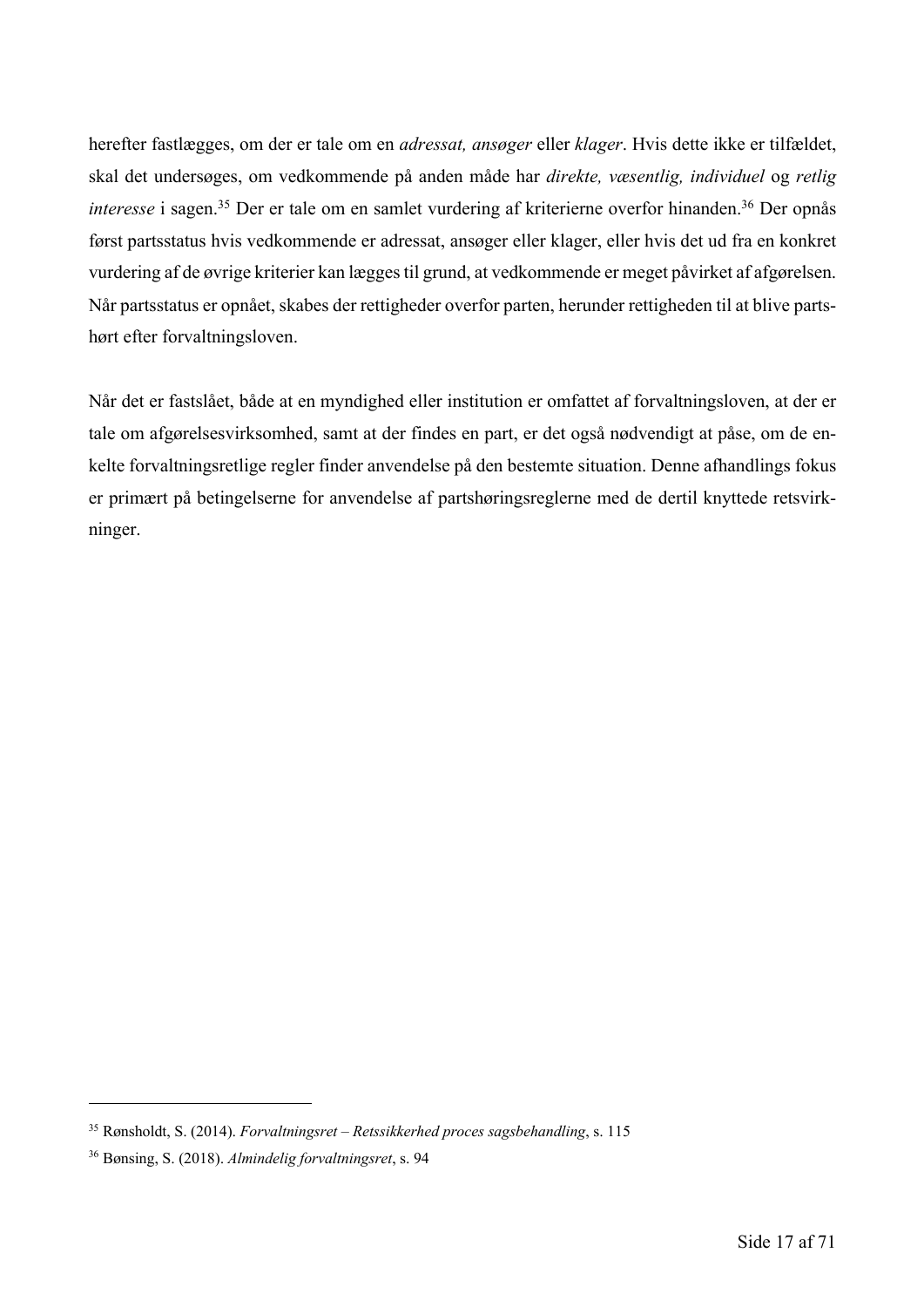herefter fastlægges, om der er tale om en *adressat, ansøger* eller *klager*. Hvis dette ikke er tilfældet, skal det undersøges, om vedkommende på anden måde har *direkte, væsentlig, individuel* og *retlig interesse* i sagen.[35] Der er tale om en samlet vurdering af kriterierne overfor hinanden.[36] Der opnås først partsstatus hvis vedkommende er adressat, ansøger eller klager, eller hvis det ud fra en konkret vurdering af de øvrige kriterier kan lægges til grund, at vedkommende er meget påvirket af afgørelsen. Når partsstatus er opnået, skabes der rettigheder overfor parten, herunder rettigheden til at blive partshørt efter forvaltningsloven.

Når det er fastslået, både at en myndighed eller institution er omfattet af forvaltningsloven, at der er tale om afgørelsesvirksomhed, samt at der findes en part, er det også nødvendigt at påse, om de enkelte forvaltningsretlige regler finder anvendelse på den bestemte situation. Denne afhandlings fokus er primært på betingelserne for anvendelse af partshøringsreglerne med de dertil knyttede retsvirkninger.

---

[35] Rønsholdt, S. (2014). *Forvaltningsret – Retssikkerhed proces sagsbehandling*, s. 115

[36] Bønsing, S. (2018). *Almindelig forvaltningsret*, s. 94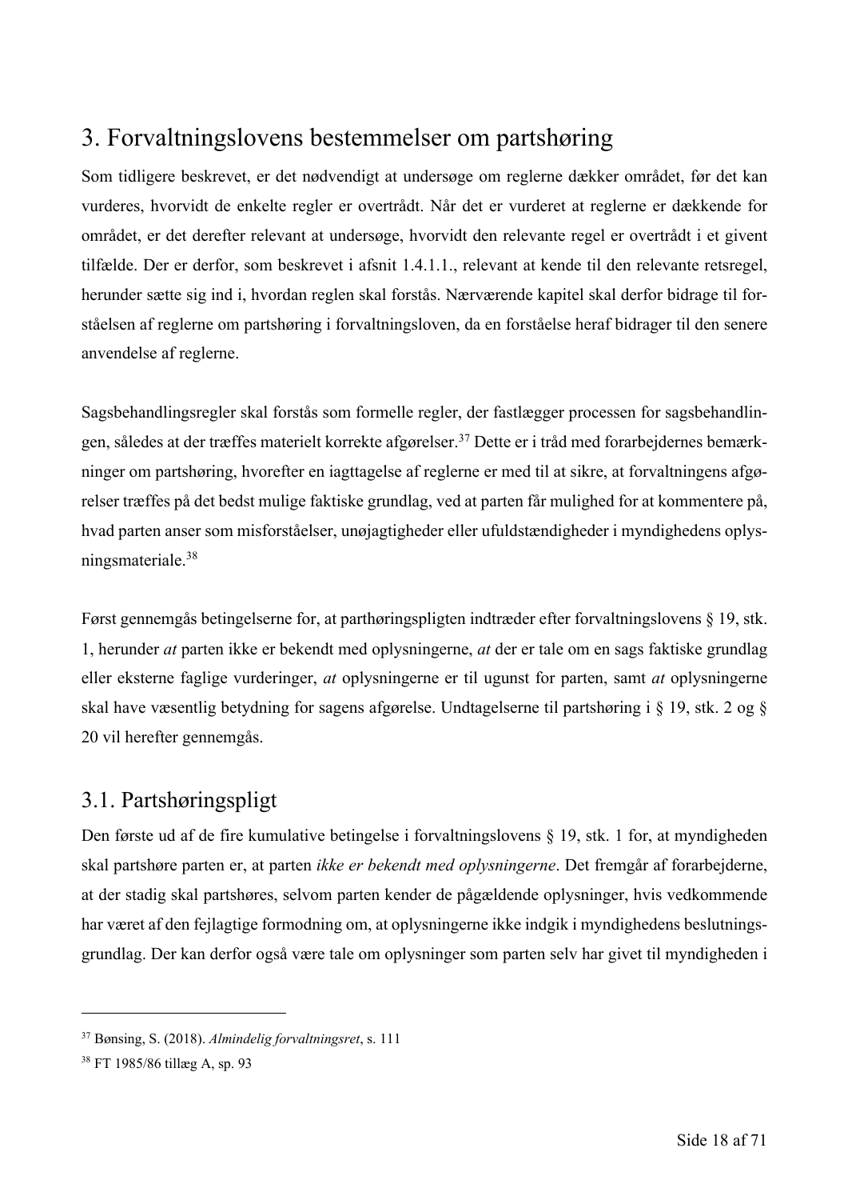# 3. Forvaltningslovens bestemmelser om partshøring

Som tidligere beskrevet, er det nødvendigt at undersøge om reglerne dækker området, før det kan vurderes, hvorvidt de enkelte regler er overtrådt. Når det er vurderet at reglerne er dækkende for området, er det derefter relevant at undersøge, hvorvidt den relevante regel er overtrådt i et givent tilfælde. Der er derfor, som beskrevet i afsnit 1.4.1.1., relevant at kende til den relevante retsregel, herunder sætte sig ind i, hvordan reglen skal forstås. Nærværende kapitel skal derfor bidrage til forståelsen af reglerne om partshøring i forvaltningsloven, da en forståelse heraf bidrager til den senere anvendelse af reglerne.

Sagsbehandlingsregler skal forstås som formelle regler, der fastlægger processen for sagsbehandlingen, således at der træffes materielt korrekte afgørelser.[37] Dette er i tråd med forarbejdernes bemærkninger om partshøring, hvorefter en iagttagelse af reglerne er med til at sikre, at forvaltningens afgørelser træffes på det bedst mulige faktiske grundlag, ved at parten får mulighed for at kommentere på, hvad parten anser som misforståelser, unøjagtigheder eller ufuldstændigheder i myndighedens oplysningsmateriale.[38]

Først gennemgås betingelserne for, at parthøringspligten indtræder efter forvaltningslovens § 19, stk. 1, herunder *at* parten ikke er bekendt med oplysningerne, *at* der er tale om en sags faktiske grundlag eller eksterne faglige vurderinger, *at* oplysningerne er til ugunst for parten, samt *at* oplysningerne skal have væsentlig betydning for sagens afgørelse. Undtagelserne til partshøring i § 19, stk. 2 og § 20 vil herefter gennemgås.

## 3.1. Partshøringspligt

Den første ud af de fire kumulative betingelse i forvaltningslovens § 19, stk. 1 for, at myndigheden skal partshøre parten er, at parten *ikke er bekendt med oplysningerne*. Det fremgår af forarbejderne, at der stadig skal partshøres, selvom parten kender de pågældende oplysninger, hvis vedkommende har været af den fejlagtige formodning om, at oplysningerne ikke indgik i myndighedens beslutningsgrundlag. Der kan derfor også være tale om oplysninger som parten selv har givet til myndigheden i

---

[37] Bønsing, S. (2018). *Almindelig forvaltningsret*, s. 111

[38] FT 1985/86 tillæg A, sp. 93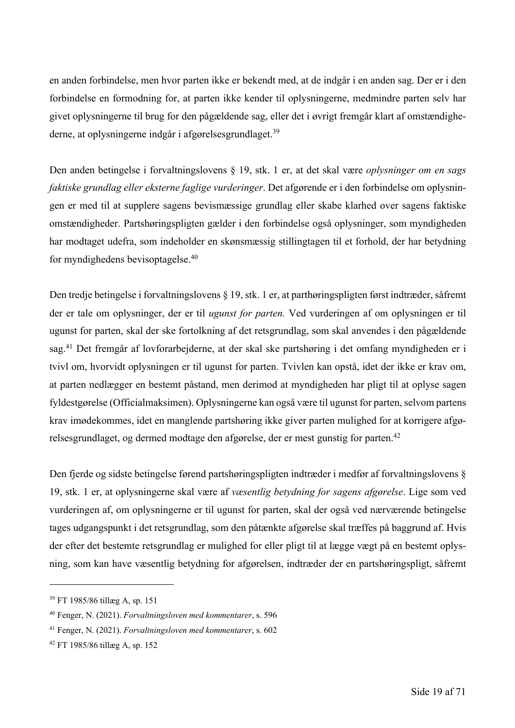en anden forbindelse, men hvor parten ikke er bekendt med, at de indgår i en anden sag. Der er i den forbindelse en formodning for, at parten ikke kender til oplysningerne, medmindre parten selv har givet oplysningerne til brug for den pågældende sag, eller det i øvrigt fremgår klart af omstændighederne, at oplysningerne indgår i afgørelsesgrundlaget.[39]

Den anden betingelse i forvaltningslovens § 19, stk. 1 er, at det skal være *oplysninger om en sags faktiske grundlag eller eksterne faglige vurderinger*. Det afgørende er i den forbindelse om oplysningen er med til at supplere sagens bevismæssige grundlag eller skabe klarhed over sagens faktiske omstændigheder. Partshøringspligten gælder i den forbindelse også oplysninger, som myndigheden har modtaget udefra, som indeholder en skønsmæssig stillingtagen til et forhold, der har betydning for myndighedens bevisoptagelse.[40]

Den tredje betingelse i forvaltningslovens § 19, stk. 1 er, at parthøringspligten først indtræder, såfremt der er tale om oplysninger, der er til *ugunst for parten.* Ved vurderingen af om oplysningen er til ugunst for parten, skal der ske fortolkning af det retsgrundlag, som skal anvendes i den pågældende sag.[41] Det fremgår af lovforarbejderne, at der skal ske partshøring i det omfang myndigheden er i tvivl om, hvorvidt oplysningen er til ugunst for parten. Tvivlen kan opstå, idet der ikke er krav om, at parten nedlægger en bestemt påstand, men derimod at myndigheden har pligt til at oplyse sagen fyldestgørelse (Officialmaksimen). Oplysningerne kan også være til ugunst for parten, selvom partens krav imødekommes, idet en manglende partshøring ikke giver parten mulighed for at korrigere afgørelsesgrundlaget, og dermed modtage den afgørelse, der er mest gunstig for parten.[42]

Den fjerde og sidste betingelse førend partshøringspligten indtræder i medfør af forvaltningslovens § 19, stk. 1 er, at oplysningerne skal være af *væsentlig betydning for sagens afgørelse*. Lige som ved vurderingen af, om oplysningerne er til ugunst for parten, skal der også ved nærværende betingelse tages udgangspunkt i det retsgrundlag, som den påtænkte afgørelse skal træffes på baggrund af. Hvis der efter det bestemte retsgrundlag er mulighed for eller pligt til at lægge vægt på en bestemt oplysning, som kan have væsentlig betydning for afgørelsen, indtræder der en partshøringspligt, såfremt

---

[39] FT 1985/86 tillæg A, sp. 151

[40] Fenger, N. (2021). *Forvaltningsloven med kommentarer*, s. 596

[41] Fenger, N. (2021). *Forvaltningsloven med kommentarer*, s. 602

[42] FT 1985/86 tillæg A, sp. 152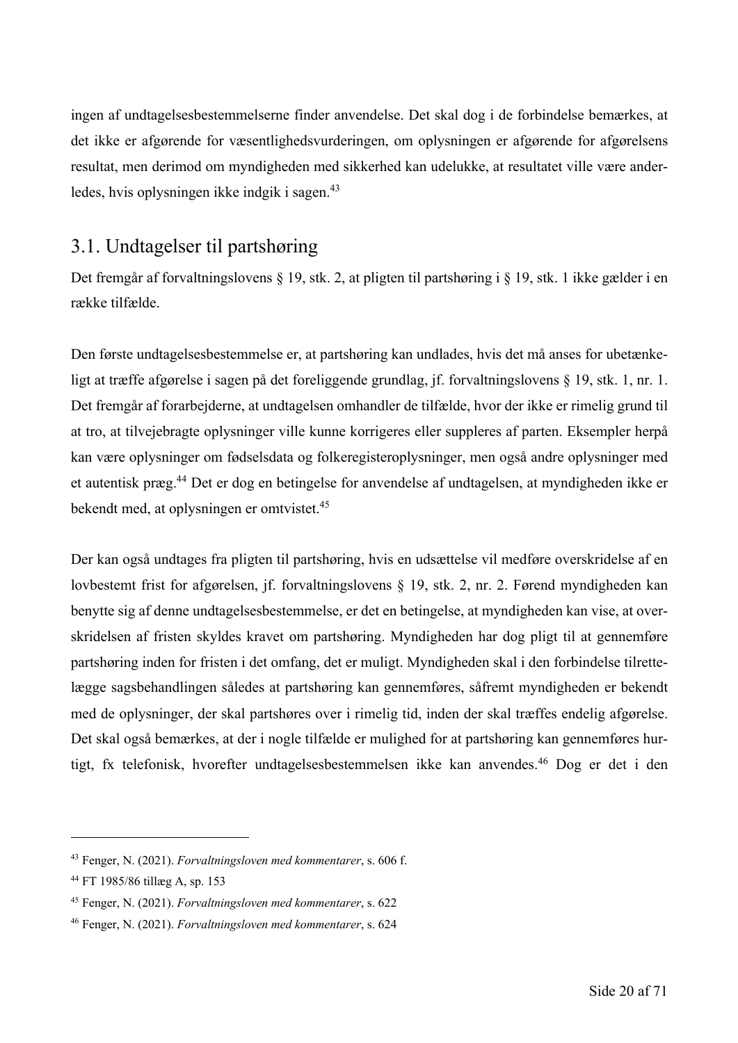ingen af undtagelsesbestemmelserne finder anvendelse. Det skal dog i de forbindelse bemærkes, at det ikke er afgørende for væsentlighedsvurderingen, om oplysningen er afgørende for afgørelsens resultat, men derimod om myndigheden med sikkerhed kan udelukke, at resultatet ville være anderledes, hvis oplysningen ikke indgik i sagen.[43]

## 3.1. Undtagelser til partshøring

Det fremgår af forvaltningslovens § 19, stk. 2, at pligten til partshøring i § 19, stk. 1 ikke gælder i en række tilfælde.

Den første undtagelsesbestemmelse er, at partshøring kan undlades, hvis det må anses for ubetænkeligt at træffe afgørelse i sagen på det foreliggende grundlag, jf. forvaltningslovens § 19, stk. 1, nr. 1. Det fremgår af forarbejderne, at undtagelsen omhandler de tilfælde, hvor der ikke er rimelig grund til at tro, at tilvejebragte oplysninger ville kunne korrigeres eller suppleres af parten. Eksempler herpå kan være oplysninger om fødselsdata og folkeregisteroplysninger, men også andre oplysninger med et autentisk præg.[44] Det er dog en betingelse for anvendelse af undtagelsen, at myndigheden ikke er bekendt med, at oplysningen er omtvistet.[45]

Der kan også undtages fra pligten til partshøring, hvis en udsættelse vil medføre overskridelse af en lovbestemt frist for afgørelsen, jf. forvaltningslovens § 19, stk. 2, nr. 2. Førend myndigheden kan benytte sig af denne undtagelsesbestemmelse, er det en betingelse, at myndigheden kan vise, at overskridelsen af fristen skyldes kravet om partshøring. Myndigheden har dog pligt til at gennemføre partshøring inden for fristen i det omfang, det er muligt. Myndigheden skal i den forbindelse tilrettelægge sagsbehandlingen således at partshøring kan gennemføres, såfremt myndigheden er bekendt med de oplysninger, der skal partshøres over i rimelig tid, inden der skal træffes endelig afgørelse. Det skal også bemærkes, at der i nogle tilfælde er mulighed for at partshøring kan gennemføres hurtigt, fx telefonisk, hvorefter undtagelsesbestemmelsen ikke kan anvendes.[46] Dog er det i den

---

[43] Fenger, N. (2021). *Forvaltningsloven med kommentarer*, s. 606 f.

[44] FT 1985/86 tillæg A, sp. 153

[45] Fenger, N. (2021). *Forvaltningsloven med kommentarer*, s. 622

[46] Fenger, N. (2021). *Forvaltningsloven med kommentarer*, s. 624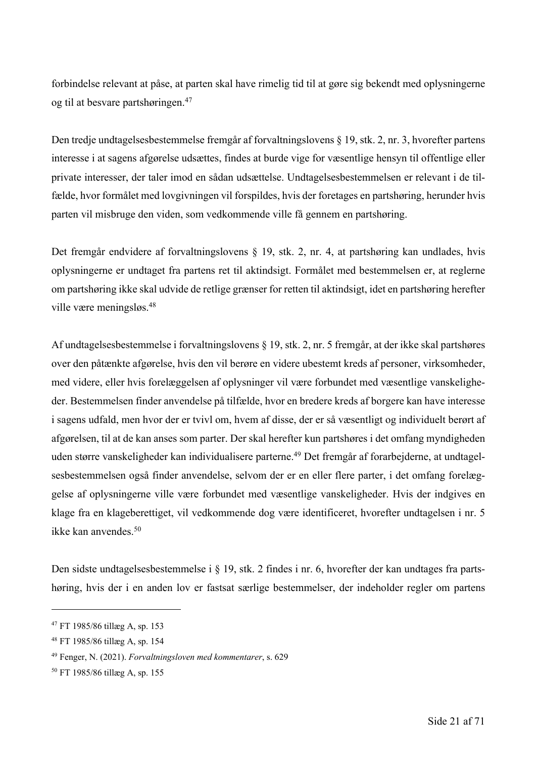forbindelse relevant at påse, at parten skal have rimelig tid til at gøre sig bekendt med oplysningerne og til at besvare partshøringen.[47]

Den tredje undtagelsesbestemmelse fremgår af forvaltningslovens § 19, stk. 2, nr. 3, hvorefter partens interesse i at sagens afgørelse udsættes, findes at burde vige for væsentlige hensyn til offentlige eller private interesser, der taler imod en sådan udsættelse. Undtagelsesbestemmelsen er relevant i de tilfælde, hvor formålet med lovgivningen vil forspildes, hvis der foretages en partshøring, herunder hvis parten vil misbruge den viden, som vedkommende ville få gennem en partshøring.

Det fremgår endvidere af forvaltningslovens § 19, stk. 2, nr. 4, at partshøring kan undlades, hvis oplysningerne er undtaget fra partens ret til aktindsigt. Formålet med bestemmelsen er, at reglerne om partshøring ikke skal udvide de retlige grænser for retten til aktindsigt, idet en partshøring herefter ville være meningsløs.[48]

Af undtagelsesbestemmelse i forvaltningslovens § 19, stk. 2, nr. 5 fremgår, at der ikke skal partshøres over den påtænkte afgørelse, hvis den vil berøre en videre ubestemt kreds af personer, virksomheder, med videre, eller hvis forelæggelsen af oplysninger vil være forbundet med væsentlige vanskeligheder. Bestemmelsen finder anvendelse på tilfælde, hvor en bredere kreds af borgere kan have interesse i sagens udfald, men hvor der er tvivl om, hvem af disse, der er så væsentligt og individuelt berørt af afgørelsen, til at de kan anses som parter. Der skal herefter kun partshøres i det omfang myndigheden uden større vanskeligheder kan individualisere parterne.[49] Det fremgår af forarbejderne, at undtagelsesbestemmelsen også finder anvendelse, selvom der er en eller flere parter, i det omfang forelæggelse af oplysningerne ville være forbundet med væsentlige vanskeligheder. Hvis der indgives en klage fra en klageberettiget, vil vedkommende dog være identificeret, hvorefter undtagelsen i nr. 5 ikke kan anvendes.[50]

Den sidste undtagelsesbestemmelse i § 19, stk. 2 findes i nr. 6, hvorefter der kan undtages fra partshøring, hvis der i en anden lov er fastsat særlige bestemmelser, der indeholder regler om partens

---

[47] FT 1985/86 tillæg A, sp. 153

[48] FT 1985/86 tillæg A, sp. 154

[49] Fenger, N. (2021). *Forvaltningsloven med kommentarer*, s. 629

[50] FT 1985/86 tillæg A, sp. 155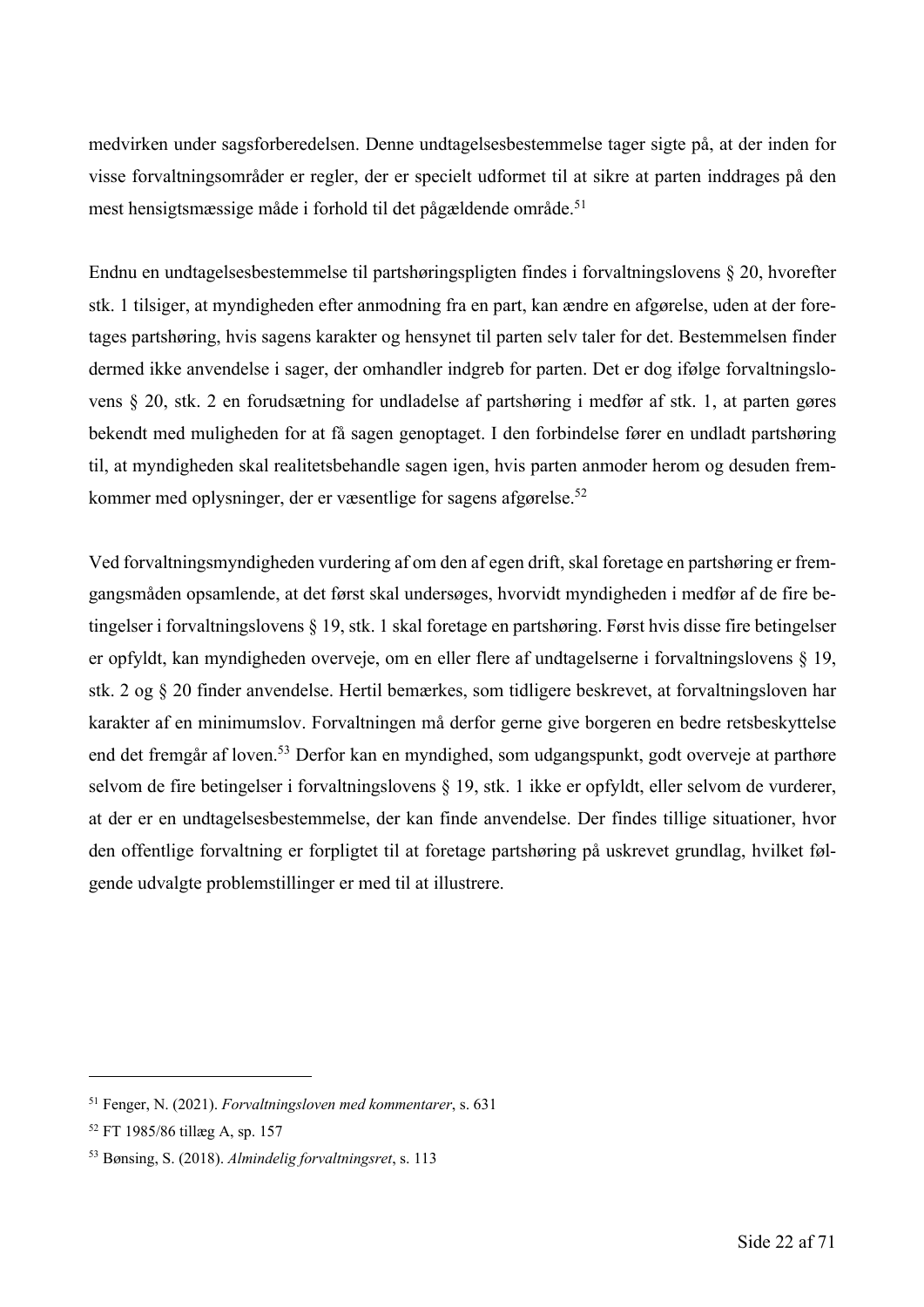medvirken under sagsforberedelsen. Denne undtagelsesbestemmelse tager sigte på, at der inden for visse forvaltningsområder er regler, der er specielt udformet til at sikre at parten inddrages på den mest hensigtsmæssige måde i forhold til det pågældende område.[51]

Endnu en undtagelsesbestemmelse til partshøringspligten findes i forvaltningslovens § 20, hvorefter stk. 1 tilsiger, at myndigheden efter anmodning fra en part, kan ændre en afgørelse, uden at der foretages partshøring, hvis sagens karakter og hensynet til parten selv taler for det. Bestemmelsen finder dermed ikke anvendelse i sager, der omhandler indgreb for parten. Det er dog ifølge forvaltningslovens § 20, stk. 2 en forudsætning for undladelse af partshøring i medfør af stk. 1, at parten gøres bekendt med muligheden for at få sagen genoptaget. I den forbindelse fører en undladt partshøring til, at myndigheden skal realitetsbehandle sagen igen, hvis parten anmoder herom og desuden fremkommer med oplysninger, der er væsentlige for sagens afgørelse.[52]

Ved forvaltningsmyndigheden vurdering af om den af egen drift, skal foretage en partshøring er fremgangsmåden opsamlende, at det først skal undersøges, hvorvidt myndigheden i medfør af de fire betingelser i forvaltningslovens § 19, stk. 1 skal foretage en partshøring. Først hvis disse fire betingelser er opfyldt, kan myndigheden overveje, om en eller flere af undtagelserne i forvaltningslovens § 19, stk. 2 og § 20 finder anvendelse. Hertil bemærkes, som tidligere beskrevet, at forvaltningsloven har karakter af en minimumslov. Forvaltningen må derfor gerne give borgeren en bedre retsbeskyttelse end det fremgår af loven.[53] Derfor kan en myndighed, som udgangspunkt, godt overveje at parthøre selvom de fire betingelser i forvaltningslovens § 19, stk. 1 ikke er opfyldt, eller selvom de vurderer, at der er en undtagelsesbestemmelse, der kan finde anvendelse. Der findes tillige situationer, hvor den offentlige forvaltning er forpligtet til at foretage partshøring på uskrevet grundlag, hvilket følgende udvalgte problemstillinger er med til at illustrere.

---

[51] Fenger, N. (2021). *Forvaltningsloven med kommentarer*, s. 631

[52] FT 1985/86 tillæg A, sp. 157

[53] Bønsing, S. (2018). *Almindelig forvaltningsret*, s. 113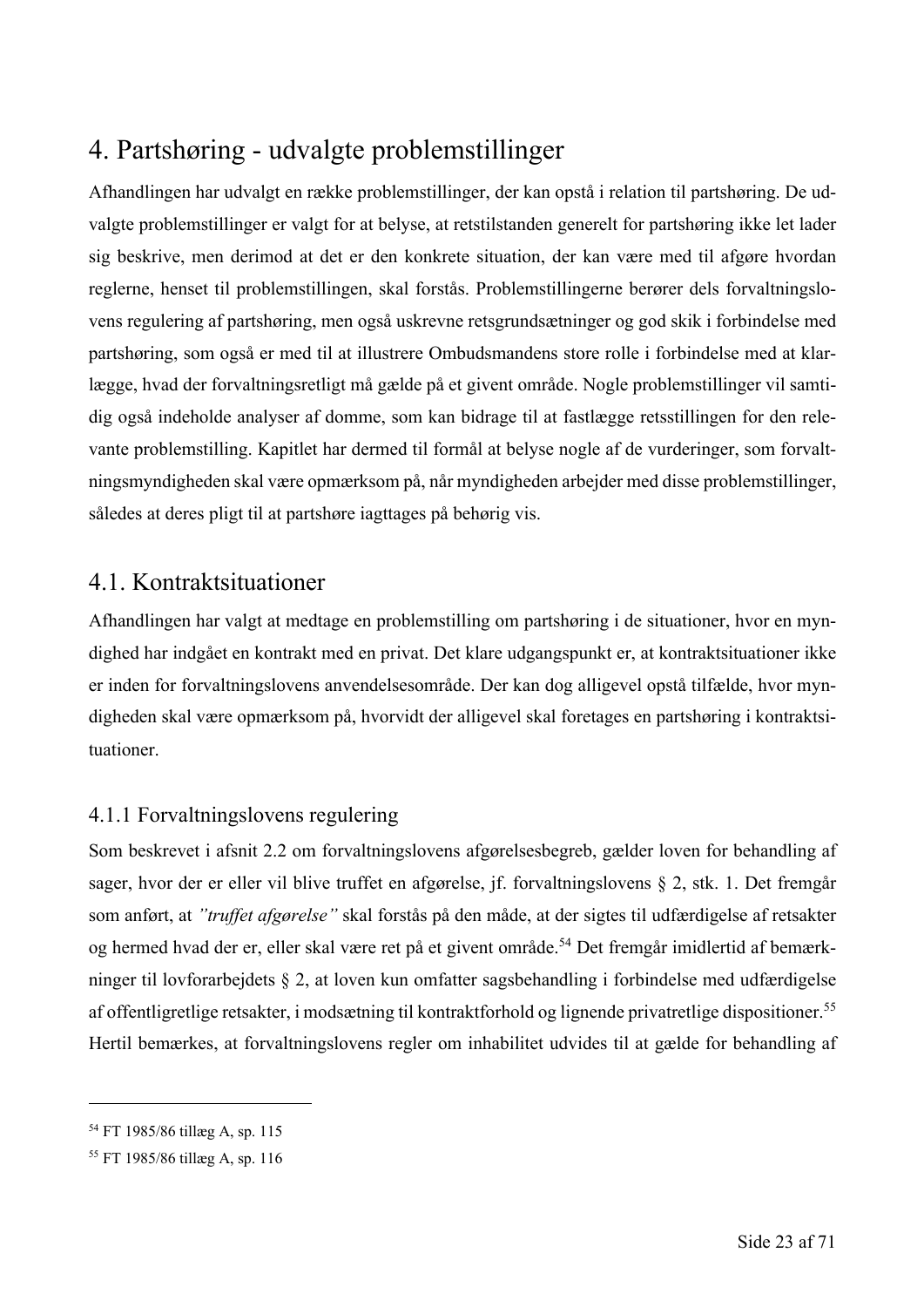# 4. Partshøring - udvalgte problemstillinger

Afhandlingen har udvalgt en række problemstillinger, der kan opstå i relation til partshøring. De udvalgte problemstillinger er valgt for at belyse, at retstilstanden generelt for partshøring ikke let lader sig beskrive, men derimod at det er den konkrete situation, der kan være med til afgøre hvordan reglerne, henset til problemstillingen, skal forstås. Problemstillingerne berører dels forvaltningslovens regulering af partshøring, men også uskrevne retsgrundsætninger og god skik i forbindelse med partshøring, som også er med til at illustrere Ombudsmandens store rolle i forbindelse med at klarlægge, hvad der forvaltningsretligt må gælde på et givent område. Nogle problemstillinger vil samtidig også indeholde analyser af domme, som kan bidrage til at fastlægge retsstillingen for den relevante problemstilling. Kapitlet har dermed til formål at belyse nogle af de vurderinger, som forvaltningsmyndigheden skal være opmærksom på, når myndigheden arbejder med disse problemstillinger, således at deres pligt til at partshøre iagttages på behørig vis.

## 4.1. Kontraktsituationer

Afhandlingen har valgt at medtage en problemstilling om partshøring i de situationer, hvor en myndighed har indgået en kontrakt med en privat. Det klare udgangspunkt er, at kontraktsituationer ikke er inden for forvaltningslovens anvendelsesområde. Der kan dog alligevel opstå tilfælde, hvor myndigheden skal være opmærksom på, hvorvidt der alligevel skal foretages en partshøring i kontraktsituationer.

### 4.1.1 Forvaltningslovens regulering

Som beskrevet i afsnit 2.2 om forvaltningslovens afgørelsesbegreb, gælder loven for behandling af sager, hvor der er eller vil blive truffet en afgørelse, jf. forvaltningslovens § 2, stk. 1. Det fremgår som anført, at *"truffet afgørelse"* skal forstås på den måde, at der sigtes til udfærdigelse af retsakter og hermed hvad der er, eller skal være ret på et givent område.[54] Det fremgår imidlertid af bemærkninger til lovforarbejdets § 2, at loven kun omfatter sagsbehandling i forbindelse med udfærdigelse af offentligretlige retsakter, i modsætning til kontraktforhold og lignende privatretlige dispositioner.[55] Hertil bemærkes, at forvaltningslovens regler om inhabilitet udvides til at gælde for behandling af

---

[54] FT 1985/86 tillæg A, sp. 115

[55] FT 1985/86 tillæg A, sp. 116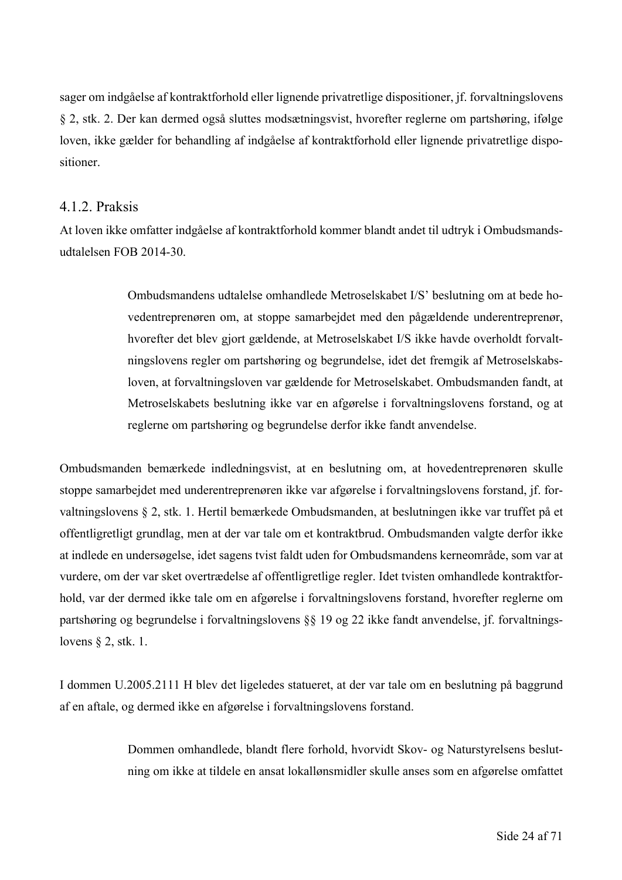sager om indgåelse af kontraktforhold eller lignende privatretlige dispositioner, jf. forvaltningslovens § 2, stk. 2. Der kan dermed også sluttes modsætningsvist, hvorefter reglerne om partshøring, ifølge loven, ikke gælder for behandling af indgåelse af kontraktforhold eller lignende privatretlige dispositioner.

### 4.1.2. Praksis

At loven ikke omfatter indgåelse af kontraktforhold kommer blandt andet til udtryk i Ombudsmandsudtalelsen FOB 2014-30.

> Ombudsmandens udtalelse omhandlede Metroselskabet I/S' beslutning om at bede hovedentreprenøren om, at stoppe samarbejdet med den pågældende underentreprenør, hvorefter det blev gjort gældende, at Metroselskabet I/S ikke havde overholdt forvaltningslovens regler om partshøring og begrundelse, idet det fremgik af Metroselskabsloven, at forvaltningsloven var gældende for Metroselskabet. Ombudsmanden fandt, at Metroselskabets beslutning ikke var en afgørelse i forvaltningslovens forstand, og at reglerne om partshøring og begrundelse derfor ikke fandt anvendelse.

Ombudsmanden bemærkede indledningsvist, at en beslutning om, at hovedentreprenøren skulle stoppe samarbejdet med underentreprenøren ikke var afgørelse i forvaltningslovens forstand, jf. forvaltningslovens § 2, stk. 1. Hertil bemærkede Ombudsmanden, at beslutningen ikke var truffet på et offentligretligt grundlag, men at der var tale om et kontraktbrud. Ombudsmanden valgte derfor ikke at indlede en undersøgelse, idet sagens tvist faldt uden for Ombudsmandens kerneområde, som var at vurdere, om der var sket overtrædelse af offentligretlige regler. Idet tvisten omhandlede kontraktforhold, var der dermed ikke tale om en afgørelse i forvaltningslovens forstand, hvorefter reglerne om partshøring og begrundelse i forvaltningslovens §§ 19 og 22 ikke fandt anvendelse, jf. forvaltningslovens § 2, stk. 1.

I dommen U.2005.2111 H blev det ligeledes statueret, at der var tale om en beslutning på baggrund af en aftale, og dermed ikke en afgørelse i forvaltningslovens forstand.

> Dommen omhandlede, blandt flere forhold, hvorvidt Skov- og Naturstyrelsens beslutning om ikke at tildele en ansat lokallønsmidler skulle anses som en afgørelse omfattet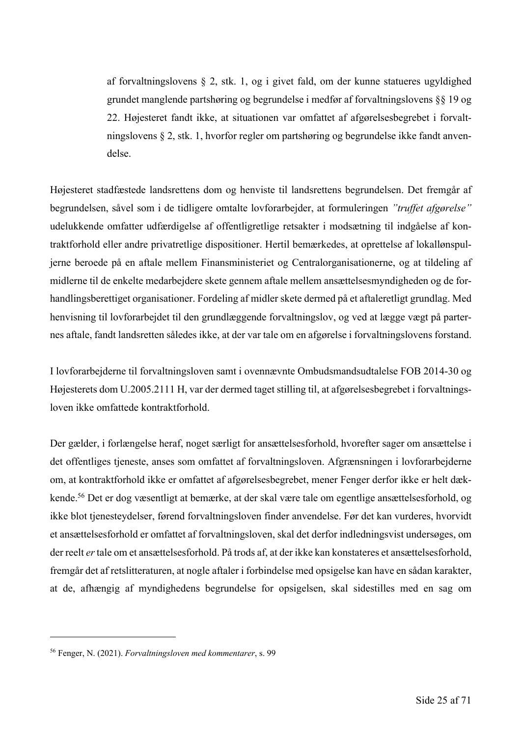> af forvaltningslovens § 2, stk. 1, og i givet fald, om der kunne statueres ugyldighed grundet manglende partshøring og begrundelse i medfør af forvaltningslovens §§ 19 og 22. Højesteret fandt ikke, at situationen var omfattet af afgørelsesbegrebet i forvaltningslovens § 2, stk. 1, hvorfor regler om partshøring og begrundelse ikke fandt anvendelse.

Højesteret stadfæstede landsrettens dom og henviste til landsrettens begrundelsen. Det fremgår af begrundelsen, såvel som i de tidligere omtalte lovforarbejder, at formuleringen *"truffet afgørelse"* udelukkende omfatter udfærdigelse af offentligretlige retsakter i modsætning til indgåelse af kontraktforhold eller andre privatretlige dispositioner. Hertil bemærkedes, at oprettelse af lokallønspuljerne beroede på en aftale mellem Finansministeriet og Centralorganisationerne, og at tildeling af midlerne til de enkelte medarbejdere skete gennem aftale mellem ansættelsesmyndigheden og de forhandlingsberettiget organisationer. Fordeling af midler skete dermed på et aftaleretligt grundlag. Med henvisning til lovforarbejdet til den grundlæggende forvaltningslov, og ved at lægge vægt på parternes aftale, fandt landsretten således ikke, at der var tale om en afgørelse i forvaltningslovens forstand.

I lovforarbejderne til forvaltningsloven samt i ovennævnte Ombudsmandsudtalelse FOB 2014-30 og Højesterets dom U.2005.2111 H, var der dermed taget stilling til, at afgørelsesbegrebet i forvaltningsloven ikke omfattede kontraktforhold.

Der gælder, i forlængelse heraf, noget særligt for ansættelsesforhold, hvorefter sager om ansættelse i det offentliges tjeneste, anses som omfattet af forvaltningsloven. Afgrænsningen i lovforarbejderne om, at kontraktforhold ikke er omfattet af afgørelsesbegrebet, mener Fenger derfor ikke er helt dækkende.[56] Det er dog væsentligt at bemærke, at der skal være tale om egentlige ansættelsesforhold, og ikke blot tjenesteydelser, førend forvaltningsloven finder anvendelse. Før det kan vurderes, hvorvidt et ansættelsesforhold er omfattet af forvaltningsloven, skal det derfor indledningsvist undersøges, om der reelt *er* tale om et ansættelsesforhold. På trods af, at der ikke kan konstateres et ansættelsesforhold, fremgår det af retslitteraturen, at nogle aftaler i forbindelse med opsigelse kan have en sådan karakter, at de, afhængig af myndighedens begrundelse for opsigelsen, skal sidestilles med en sag om

---

[56] Fenger, N. (2021). *Forvaltningsloven med kommentarer*, s. 99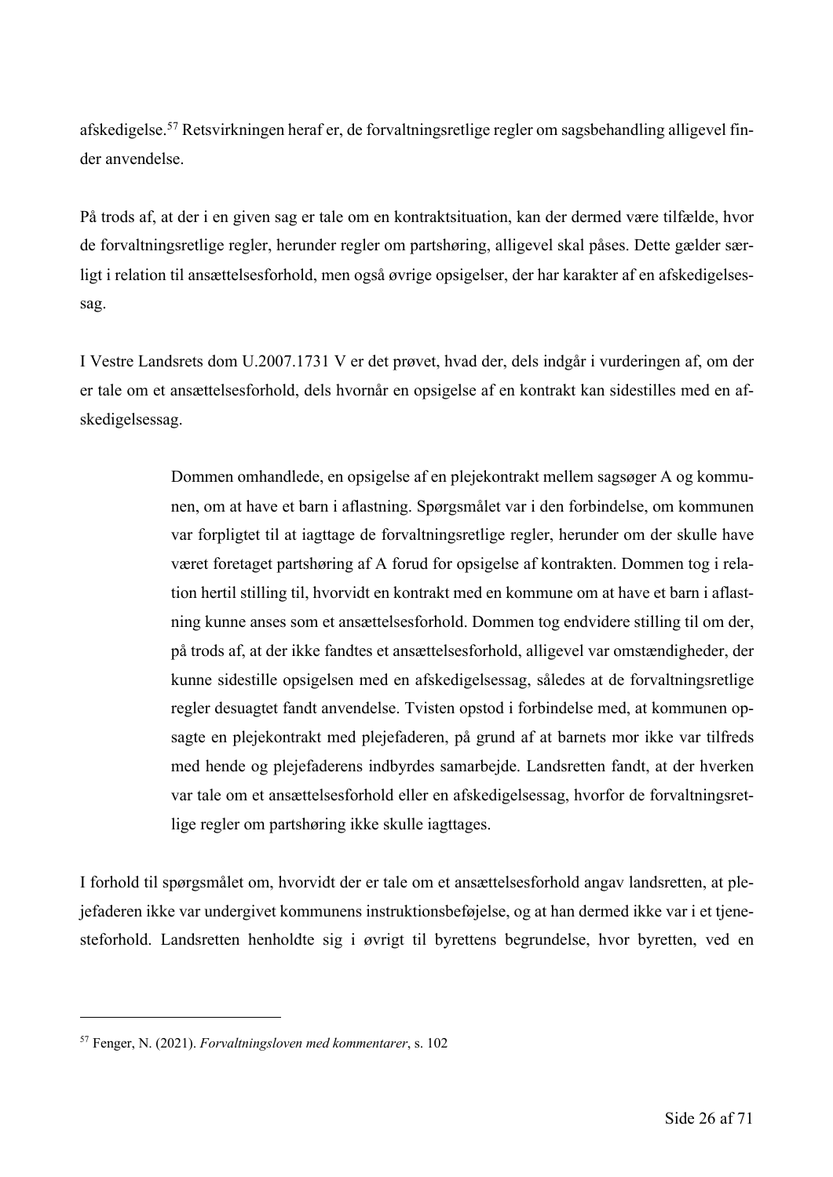afskedigelse.[57] Retsvirkningen heraf er, de forvaltningsretlige regler om sagsbehandling alligevel finder anvendelse.

På trods af, at der i en given sag er tale om en kontraktsituation, kan der dermed være tilfælde, hvor de forvaltningsretlige regler, herunder regler om partshøring, alligevel skal påses. Dette gælder særligt i relation til ansættelsesforhold, men også øvrige opsigelser, der har karakter af en afskedigelsessag.

I Vestre Landsrets dom U.2007.1731 V er det prøvet, hvad der, dels indgår i vurderingen af, om der er tale om et ansættelsesforhold, dels hvornår en opsigelse af en kontrakt kan sidestilles med en afskedigelsessag.

> Dommen omhandlede, en opsigelse af en plejekontrakt mellem sagsøger A og kommunen, om at have et barn i aflastning. Spørgsmålet var i den forbindelse, om kommunen var forpligtet til at iagttage de forvaltningsretlige regler, herunder om der skulle have været foretaget partshøring af A forud for opsigelse af kontrakten. Dommen tog i relation hertil stilling til, hvorvidt en kontrakt med en kommune om at have et barn i aflastning kunne anses som et ansættelsesforhold. Dommen tog endvidere stilling til om der, på trods af, at der ikke fandtes et ansættelsesforhold, alligevel var omstændigheder, der kunne sidestille opsigelsen med en afskedigelsessag, således at de forvaltningsretlige regler desuagtet fandt anvendelse. Tvisten opstod i forbindelse med, at kommunen opsagte en plejekontrakt med plejefaderen, på grund af at barnets mor ikke var tilfreds med hende og plejefaderens indbyrdes samarbejde. Landsretten fandt, at der hverken var tale om et ansættelsesforhold eller en afskedigelsessag, hvorfor de forvaltningsretlige regler om partshøring ikke skulle iagttages.

I forhold til spørgsmålet om, hvorvidt der er tale om et ansættelsesforhold angav landsretten, at plejefaderen ikke var undergivet kommunens instruktionsbeføjelse, og at han dermed ikke var i et tjenesteforhold. Landsretten henholdte sig i øvrigt til byrettens begrundelse, hvor byretten, ved en

---

[57] Fenger, N. (2021). *Forvaltningsloven med kommentarer*, s. 102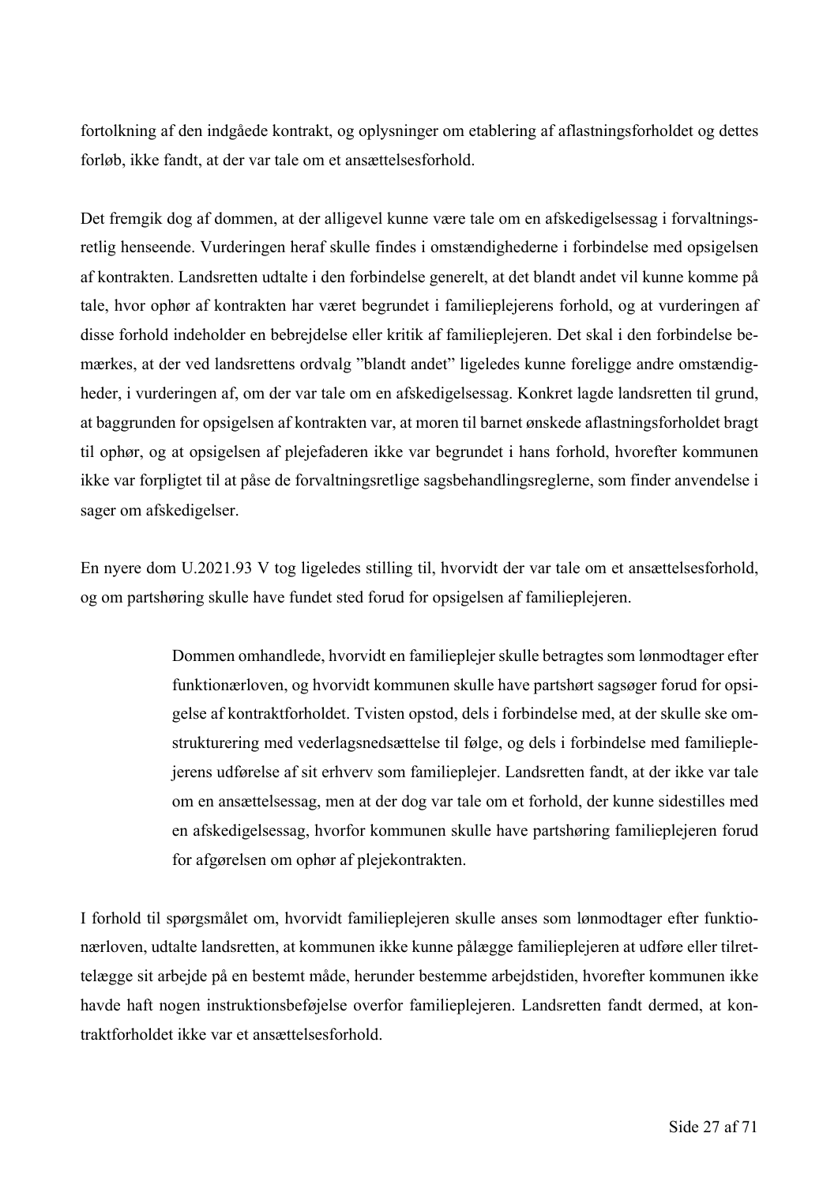fortolkning af den indgåede kontrakt, og oplysninger om etablering af aflastningsforholdet og dettes forløb, ikke fandt, at der var tale om et ansættelsesforhold.

Det fremgik dog af dommen, at der alligevel kunne være tale om en afskedigelsessag i forvaltningsretlig henseende. Vurderingen heraf skulle findes i omstændighederne i forbindelse med opsigelsen af kontrakten. Landsretten udtalte i den forbindelse generelt, at det blandt andet vil kunne komme på tale, hvor ophør af kontrakten har været begrundet i familieplejerens forhold, og at vurderingen af disse forhold indeholder en bebrejdelse eller kritik af familieplejeren. Det skal i den forbindelse bemærkes, at der ved landsrettens ordvalg "blandt andet" ligeledes kunne foreligge andre omstændigheder, i vurderingen af, om der var tale om en afskedigelsessag. Konkret lagde landsretten til grund, at baggrunden for opsigelsen af kontrakten var, at moren til barnet ønskede aflastningsforholdet bragt til ophør, og at opsigelsen af plejefaderen ikke var begrundet i hans forhold, hvorefter kommunen ikke var forpligtet til at påse de forvaltningsretlige sagsbehandlingsreglerne, som finder anvendelse i sager om afskedigelser.

En nyere dom U.2021.93 V tog ligeledes stilling til, hvorvidt der var tale om et ansættelsesforhold, og om partshøring skulle have fundet sted forud for opsigelsen af familieplejeren.

> Dommen omhandlede, hvorvidt en familieplejer skulle betragtes som lønmodtager efter funktionærloven, og hvorvidt kommunen skulle have partshørt sagsøger forud for opsigelse af kontraktforholdet. Tvisten opstod, dels i forbindelse med, at der skulle ske omstrukturering med vederlagsnedsættelse til følge, og dels i forbindelse med familieplejerens udførelse af sit erhverv som familieplejer. Landsretten fandt, at der ikke var tale om en ansættelsessag, men at der dog var tale om et forhold, der kunne sidestilles med en afskedigelsessag, hvorfor kommunen skulle have partshøring familieplejeren forud for afgørelsen om ophør af plejekontrakten.

I forhold til spørgsmålet om, hvorvidt familieplejeren skulle anses som lønmodtager efter funktionærloven, udtalte landsretten, at kommunen ikke kunne pålægge familieplejeren at udføre eller tilrettelægge sit arbejde på en bestemt måde, herunder bestemme arbejdstiden, hvorefter kommunen ikke havde haft nogen instruktionsbeføjelse overfor familieplejeren. Landsretten fandt dermed, at kontraktforholdet ikke var et ansættelsesforhold.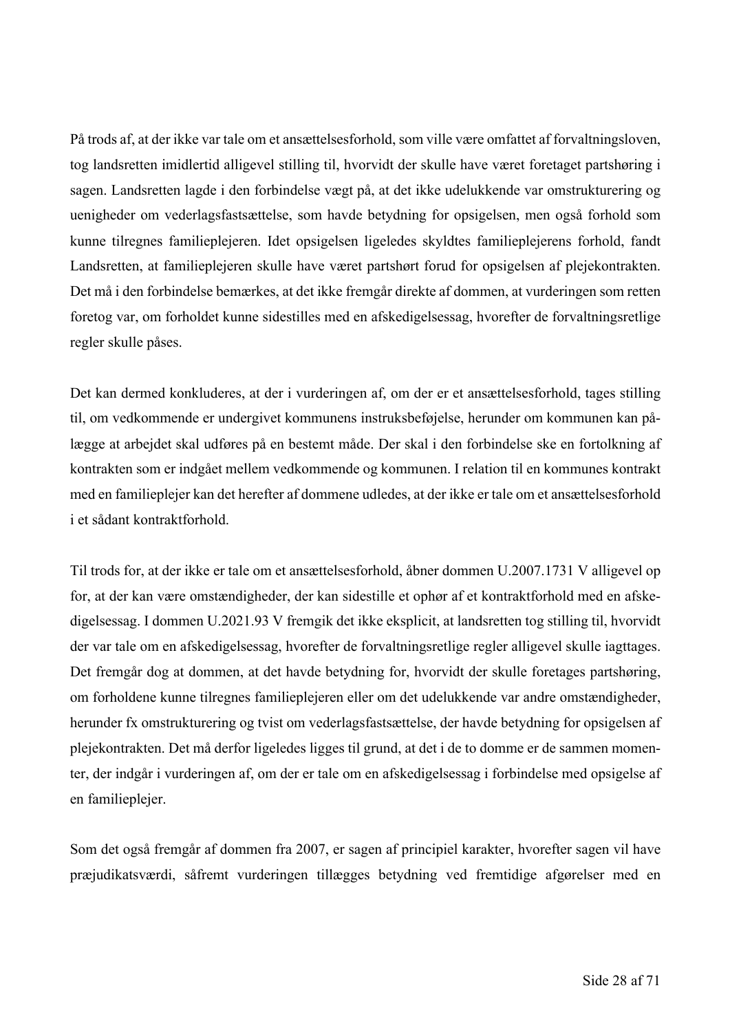På trods af, at der ikke var tale om et ansættelsesforhold, som ville være omfattet af forvaltningsloven, tog landsretten imidlertid alligevel stilling til, hvorvidt der skulle have været foretaget partshøring i sagen. Landsretten lagde i den forbindelse vægt på, at det ikke udelukkende var omstrukturering og uenigheder om vederlagsfastsættelse, som havde betydning for opsigelsen, men også forhold som kunne tilregnes familieplejeren. Idet opsigelsen ligeledes skyldtes familieplejerens forhold, fandt Landsretten, at familieplejeren skulle have været partshørt forud for opsigelsen af plejekontrakten. Det må i den forbindelse bemærkes, at det ikke fremgår direkte af dommen, at vurderingen som retten foretog var, om forholdet kunne sidestilles med en afskedigelsessag, hvorefter de forvaltningsretlige regler skulle påses.

Det kan dermed konkluderes, at der i vurderingen af, om der er et ansættelsesforhold, tages stilling til, om vedkommende er undergivet kommunens instruksbeføjelse, herunder om kommunen kan pålægge at arbejdet skal udføres på en bestemt måde. Der skal i den forbindelse ske en fortolkning af kontrakten som er indgået mellem vedkommende og kommunen. I relation til en kommunes kontrakt med en familieplejer kan det herefter af dommene udledes, at der ikke er tale om et ansættelsesforhold i et sådant kontraktforhold.

Til trods for, at der ikke er tale om et ansættelsesforhold, åbner dommen U.2007.1731 V alligevel op for, at der kan være omstændigheder, der kan sidestille et ophør af et kontraktforhold med en afskedigelsessag. I dommen U.2021.93 V fremgik det ikke eksplicit, at landsretten tog stilling til, hvorvidt der var tale om en afskedigelsessag, hvorefter de forvaltningsretlige regler alligevel skulle iagttages. Det fremgår dog at dommen, at det havde betydning for, hvorvidt der skulle foretages partshøring, om forholdene kunne tilregnes familieplejeren eller om det udelukkende var andre omstændigheder, herunder fx omstrukturering og tvist om vederlagsfastsættelse, der havde betydning for opsigelsen af plejekontrakten. Det må derfor ligeledes ligges til grund, at det i de to domme er de sammen momenter, der indgår i vurderingen af, om der er tale om en afskedigelsessag i forbindelse med opsigelse af en familieplejer.

Som det også fremgår af dommen fra 2007, er sagen af principiel karakter, hvorefter sagen vil have præjudikatsværdi, såfremt vurderingen tillægges betydning ved fremtidige afgørelser med en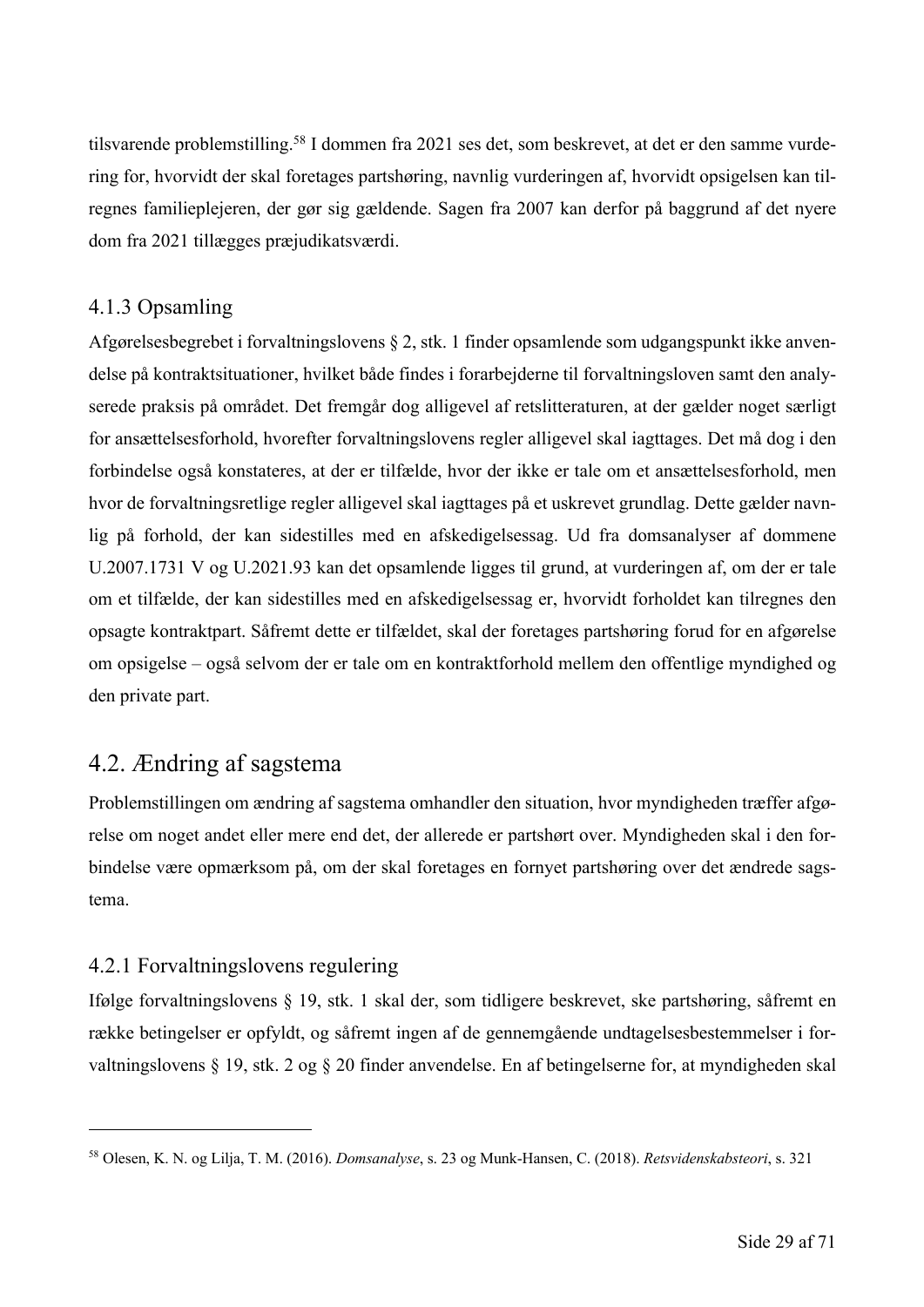tilsvarende problemstilling.[58] I dommen fra 2021 ses det, som beskrevet, at det er den samme vurdering for, hvorvidt der skal foretages partshøring, navnlig vurderingen af, hvorvidt opsigelsen kan tilregnes familieplejeren, der gør sig gældende. Sagen fra 2007 kan derfor på baggrund af det nyere dom fra 2021 tillægges præjudikatsværdi.

### 4.1.3 Opsamling

Afgørelsesbegrebet i forvaltningslovens § 2, stk. 1 finder opsamlende som udgangspunkt ikke anvendelse på kontraktsituationer, hvilket både findes i forarbejderne til forvaltningsloven samt den analyserede praksis på området. Det fremgår dog alligevel af retslitteraturen, at der gælder noget særligt for ansættelsesforhold, hvorefter forvaltningslovens regler alligevel skal iagttages. Det må dog i den forbindelse også konstateres, at der er tilfælde, hvor der ikke er tale om et ansættelsesforhold, men hvor de forvaltningsretlige regler alligevel skal iagttages på et uskrevet grundlag. Dette gælder navnlig på forhold, der kan sidestilles med en afskedigelsessag. Ud fra domsanalyser af dommene U.2007.1731 V og U.2021.93 kan det opsamlende ligges til grund, at vurderingen af, om der er tale om et tilfælde, der kan sidestilles med en afskedigelsessag er, hvorvidt forholdet kan tilregnes den opsagte kontraktpart. Såfremt dette er tilfældet, skal der foretages partshøring forud for en afgørelse om opsigelse – også selvom der er tale om en kontraktforhold mellem den offentlige myndighed og den private part.

## 4.2. Ændring af sagstema

Problemstillingen om ændring af sagstema omhandler den situation, hvor myndigheden træffer afgørelse om noget andet eller mere end det, der allerede er partshørt over. Myndigheden skal i den forbindelse være opmærksom på, om der skal foretages en fornyet partshøring over det ændrede sagstema.

### 4.2.1 Forvaltningslovens regulering

Ifølge forvaltningslovens § 19, stk. 1 skal der, som tidligere beskrevet, ske partshøring, såfremt en række betingelser er opfyldt, og såfremt ingen af de gennemgående undtagelsesbestemmelser i forvaltningslovens § 19, stk. 2 og § 20 finder anvendelse. En af betingelserne for, at myndigheden skal

[58] Olesen, K. N. og Lilja, T. M. (2016). *Domsanalyse*, s. 23 og Munk-Hansen, C. (2018). *Retsvidenskabsteori*, s. 321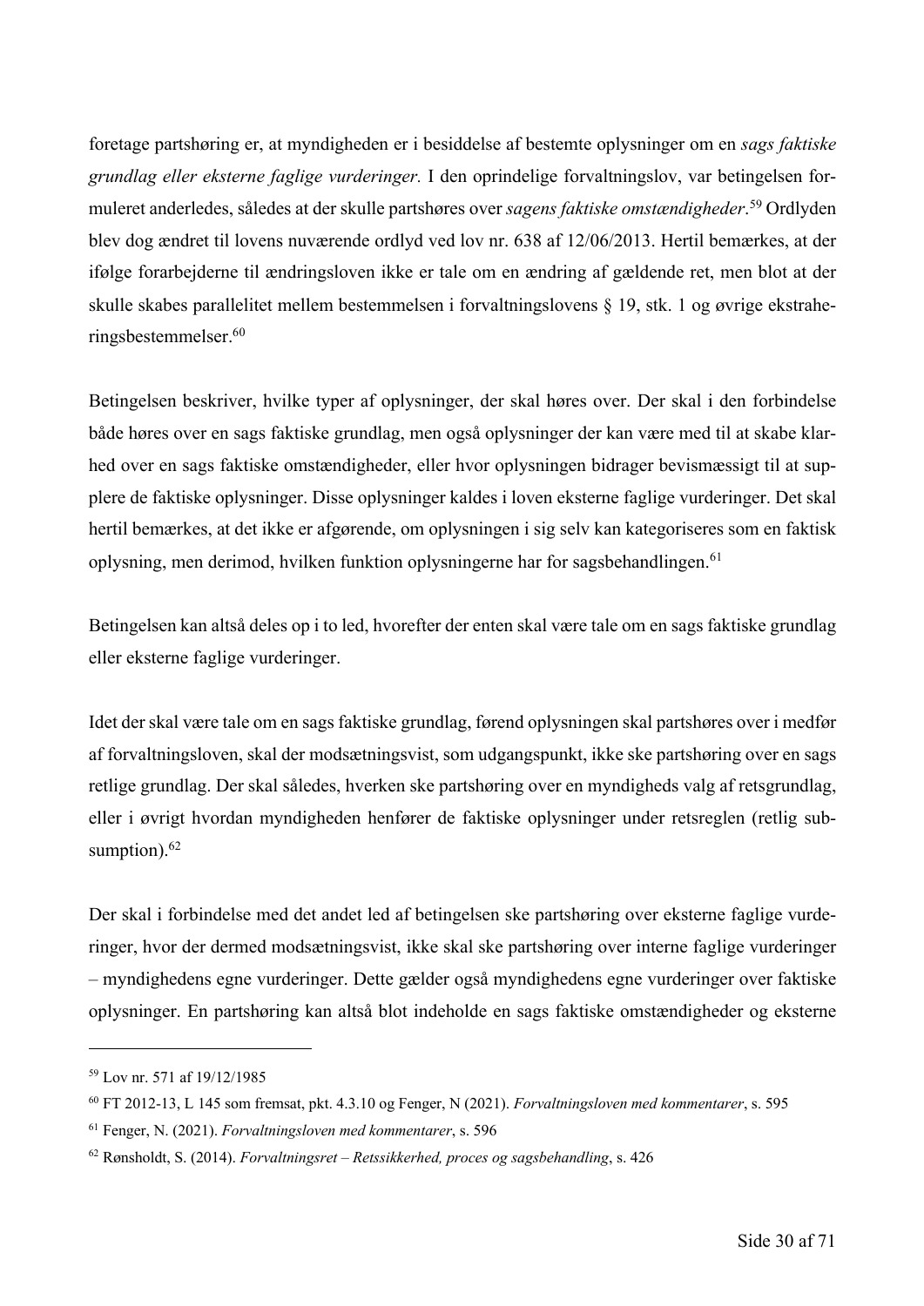foretage partshøring er, at myndigheden er i besiddelse af bestemte oplysninger om en *sags faktiske grundlag eller eksterne faglige vurderinger.* I den oprindelige forvaltningslov, var betingelsen formuleret anderledes, således at der skulle partshøres over *sagens faktiske omstændigheder*.[59] Ordlyden blev dog ændret til lovens nuværende ordlyd ved lov nr. 638 af 12/06/2013. Hertil bemærkes, at der ifølge forarbejderne til ændringsloven ikke er tale om en ændring af gældende ret, men blot at der skulle skabes parallelitet mellem bestemmelsen i forvaltningslovens § 19, stk. 1 og øvrige ekstraheringsbestemmelser.[60]

Betingelsen beskriver, hvilke typer af oplysninger, der skal høres over. Der skal i den forbindelse både høres over en sags faktiske grundlag, men også oplysninger der kan være med til at skabe klarhed over en sags faktiske omstændigheder, eller hvor oplysningen bidrager bevismæssigt til at supplere de faktiske oplysninger. Disse oplysninger kaldes i loven eksterne faglige vurderinger. Det skal hertil bemærkes, at det ikke er afgørende, om oplysningen i sig selv kan kategoriseres som en faktisk oplysning, men derimod, hvilken funktion oplysningerne har for sagsbehandlingen.[61]

Betingelsen kan altså deles op i to led, hvorefter der enten skal være tale om en sags faktiske grundlag eller eksterne faglige vurderinger.

Idet der skal være tale om en sags faktiske grundlag, førend oplysningen skal partshøres over i medfør af forvaltningsloven, skal der modsætningsvist, som udgangspunkt, ikke ske partshøring over en sags retlige grundlag. Der skal således, hverken ske partshøring over en myndigheds valg af retsgrundlag, eller i øvrigt hvordan myndigheden henfører de faktiske oplysninger under retsreglen (retlig subsumption).[62]

Der skal i forbindelse med det andet led af betingelsen ske partshøring over eksterne faglige vurderinger, hvor der dermed modsætningsvist, ikke skal ske partshøring over interne faglige vurderinger – myndighedens egne vurderinger. Dette gælder også myndighedens egne vurderinger over faktiske oplysninger. En partshøring kan altså blot indeholde en sags faktiske omstændigheder og eksterne

---

[59] Lov nr. 571 af 19/12/1985

[60] FT 2012-13, L 145 som fremsat, pkt. 4.3.10 og Fenger, N (2021). *Forvaltningsloven med kommentarer*, s. 595

[61] Fenger, N. (2021). *Forvaltningsloven med kommentarer*, s. 596

[62] Rønsholdt, S. (2014). *Forvaltningsret – Retssikkerhed, proces og sagsbehandling*, s. 426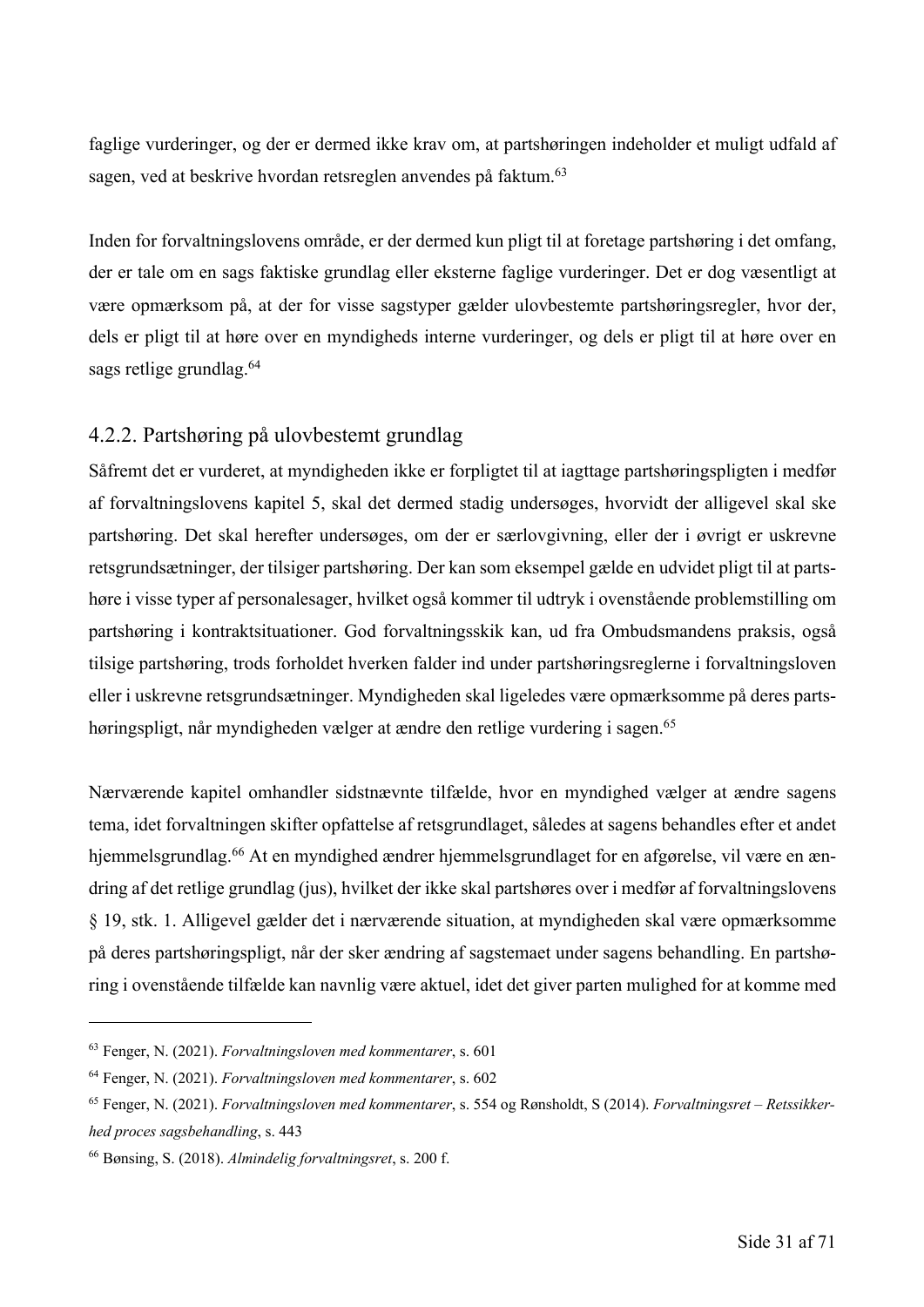faglige vurderinger, og der er dermed ikke krav om, at partshøringen indeholder et muligt udfald af sagen, ved at beskrive hvordan retsreglen anvendes på faktum.[63]

Inden for forvaltningslovens område, er der dermed kun pligt til at foretage partshøring i det omfang, der er tale om en sags faktiske grundlag eller eksterne faglige vurderinger. Det er dog væsentligt at være opmærksom på, at der for visse sagstyper gælder ulovbestemte partshøringsregler, hvor der, dels er pligt til at høre over en myndigheds interne vurderinger, og dels er pligt til at høre over en sags retlige grundlag.[64]

### 4.2.2. Partshøring på ulovbestemt grundlag

Såfremt det er vurderet, at myndigheden ikke er forpligtet til at iagttage partshøringspligten i medfør af forvaltningslovens kapitel 5, skal det dermed stadig undersøges, hvorvidt der alligevel skal ske partshøring. Det skal herefter undersøges, om der er særlovgivning, eller der i øvrigt er uskrevne retsgrundsætninger, der tilsiger partshøring. Der kan som eksempel gælde en udvidet pligt til at partshøre i visse typer af personalesager, hvilket også kommer til udtryk i ovenstående problemstilling om partshøring i kontraktsituationer. God forvaltningsskik kan, ud fra Ombudsmandens praksis, også tilsige partshøring, trods forholdet hverken falder ind under partshøringsreglerne i forvaltningsloven eller i uskrevne retsgrundsætninger. Myndigheden skal ligeledes være opmærksomme på deres partshøringspligt, når myndigheden vælger at ændre den retlige vurdering i sagen.[65]

Nærværende kapitel omhandler sidstnævnte tilfælde, hvor en myndighed vælger at ændre sagens tema, idet forvaltningen skifter opfattelse af retsgrundlaget, således at sagens behandles efter et andet hjemmelsgrundlag.[66] At en myndighed ændrer hjemmelsgrundlaget for en afgørelse, vil være en ændring af det retlige grundlag (jus), hvilket der ikke skal partshøres over i medfør af forvaltningslovens § 19, stk. 1. Alligevel gælder det i nærværende situation, at myndigheden skal være opmærksomme på deres partshøringspligt, når der sker ændring af sagstemaet under sagens behandling. En partshøring i ovenstående tilfælde kan navnlig være aktuel, idet det giver parten mulighed for at komme med

---

[63] Fenger, N. (2021). *Forvaltningsloven med kommentarer*, s. 601

[64] Fenger, N. (2021). *Forvaltningsloven med kommentarer*, s. 602

[65] Fenger, N. (2021). *Forvaltningsloven med kommentarer*, s. 554 og Rønsholdt, S (2014). *Forvaltningsret – Retssikkerhed proces sagsbehandling*, s. 443

[66] Bønsing, S. (2018). *Almindelig forvaltningsret*, s. 200 f.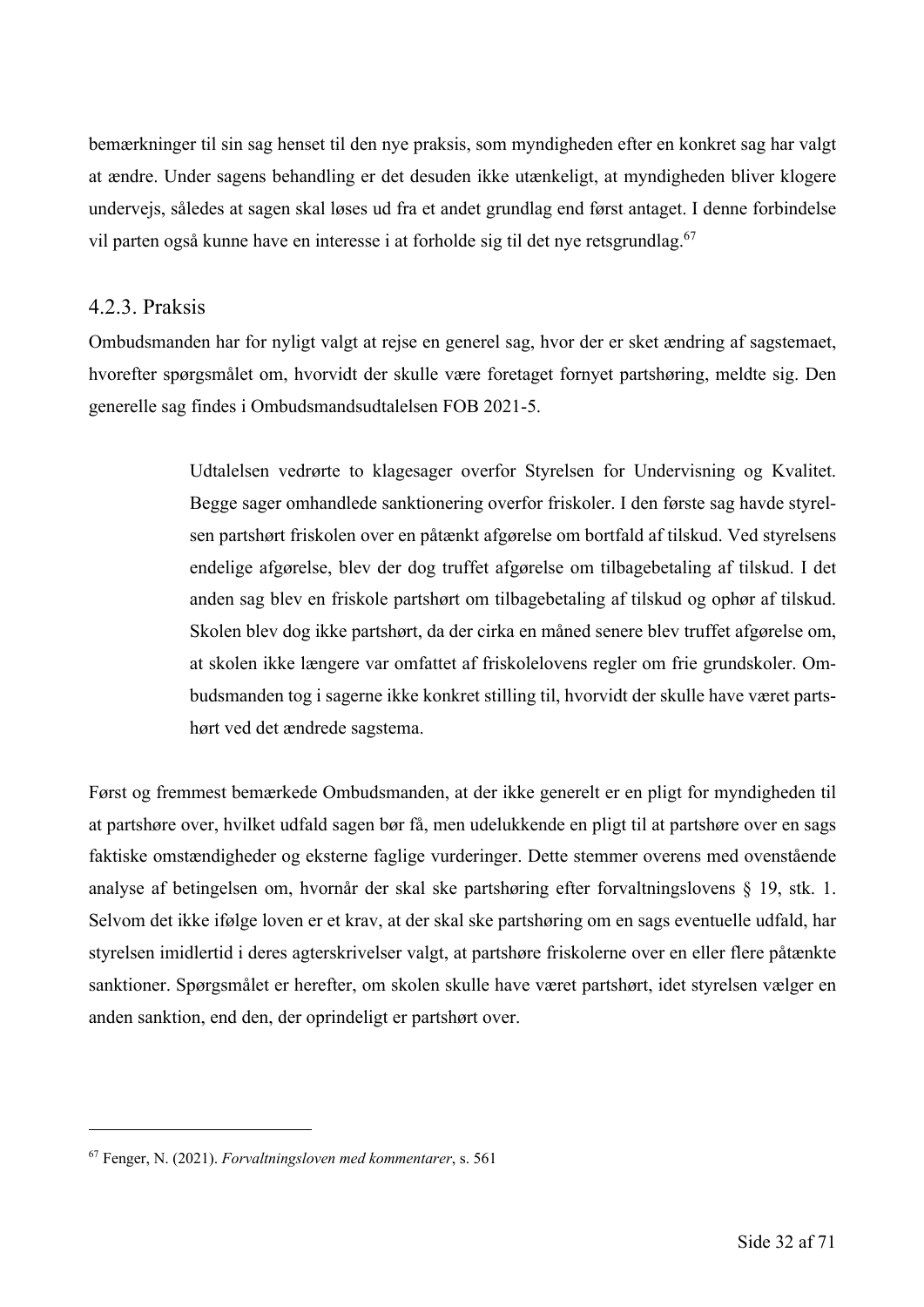bemærkninger til sin sag henset til den nye praksis, som myndigheden efter en konkret sag har valgt at ændre. Under sagens behandling er det desuden ikke utænkeligt, at myndigheden bliver klogere undervejs, således at sagen skal løses ud fra et andet grundlag end først antaget. I denne forbindelse vil parten også kunne have en interesse i at forholde sig til det nye retsgrundlag.[67]

### 4.2.3. Praksis

Ombudsmanden har for nyligt valgt at rejse en generel sag, hvor der er sket ændring af sagstemaet, hvorefter spørgsmålet om, hvorvidt der skulle være foretaget fornyet partshøring, meldte sig. Den generelle sag findes i Ombudsmandsudtalelsen FOB 2021-5.

> Udtalelsen vedrørte to klagesager overfor Styrelsen for Undervisning og Kvalitet. Begge sager omhandlede sanktionering overfor friskoler. I den første sag havde styrelsen partshørt friskolen over en påtænkt afgørelse om bortfald af tilskud. Ved styrelsens endelige afgørelse, blev der dog truffet afgørelse om tilbagebetaling af tilskud. I det anden sag blev en friskole partshørt om tilbagebetaling af tilskud og ophør af tilskud. Skolen blev dog ikke partshørt, da der cirka en måned senere blev truffet afgørelse om, at skolen ikke længere var omfattet af friskolelovens regler om frie grundskoler. Ombudsmanden tog i sagerne ikke konkret stilling til, hvorvidt der skulle have været partshørt ved det ændrede sagstema.

Først og fremmest bemærkede Ombudsmanden, at der ikke generelt er en pligt for myndigheden til at partshøre over, hvilket udfald sagen bør få, men udelukkende en pligt til at partshøre over en sags faktiske omstændigheder og eksterne faglige vurderinger. Dette stemmer overens med ovenstående analyse af betingelsen om, hvornår der skal ske partshøring efter forvaltningslovens § 19, stk. 1. Selvom det ikke ifølge loven er et krav, at der skal ske partshøring om en sags eventuelle udfald, har styrelsen imidlertid i deres agterskrivelser valgt, at partshøre friskolerne over en eller flere påtænkte sanktioner. Spørgsmålet er herefter, om skolen skulle have været partshørt, idet styrelsen vælger en anden sanktion, end den, der oprindeligt er partshørt over.

---

[67] Fenger, N. (2021). *Forvaltningsloven med kommentarer*, s. 561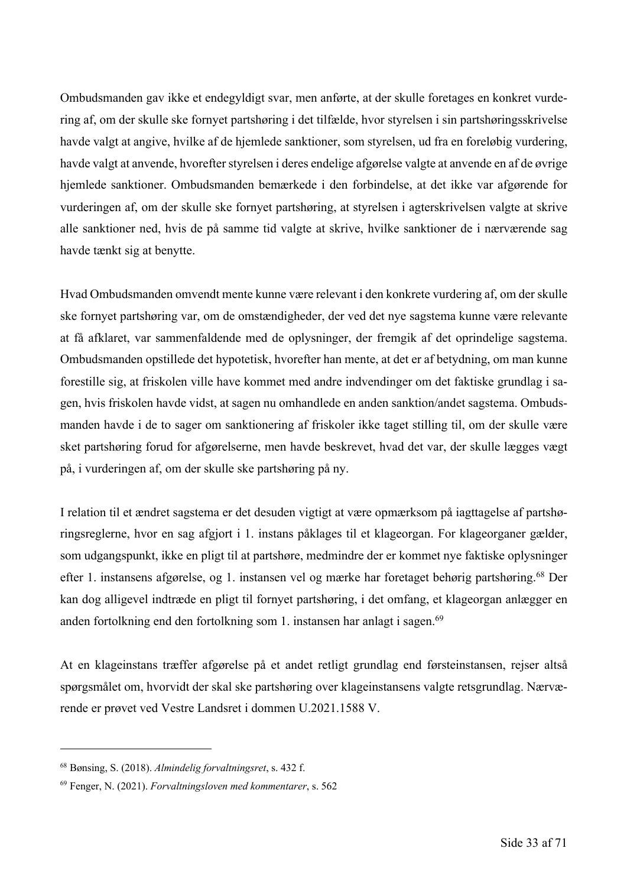Ombudsmanden gav ikke et endegyldigt svar, men anførte, at der skulle foretages en konkret vurdering af, om der skulle ske fornyet partshøring i det tilfælde, hvor styrelsen i sin partshøringsskrivelse havde valgt at angive, hvilke af de hjemlede sanktioner, som styrelsen, ud fra en foreløbig vurdering, havde valgt at anvende, hvorefter styrelsen i deres endelige afgørelse valgte at anvende en af de øvrige hjemlede sanktioner. Ombudsmanden bemærkede i den forbindelse, at det ikke var afgørende for vurderingen af, om der skulle ske fornyet partshøring, at styrelsen i agterskrivelsen valgte at skrive alle sanktioner ned, hvis de på samme tid valgte at skrive, hvilke sanktioner de i nærværende sag havde tænkt sig at benytte.

Hvad Ombudsmanden omvendt mente kunne være relevant i den konkrete vurdering af, om der skulle ske fornyet partshøring var, om de omstændigheder, der ved det nye sagstema kunne være relevante at få afklaret, var sammenfaldende med de oplysninger, der fremgik af det oprindelige sagstema. Ombudsmanden opstillede det hypotetisk, hvorefter han mente, at det er af betydning, om man kunne forestille sig, at friskolen ville have kommet med andre indvendinger om det faktiske grundlag i sagen, hvis friskolen havde vidst, at sagen nu omhandlede en anden sanktion/andet sagstema. Ombudsmanden havde i de to sager om sanktionering af friskoler ikke taget stilling til, om der skulle være sket partshøring forud for afgørelserne, men havde beskrevet, hvad det var, der skulle lægges vægt på, i vurderingen af, om der skulle ske partshøring på ny.

I relation til et ændret sagstema er det desuden vigtigt at være opmærksom på iagttagelse af partshøringsreglerne, hvor en sag afgjort i 1. instans påklages til et klageorgan. For klageorganer gælder, som udgangspunkt, ikke en pligt til at partshøre, medmindre der er kommet nye faktiske oplysninger efter 1. instansens afgørelse, og 1. instansen vel og mærke har foretaget behørig partshøring.[68] Der kan dog alligevel indtræde en pligt til fornyet partshøring, i det omfang, et klageorgan anlægger en anden fortolkning end den fortolkning som 1. instansen har anlagt i sagen.[69]

At en klageinstans træffer afgørelse på et andet retligt grundlag end førsteinstansen, rejser altså spørgsmålet om, hvorvidt der skal ske partshøring over klageinstansens valgte retsgrundlag. Nærværende er prøvet ved Vestre Landsret i dommen U.2021.1588 V.

---

[68] Bønsing, S. (2018). *Almindelig forvaltningsret*, s. 432 f.

[69] Fenger, N. (2021). *Forvaltningsloven med kommentarer*, s. 562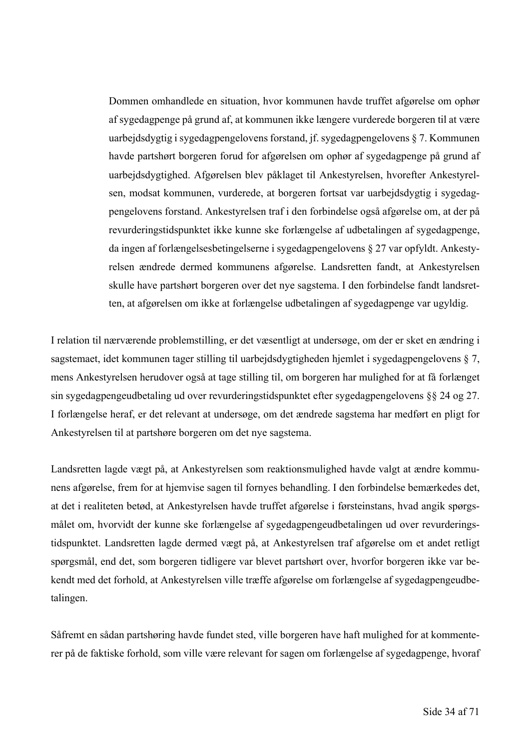> Dommen omhandlede en situation, hvor kommunen havde truffet afgørelse om ophør af sygedagpenge på grund af, at kommunen ikke længere vurderede borgeren til at være uarbejdsdygtig i sygedagpengelovens forstand, jf. sygedagpengelovens § 7. Kommunen havde partshørt borgeren forud for afgørelsen om ophør af sygedagpenge på grund af uarbejdsdygtighed. Afgørelsen blev påklaget til Ankestyrelsen, hvorefter Ankestyrelsen, modsat kommunen, vurderede, at borgeren fortsat var uarbejdsdygtig i sygedagpengelovens forstand. Ankestyrelsen traf i den forbindelse også afgørelse om, at der på revurderingstidspunktet ikke kunne ske forlængelse af udbetalingen af sygedagpenge, da ingen af forlængelsesbetingelserne i sygedagpengelovens § 27 var opfyldt. Ankestyrelsen ændrede dermed kommunens afgørelse. Landsretten fandt, at Ankestyrelsen skulle have partshørt borgeren over det nye sagstema. I den forbindelse fandt landsretten, at afgørelsen om ikke at forlængelse udbetalingen af sygedagpenge var ugyldig.

I relation til nærværende problemstilling, er det væsentligt at undersøge, om der er sket en ændring i sagstemaet, idet kommunen tager stilling til uarbejdsdygtigheden hjemlet i sygedagpengelovens § 7, mens Ankestyrelsen herudover også at tage stilling til, om borgeren har mulighed for at få forlænget sin sygedagpengeudbetaling ud over revurderingstidspunktet efter sygedagpengelovens §§ 24 og 27. I forlængelse heraf, er det relevant at undersøge, om det ændrede sagstema har medført en pligt for Ankestyrelsen til at partshøre borgeren om det nye sagstema.

Landsretten lagde vægt på, at Ankestyrelsen som reaktionsmulighed havde valgt at ændre kommunens afgørelse, frem for at hjemvise sagen til fornyes behandling. I den forbindelse bemærkedes det, at det i realiteten betød, at Ankestyrelsen havde truffet afgørelse i førsteinstans, hvad angik spørgsmålet om, hvorvidt der kunne ske forlængelse af sygedagpengeudbetalingen ud over revurderingstidspunktet. Landsretten lagde dermed vægt på, at Ankestyrelsen traf afgørelse om et andet retligt spørgsmål, end det, som borgeren tidligere var blevet partshørt over, hvorfor borgeren ikke var bekendt med det forhold, at Ankestyrelsen ville træffe afgørelse om forlængelse af sygedagpengeudbetalingen.

Såfremt en sådan partshøring havde fundet sted, ville borgeren have haft mulighed for at kommenterer på de faktiske forhold, som ville være relevant for sagen om forlængelse af sygedagpenge, hvoraf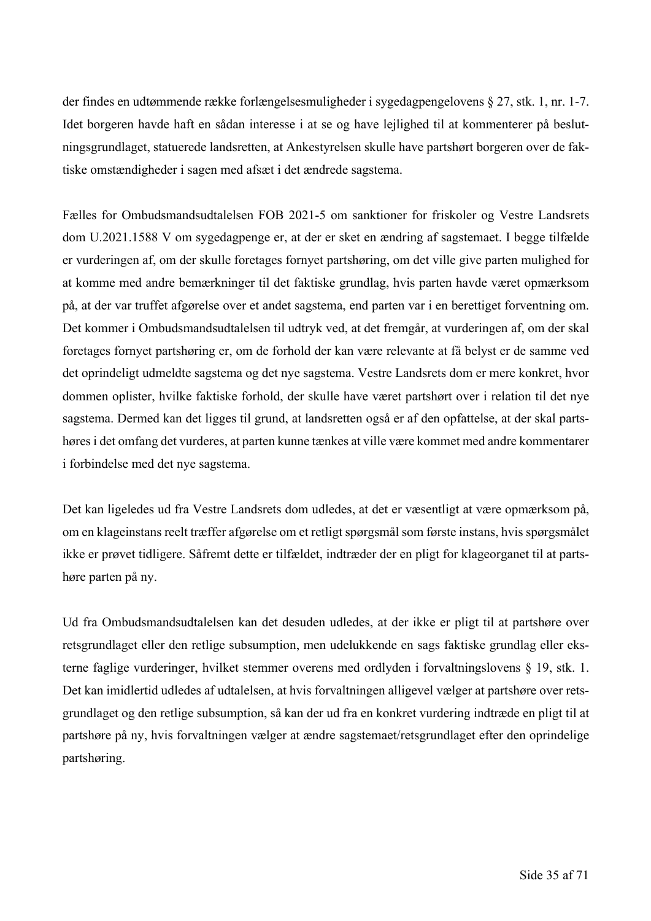der findes en udtømmende række forlængelsesmuligheder i sygedagpengelovens § 27, stk. 1, nr. 1-7. Idet borgeren havde haft en sådan interesse i at se og have lejlighed til at kommenterer på beslutningsgrundlaget, statuerede landsretten, at Ankestyrelsen skulle have partshørt borgeren over de faktiske omstændigheder i sagen med afsæt i det ændrede sagstema.

Fælles for Ombudsmandsudtalelsen FOB 2021-5 om sanktioner for friskoler og Vestre Landsrets dom U.2021.1588 V om sygedagpenge er, at der er sket en ændring af sagstemaet. I begge tilfælde er vurderingen af, om der skulle foretages fornyet partshøring, om det ville give parten mulighed for at komme med andre bemærkninger til det faktiske grundlag, hvis parten havde været opmærksom på, at der var truffet afgørelse over et andet sagstema, end parten var i en berettiget forventning om. Det kommer i Ombudsmandsudtalelsen til udtryk ved, at det fremgår, at vurderingen af, om der skal foretages fornyet partshøring er, om de forhold der kan være relevante at få belyst er de samme ved det oprindeligt udmeldte sagstema og det nye sagstema. Vestre Landsrets dom er mere konkret, hvor dommen oplister, hvilke faktiske forhold, der skulle have været partshørt over i relation til det nye sagstema. Dermed kan det ligges til grund, at landsretten også er af den opfattelse, at der skal partshøres i det omfang det vurderes, at parten kunne tænkes at ville være kommet med andre kommentarer i forbindelse med det nye sagstema.

Det kan ligeledes ud fra Vestre Landsrets dom udledes, at det er væsentligt at være opmærksom på, om en klageinstans reelt træffer afgørelse om et retligt spørgsmål som første instans, hvis spørgsmålet ikke er prøvet tidligere. Såfremt dette er tilfældet, indtræder der en pligt for klageorganet til at partshøre parten på ny.

Ud fra Ombudsmandsudtalelsen kan det desuden udledes, at der ikke er pligt til at partshøre over retsgrundlaget eller den retlige subsumption, men udelukkende en sags faktiske grundlag eller eksterne faglige vurderinger, hvilket stemmer overens med ordlyden i forvaltningslovens § 19, stk. 1. Det kan imidlertid udledes af udtalelsen, at hvis forvaltningen alligevel vælger at partshøre over retsgrundlaget og den retlige subsumption, så kan der ud fra en konkret vurdering indtræde en pligt til at partshøre på ny, hvis forvaltningen vælger at ændre sagstemaet/retsgrundlaget efter den oprindelige partshøring.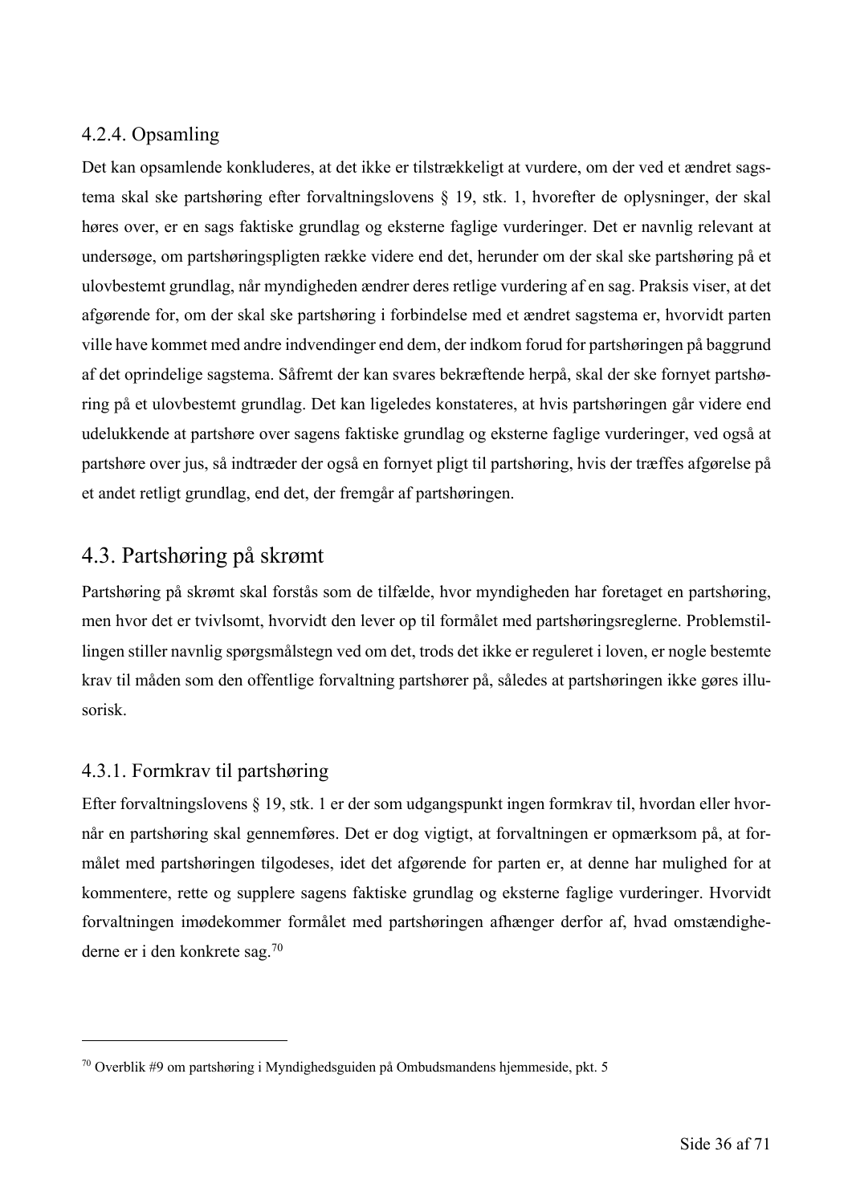### 4.2.4. Opsamling

Det kan opsamlende konkluderes, at det ikke er tilstrækkeligt at vurdere, om der ved et ændret sagstema skal ske partshøring efter forvaltningslovens § 19, stk. 1, hvorefter de oplysninger, der skal høres over, er en sags faktiske grundlag og eksterne faglige vurderinger. Det er navnlig relevant at undersøge, om partshøringspligten række videre end det, herunder om der skal ske partshøring på et ulovbestemt grundlag, når myndigheden ændrer deres retlige vurdering af en sag. Praksis viser, at det afgørende for, om der skal ske partshøring i forbindelse med et ændret sagstema er, hvorvidt parten ville have kommet med andre indvendinger end dem, der indkom forud for partshøringen på baggrund af det oprindelige sagstema. Såfremt der kan svares bekræftende herpå, skal der ske fornyet partshøring på et ulovbestemt grundlag. Det kan ligeledes konstateres, at hvis partshøringen går videre end udelukkende at partshøre over sagens faktiske grundlag og eksterne faglige vurderinger, ved også at partshøre over jus, så indtræder der også en fornyet pligt til partshøring, hvis der træffes afgørelse på et andet retligt grundlag, end det, der fremgår af partshøringen.

## 4.3. Partshøring på skrømt

Partshøring på skrømt skal forstås som de tilfælde, hvor myndigheden har foretaget en partshøring, men hvor det er tvivlsomt, hvorvidt den lever op til formålet med partshøringsreglerne. Problemstillingen stiller navnlig spørgsmålstegn ved om det, trods det ikke er reguleret i loven, er nogle bestemte krav til måden som den offentlige forvaltning partshører på, således at partshøringen ikke gøres illusorisk.

### 4.3.1. Formkrav til partshøring

Efter forvaltningslovens § 19, stk. 1 er der som udgangspunkt ingen formkrav til, hvordan eller hvornår en partshøring skal gennemføres. Det er dog vigtigt, at forvaltningen er opmærksom på, at formålet med partshøringen tilgodeses, idet det afgørende for parten er, at denne har mulighed for at kommentere, rette og supplere sagens faktiske grundlag og eksterne faglige vurderinger. Hvorvidt forvaltningen imødekommer formålet med partshøringen afhænger derfor af, hvad omstændighederne er i den konkrete sag.[70]

---

[70] Overblik #9 om partshøring i Myndighedsguiden på Ombudsmandens hjemmeside, pkt. 5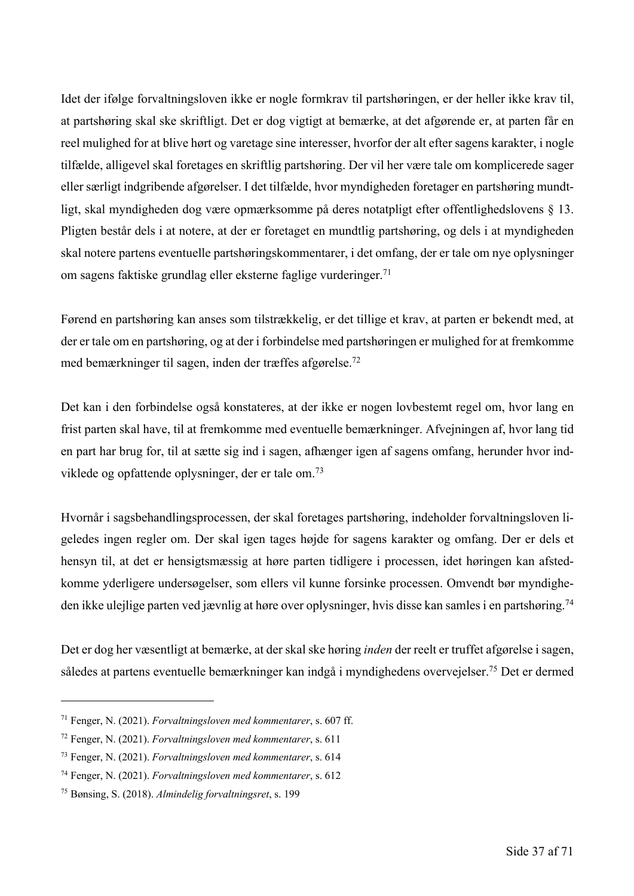Idet der ifølge forvaltningsloven ikke er nogle formkrav til partshøringen, er der heller ikke krav til, at partshøring skal ske skriftligt. Det er dog vigtigt at bemærke, at det afgørende er, at parten får en reel mulighed for at blive hørt og varetage sine interesser, hvorfor der alt efter sagens karakter, i nogle tilfælde, alligevel skal foretages en skriftlig partshøring. Der vil her være tale om komplicerede sager eller særligt indgribende afgørelser. I det tilfælde, hvor myndigheden foretager en partshøring mundtligt, skal myndigheden dog være opmærksomme på deres notatpligt efter offentlighedslovens § 13. Pligten består dels i at notere, at der er foretaget en mundtlig partshøring, og dels i at myndigheden skal notere partens eventuelle partshøringskommentarer, i det omfang, der er tale om nye oplysninger om sagens faktiske grundlag eller eksterne faglige vurderinger.[71]

Førend en partshøring kan anses som tilstrækkelig, er det tillige et krav, at parten er bekendt med, at der er tale om en partshøring, og at der i forbindelse med partshøringen er mulighed for at fremkomme med bemærkninger til sagen, inden der træffes afgørelse.[72]

Det kan i den forbindelse også konstateres, at der ikke er nogen lovbestemt regel om, hvor lang en frist parten skal have, til at fremkomme med eventuelle bemærkninger. Afvejningen af, hvor lang tid en part har brug for, til at sætte sig ind i sagen, afhænger igen af sagens omfang, herunder hvor indviklede og opfattende oplysninger, der er tale om.[73]

Hvornår i sagsbehandlingsprocessen, der skal foretages partshøring, indeholder forvaltningsloven ligeledes ingen regler om. Der skal igen tages højde for sagens karakter og omfang. Der er dels et hensyn til, at det er hensigtsmæssig at høre parten tidligere i processen, idet høringen kan afstedkomme yderligere undersøgelser, som ellers vil kunne forsinke processen. Omvendt bør myndigheden ikke ulejlige parten ved jævnlig at høre over oplysninger, hvis disse kan samles i en partshøring.[74]

Det er dog her væsentligt at bemærke, at der skal ske høring *inden* der reelt er truffet afgørelse i sagen, således at partens eventuelle bemærkninger kan indgå i myndighedens overvejelser.[75] Det er dermed

---

[71] Fenger, N. (2021). *Forvaltningsloven med kommentarer*, s. 607 ff.

[72] Fenger, N. (2021). *Forvaltningsloven med kommentarer*, s. 611

[73] Fenger, N. (2021). *Forvaltningsloven med kommentarer*, s. 614

[74] Fenger, N. (2021). *Forvaltningsloven med kommentarer*, s. 612

[75] Bønsing, S. (2018). *Almindelig forvaltningsret*, s. 199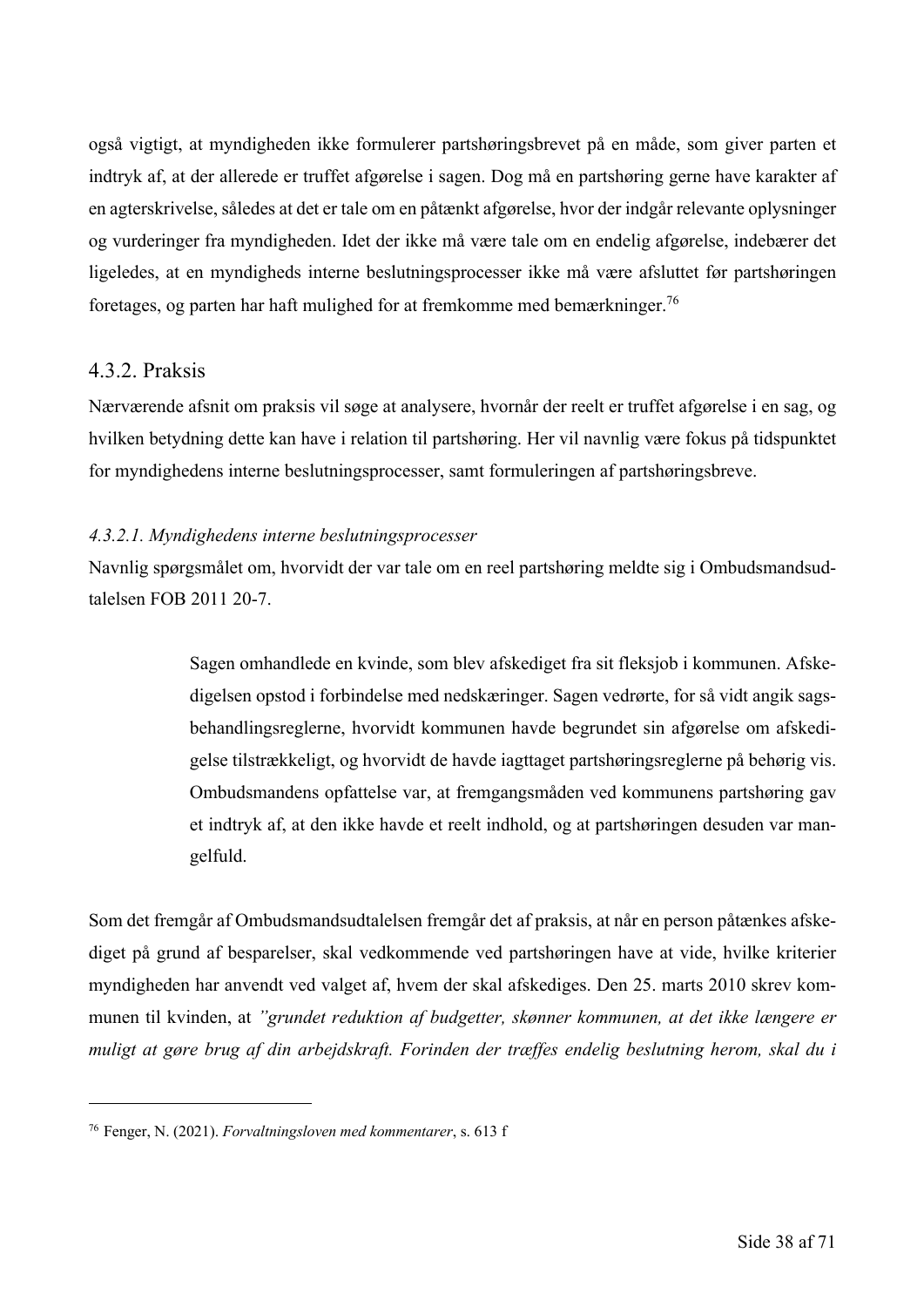også vigtigt, at myndigheden ikke formulerer partshøringsbrevet på en måde, som giver parten et indtryk af, at der allerede er truffet afgørelse i sagen. Dog må en partshøring gerne have karakter af en agterskrivelse, således at det er tale om en påtænkt afgørelse, hvor der indgår relevante oplysninger og vurderinger fra myndigheden. Idet der ikke må være tale om en endelig afgørelse, indebærer det ligeledes, at en myndigheds interne beslutningsprocesser ikke må være afsluttet før partshøringen foretages, og parten har haft mulighed for at fremkomme med bemærkninger.[76]

### 4.3.2. Praksis

Nærværende afsnit om praksis vil søge at analysere, hvornår der reelt er truffet afgørelse i en sag, og hvilken betydning dette kan have i relation til partshøring. Her vil navnlig være fokus på tidspunktet for myndighedens interne beslutningsprocesser, samt formuleringen af partshøringsbreve.

#### *4.3.2.1. Myndighedens interne beslutningsprocesser*

Navnlig spørgsmålet om, hvorvidt der var tale om en reel partshøring meldte sig i Ombudsmandsudtalelsen FOB 2011 20-7.

> Sagen omhandlede en kvinde, som blev afskediget fra sit fleksjob i kommunen. Afskedigelsen opstod i forbindelse med nedskæringer. Sagen vedrørte, for så vidt angik sagsbehandlingsreglerne, hvorvidt kommunen havde begrundet sin afgørelse om afskedigelse tilstrækkeligt, og hvorvidt de havde iagttaget partshøringsreglerne på behørig vis. Ombudsmandens opfattelse var, at fremgangsmåden ved kommunens partshøring gav et indtryk af, at den ikke havde et reelt indhold, og at partshøringen desuden var mangelfuld.

Som det fremgår af Ombudsmandsudtalelsen fremgår det af praksis, at når en person påtænkes afskediget på grund af besparelser, skal vedkommende ved partshøringen have at vide, hvilke kriterier myndigheden har anvendt ved valget af, hvem der skal afskediges. Den 25. marts 2010 skrev kommunen til kvinden, at *"grundet reduktion af budgetter, skønner kommunen, at det ikke længere er muligt at gøre brug af din arbejdskraft. Forinden der træffes endelig beslutning herom, skal du i*

---

[76] Fenger, N. (2021). *Forvaltningsloven med kommentarer*, s. 613 f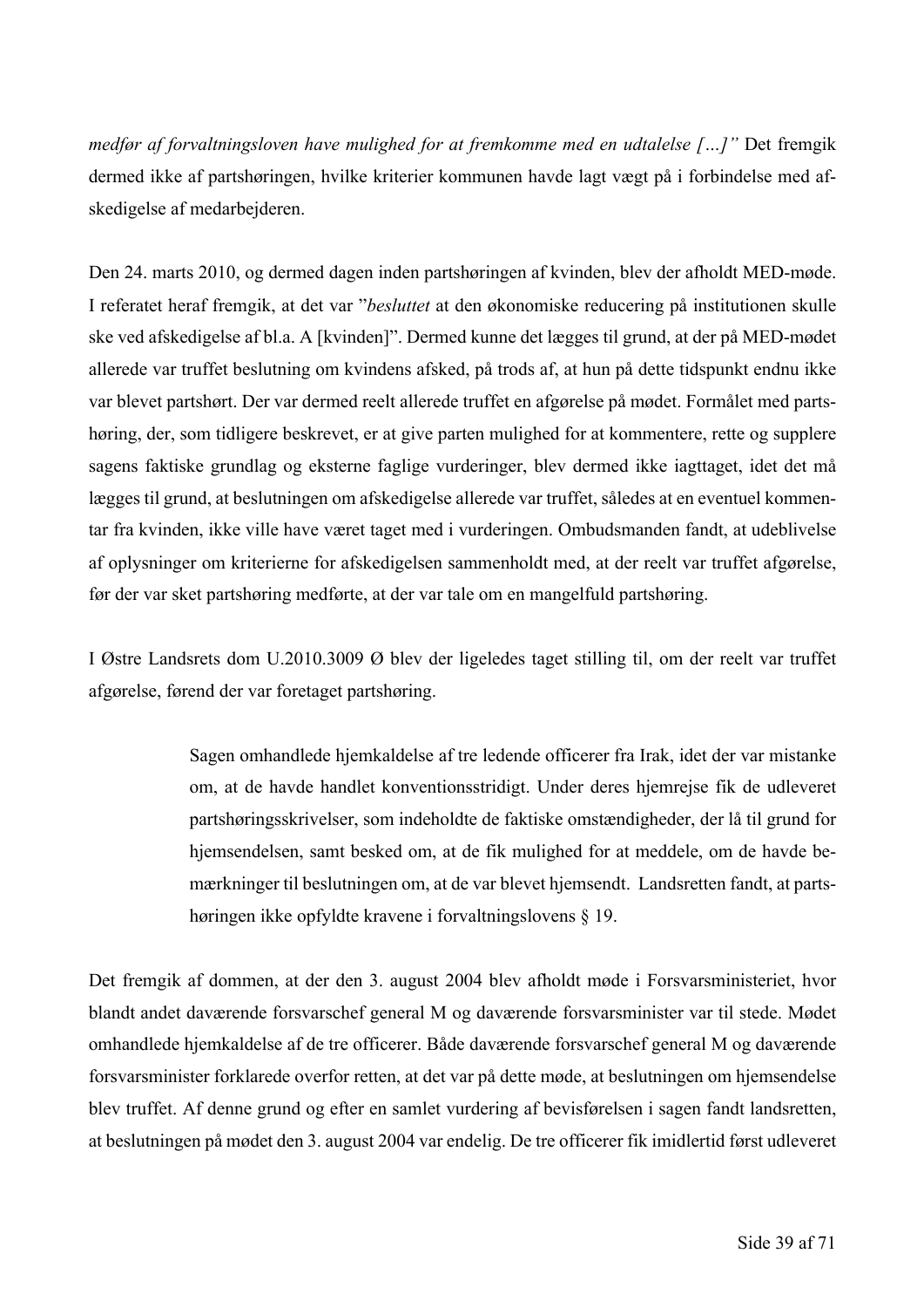*medfør af forvaltningsloven have mulighed for at fremkomme med en udtalelse […]"* Det fremgik dermed ikke af partshøringen, hvilke kriterier kommunen havde lagt vægt på i forbindelse med afskedigelse af medarbejderen.

Den 24. marts 2010, og dermed dagen inden partshøringen af kvinden, blev der afholdt MED-møde. I referatet heraf fremgik, at det var "*besluttet* at den økonomiske reducering på institutionen skulle ske ved afskedigelse af bl.a. A [kvinden]". Dermed kunne det lægges til grund, at der på MED-mødet allerede var truffet beslutning om kvindens afsked, på trods af, at hun på dette tidspunkt endnu ikke var blevet partshørt. Der var dermed reelt allerede truffet en afgørelse på mødet. Formålet med partshøring, der, som tidligere beskrevet, er at give parten mulighed for at kommentere, rette og supplere sagens faktiske grundlag og eksterne faglige vurderinger, blev dermed ikke iagttaget, idet det må lægges til grund, at beslutningen om afskedigelse allerede var truffet, således at en eventuel kommentar fra kvinden, ikke ville have været taget med i vurderingen. Ombudsmanden fandt, at udeblivelse af oplysninger om kriterierne for afskedigelsen sammenholdt med, at der reelt var truffet afgørelse, før der var sket partshøring medførte, at der var tale om en mangelfuld partshøring.

I Østre Landsrets dom U.2010.3009 Ø blev der ligeledes taget stilling til, om der reelt var truffet afgørelse, førend der var foretaget partshøring.

> Sagen omhandlede hjemkaldelse af tre ledende officerer fra Irak, idet der var mistanke om, at de havde handlet konventionsstridigt. Under deres hjemrejse fik de udleveret partshøringsskrivelser, som indeholdte de faktiske omstændigheder, der lå til grund for hjemsendelsen, samt besked om, at de fik mulighed for at meddele, om de havde bemærkninger til beslutningen om, at de var blevet hjemsendt. Landsretten fandt, at partshøringen ikke opfyldte kravene i forvaltningslovens § 19.

Det fremgik af dommen, at der den 3. august 2004 blev afholdt møde i Forsvarsministeriet, hvor blandt andet daværende forsvarschef general M og daværende forsvarsminister var til stede. Mødet omhandlede hjemkaldelse af de tre officerer. Både daværende forsvarschef general M og daværende forsvarsminister forklarede overfor retten, at det var på dette møde, at beslutningen om hjemsendelse blev truffet. Af denne grund og efter en samlet vurdering af bevisførelsen i sagen fandt landsretten, at beslutningen på mødet den 3. august 2004 var endelig. De tre officerer fik imidlertid først udleveret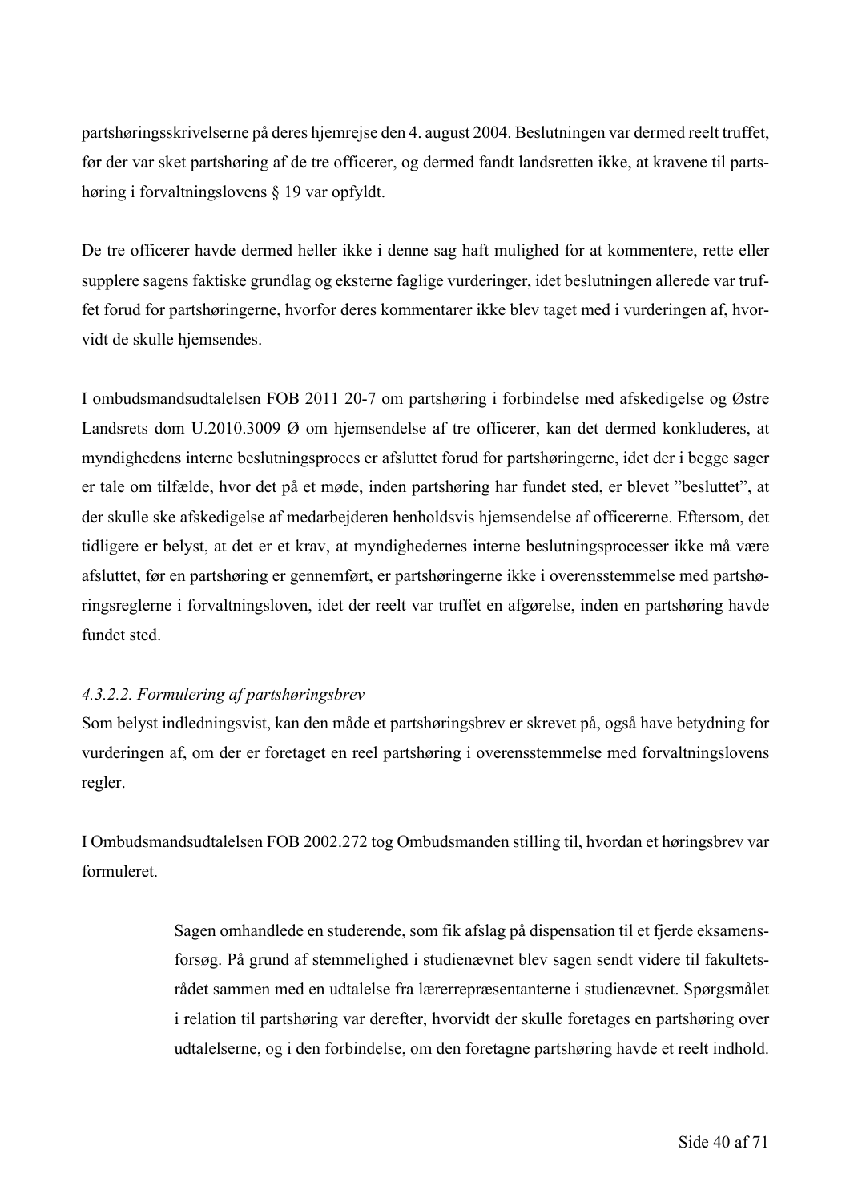partshøringsskrivelserne på deres hjemrejse den 4. august 2004. Beslutningen var dermed reelt truffet, før der var sket partshøring af de tre officerer, og dermed fandt landsretten ikke, at kravene til partshøring i forvaltningslovens § 19 var opfyldt.

De tre officerer havde dermed heller ikke i denne sag haft mulighed for at kommentere, rette eller supplere sagens faktiske grundlag og eksterne faglige vurderinger, idet beslutningen allerede var truffet forud for partshøringerne, hvorfor deres kommentarer ikke blev taget med i vurderingen af, hvorvidt de skulle hjemsendes.

I ombudsmandsudtalelsen FOB 2011 20-7 om partshøring i forbindelse med afskedigelse og Østre Landsrets dom U.2010.3009 Ø om hjemsendelse af tre officerer, kan det dermed konkluderes, at myndighedens interne beslutningsproces er afsluttet forud for partshøringerne, idet der i begge sager er tale om tilfælde, hvor det på et møde, inden partshøring har fundet sted, er blevet "besluttet", at der skulle ske afskedigelse af medarbejderen henholdsvis hjemsendelse af officererne. Eftersom, det tidligere er belyst, at det er et krav, at myndighedernes interne beslutningsprocesser ikke må være afsluttet, før en partshøring er gennemført, er partshøringerne ikke i overensstemmelse med partshøringsreglerne i forvaltningsloven, idet der reelt var truffet en afgørelse, inden en partshøring havde fundet sted.

#### *4.3.2.2. Formulering af partshøringsbrev*

Som belyst indledningsvist, kan den måde et partshøringsbrev er skrevet på, også have betydning for vurderingen af, om der er foretaget en reel partshøring i overensstemmelse med forvaltningslovens regler.

I Ombudsmandsudtalelsen FOB 2002.272 tog Ombudsmanden stilling til, hvordan et høringsbrev var formuleret.

> Sagen omhandlede en studerende, som fik afslag på dispensation til et fjerde eksamensforsøg. På grund af stemmelighed i studienævnet blev sagen sendt videre til fakultetsrådet sammen med en udtalelse fra lærerrepræsentanterne i studienævnet. Spørgsmålet i relation til partshøring var derefter, hvorvidt der skulle foretages en partshøring over udtalelserne, og i den forbindelse, om den foretagne partshøring havde et reelt indhold.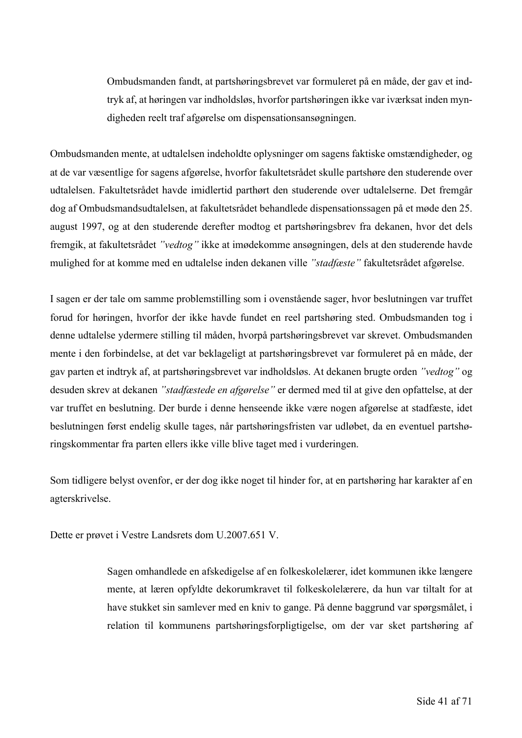> Ombudsmanden fandt, at partshøringsbrevet var formuleret på en måde, der gav et indtryk af, at høringen var indholdsløs, hvorfor partshøringen ikke var iværksat inden myndigheden reelt traf afgørelse om dispensationsansøgningen.

Ombudsmanden mente, at udtalelsen indeholdte oplysninger om sagens faktiske omstændigheder, og at de var væsentlige for sagens afgørelse, hvorfor fakultetsrådet skulle partshøre den studerende over udtalelsen. Fakultetsrådet havde imidlertid parthørt den studerende over udtalelserne. Det fremgår dog af Ombudsmandsudtalelsen, at fakultetsrådet behandlede dispensationssagen på et møde den 25. august 1997, og at den studerende derefter modtog et partshøringsbrev fra dekanen, hvor det dels fremgik, at fakultetsrådet *"vedtog"* ikke at imødekomme ansøgningen, dels at den studerende havde mulighed for at komme med en udtalelse inden dekanen ville *"stadfæste"* fakultetsrådet afgørelse.

I sagen er der tale om samme problemstilling som i ovenstående sager, hvor beslutningen var truffet forud for høringen, hvorfor der ikke havde fundet en reel partshøring sted. Ombudsmanden tog i denne udtalelse ydermere stilling til måden, hvorpå partshøringsbrevet var skrevet. Ombudsmanden mente i den forbindelse, at det var beklageligt at partshøringsbrevet var formuleret på en måde, der gav parten et indtryk af, at partshøringsbrevet var indholdsløs. At dekanen brugte orden *"vedtog"* og desuden skrev at dekanen *"stadfæstede en afgørelse"* er dermed med til at give den opfattelse, at der var truffet en beslutning. Der burde i denne henseende ikke være nogen afgørelse at stadfæste, idet beslutningen først endelig skulle tages, når partshøringsfristen var udløbet, da en eventuel partshøringskommentar fra parten ellers ikke ville blive taget med i vurderingen.

Som tidligere belyst ovenfor, er der dog ikke noget til hinder for, at en partshøring har karakter af en agterskrivelse.

Dette er prøvet i Vestre Landsrets dom U.2007.651 V.

> Sagen omhandlede en afskedigelse af en folkeskolelærer, idet kommunen ikke længere mente, at læren opfyldte dekorumkravet til folkeskolelærere, da hun var tiltalt for at have stukket sin samlever med en kniv to gange. På denne baggrund var spørgsmålet, i relation til kommunens partshøringsforpligtigelse, om der var sket partshøring af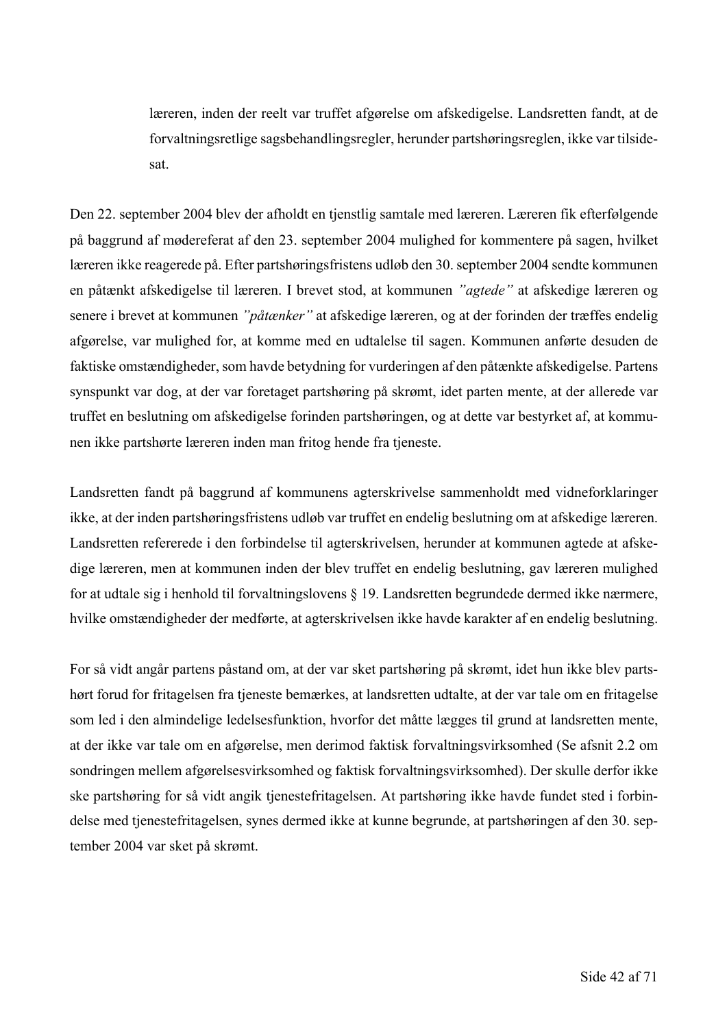> læreren, inden der reelt var truffet afgørelse om afskedigelse. Landsretten fandt, at de forvaltningsretlige sagsbehandlingsregler, herunder partshøringsreglen, ikke var tilsidesat.

Den 22. september 2004 blev der afholdt en tjenstlig samtale med læreren. Læreren fik efterfølgende på baggrund af mødereferat af den 23. september 2004 mulighed for kommentere på sagen, hvilket læreren ikke reagerede på. Efter partshøringsfristens udløb den 30. september 2004 sendte kommunen en påtænkt afskedigelse til læreren. I brevet stod, at kommunen *"agtede"* at afskedige læreren og senere i brevet at kommunen *"påtænker"* at afskedige læreren, og at der forinden der træffes endelig afgørelse, var mulighed for, at komme med en udtalelse til sagen. Kommunen anførte desuden de faktiske omstændigheder, som havde betydning for vurderingen af den påtænkte afskedigelse. Partens synspunkt var dog, at der var foretaget partshøring på skrømt, idet parten mente, at der allerede var truffet en beslutning om afskedigelse forinden partshøringen, og at dette var bestyrket af, at kommunen ikke partshørte læreren inden man fritog hende fra tjeneste.

Landsretten fandt på baggrund af kommunens agterskrivelse sammenholdt med vidneforklaringer ikke, at der inden partshøringsfristens udløb var truffet en endelig beslutning om at afskedige læreren. Landsretten refererede i den forbindelse til agterskrivelsen, herunder at kommunen agtede at afskedige læreren, men at kommunen inden der blev truffet en endelig beslutning, gav læreren mulighed for at udtale sig i henhold til forvaltningslovens § 19. Landsretten begrundede dermed ikke nærmere, hvilke omstændigheder der medførte, at agterskrivelsen ikke havde karakter af en endelig beslutning.

For så vidt angår partens påstand om, at der var sket partshøring på skrømt, idet hun ikke blev partshørt forud for fritagelsen fra tjeneste bemærkes, at landsretten udtalte, at der var tale om en fritagelse som led i den almindelige ledelsesfunktion, hvorfor det måtte lægges til grund at landsretten mente, at der ikke var tale om en afgørelse, men derimod faktisk forvaltningsvirksomhed (Se afsnit 2.2 om sondringen mellem afgørelsesvirksomhed og faktisk forvaltningsvirksomhed). Der skulle derfor ikke ske partshøring for så vidt angik tjenestefritagelsen. At partshøring ikke havde fundet sted i forbindelse med tjenestefritagelsen, synes dermed ikke at kunne begrunde, at partshøringen af den 30. september 2004 var sket på skrømt.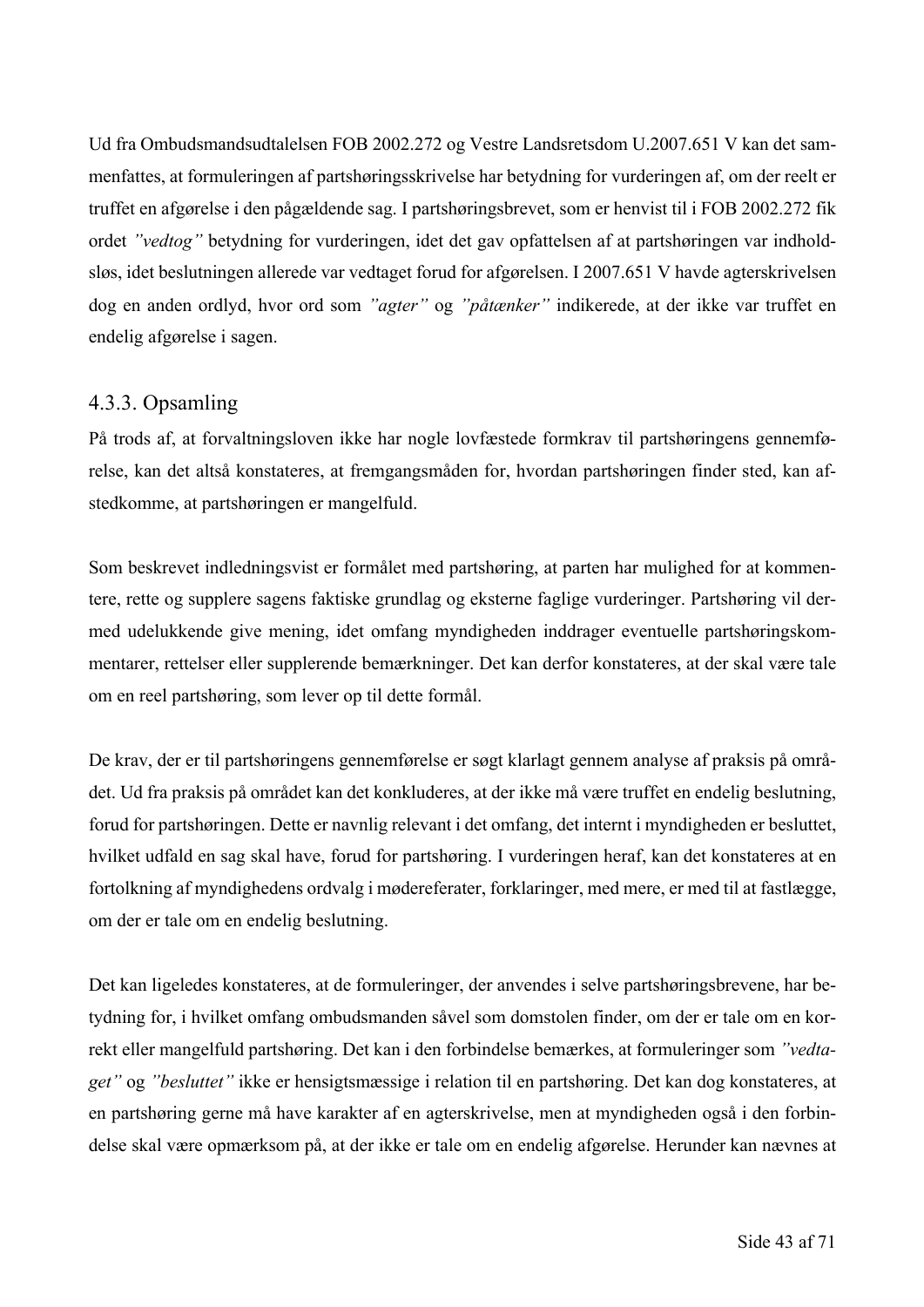Ud fra Ombudsmandsudtalelsen FOB 2002.272 og Vestre Landsretsdom U.2007.651 V kan det sammenfattes, at formuleringen af partshøringsskrivelse har betydning for vurderingen af, om der reelt er truffet en afgørelse i den pågældende sag. I partshøringsbrevet, som er henvist til i FOB 2002.272 fik ordet *"vedtog"* betydning for vurderingen, idet det gav opfattelsen af at partshøringen var indholdsløs, idet beslutningen allerede var vedtaget forud for afgørelsen. I 2007.651 V havde agterskrivelsen dog en anden ordlyd, hvor ord som *"agter"* og *"påtænker"* indikerede, at der ikke var truffet en endelig afgørelse i sagen.

### 4.3.3. Opsamling

På trods af, at forvaltningsloven ikke har nogle lovfæstede formkrav til partshøringens gennemførelse, kan det altså konstateres, at fremgangsmåden for, hvordan partshøringen finder sted, kan afstedkomme, at partshøringen er mangelfuld.

Som beskrevet indledningsvist er formålet med partshøring, at parten har mulighed for at kommentere, rette og supplere sagens faktiske grundlag og eksterne faglige vurderinger. Partshøring vil dermed udelukkende give mening, idet omfang myndigheden inddrager eventuelle partshøringskommentarer, rettelser eller supplerende bemærkninger. Det kan derfor konstateres, at der skal være tale om en reel partshøring, som lever op til dette formål.

De krav, der er til partshøringens gennemførelse er søgt klarlagt gennem analyse af praksis på området. Ud fra praksis på området kan det konkluderes, at der ikke må være truffet en endelig beslutning, forud for partshøringen. Dette er navnlig relevant i det omfang, det internt i myndigheden er besluttet, hvilket udfald en sag skal have, forud for partshøring. I vurderingen heraf, kan det konstateres at en fortolkning af myndighedens ordvalg i mødereferater, forklaringer, med mere, er med til at fastlægge, om der er tale om en endelig beslutning.

Det kan ligeledes konstateres, at de formuleringer, der anvendes i selve partshøringsbrevene, har betydning for, i hvilket omfang ombudsmanden såvel som domstolen finder, om der er tale om en korrekt eller mangelfuld partshøring. Det kan i den forbindelse bemærkes, at formuleringer som *"vedtaget"* og *"besluttet"* ikke er hensigtsmæssige i relation til en partshøring. Det kan dog konstateres, at en partshøring gerne må have karakter af en agterskrivelse, men at myndigheden også i den forbindelse skal være opmærksom på, at der ikke er tale om en endelig afgørelse. Herunder kan nævnes at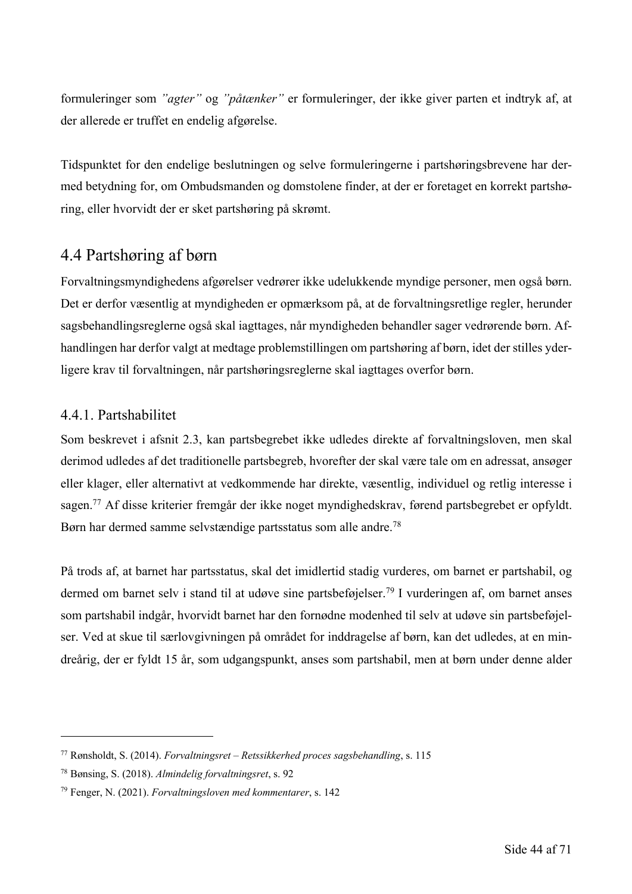formuleringer som *"agter"* og *"påtænker"* er formuleringer, der ikke giver parten et indtryk af, at der allerede er truffet en endelig afgørelse.

Tidspunktet for den endelige beslutningen og selve formuleringerne i partshøringsbrevene har dermed betydning for, om Ombudsmanden og domstolene finder, at der er foretaget en korrekt partshøring, eller hvorvidt der er sket partshøring på skrømt.

## 4.4 Partshøring af børn

Forvaltningsmyndighedens afgørelser vedrører ikke udelukkende myndige personer, men også børn. Det er derfor væsentlig at myndigheden er opmærksom på, at de forvaltningsretlige regler, herunder sagsbehandlingsreglerne også skal iagttages, når myndigheden behandler sager vedrørende børn. Afhandlingen har derfor valgt at medtage problemstillingen om partshøring af børn, idet der stilles yderligere krav til forvaltningen, når partshøringsreglerne skal iagttages overfor børn.

### 4.4.1. Partshabilitet

Som beskrevet i afsnit 2.3, kan partsbegrebet ikke udledes direkte af forvaltningsloven, men skal derimod udledes af det traditionelle partsbegreb, hvorefter der skal være tale om en adressat, ansøger eller klager, eller alternativt at vedkommende har direkte, væsentlig, individuel og retlig interesse i sagen.[77] Af disse kriterier fremgår der ikke noget myndighedskrav, førend partsbegrebet er opfyldt. Børn har dermed samme selvstændige partsstatus som alle andre.[78]

På trods af, at barnet har partsstatus, skal det imidlertid stadig vurderes, om barnet er partshabil, og dermed om barnet selv i stand til at udøve sine partsbeføjelser.[79] I vurderingen af, om barnet anses som partshabil indgår, hvorvidt barnet har den fornødne modenhed til selv at udøve sin partsbeføjelser. Ved at skue til særlovgivningen på området for inddragelse af børn, kan det udledes, at en mindreårig, der er fyldt 15 år, som udgangspunkt, anses som partshabil, men at børn under denne alder

---

[77] Rønsholdt, S. (2014). *Forvaltningsret – Retssikkerhed proces sagsbehandling*, s. 115

[78] Bønsing, S. (2018). *Almindelig forvaltningsret*, s. 92

[79] Fenger, N. (2021). *Forvaltningsloven med kommentarer*, s. 142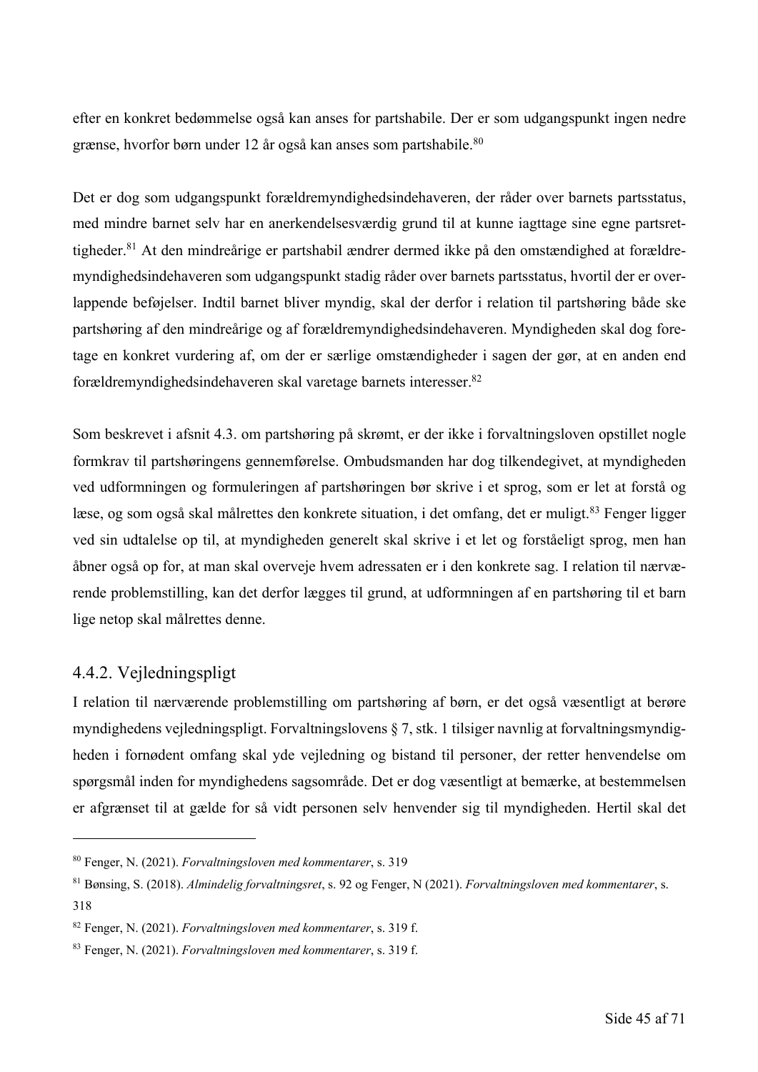efter en konkret bedømmelse også kan anses for partshabile. Der er som udgangspunkt ingen nedre grænse, hvorfor børn under 12 år også kan anses som partshabile.[80]

Det er dog som udgangspunkt forældremyndighedsindehaveren, der råder over barnets partsstatus, med mindre barnet selv har en anerkendelsesværdig grund til at kunne iagttage sine egne partsrettigheder.[81] At den mindreårige er partshabil ændrer dermed ikke på den omstændighed at forældremyndighedsindehaveren som udgangspunkt stadig råder over barnets partsstatus, hvortil der er overlappende beføjelser. Indtil barnet bliver myndig, skal der derfor i relation til partshøring både ske partshøring af den mindreårige og af forældremyndighedsindehaveren. Myndigheden skal dog foretage en konkret vurdering af, om der er særlige omstændigheder i sagen der gør, at en anden end forældremyndighedsindehaveren skal varetage barnets interesser.[82]

Som beskrevet i afsnit 4.3. om partshøring på skrømt, er der ikke i forvaltningsloven opstillet nogle formkrav til partshøringens gennemførelse. Ombudsmanden har dog tilkendegivet, at myndigheden ved udformningen og formuleringen af partshøringen bør skrive i et sprog, som er let at forstå og læse, og som også skal målrettes den konkrete situation, i det omfang, det er muligt.[83] Fenger ligger ved sin udtalelse op til, at myndigheden generelt skal skrive i et let og forståeligt sprog, men han åbner også op for, at man skal overveje hvem adressaten er i den konkrete sag. I relation til nærværende problemstilling, kan det derfor lægges til grund, at udformningen af en partshøring til et barn lige netop skal målrettes denne.

### 4.4.2. Vejledningspligt

I relation til nærværende problemstilling om partshøring af børn, er det også væsentligt at berøre myndighedens vejledningspligt. Forvaltningslovens § 7, stk. 1 tilsiger navnlig at forvaltningsmyndigheden i fornødent omfang skal yde vejledning og bistand til personer, der retter henvendelse om spørgsmål inden for myndighedens sagsområde. Det er dog væsentligt at bemærke, at bestemmelsen er afgrænset til at gælde for så vidt personen selv henvender sig til myndigheden. Hertil skal det

---

[80] Fenger, N. (2021). *Forvaltningsloven med kommentarer*, s. 319

[81] Bønsing, S. (2018). *Almindelig forvaltningsret*, s. 92 og Fenger, N (2021). *Forvaltningsloven med kommentarer*, s. 318

[82] Fenger, N. (2021). *Forvaltningsloven med kommentarer*, s. 319 f.

[83] Fenger, N. (2021). *Forvaltningsloven med kommentarer*, s. 319 f.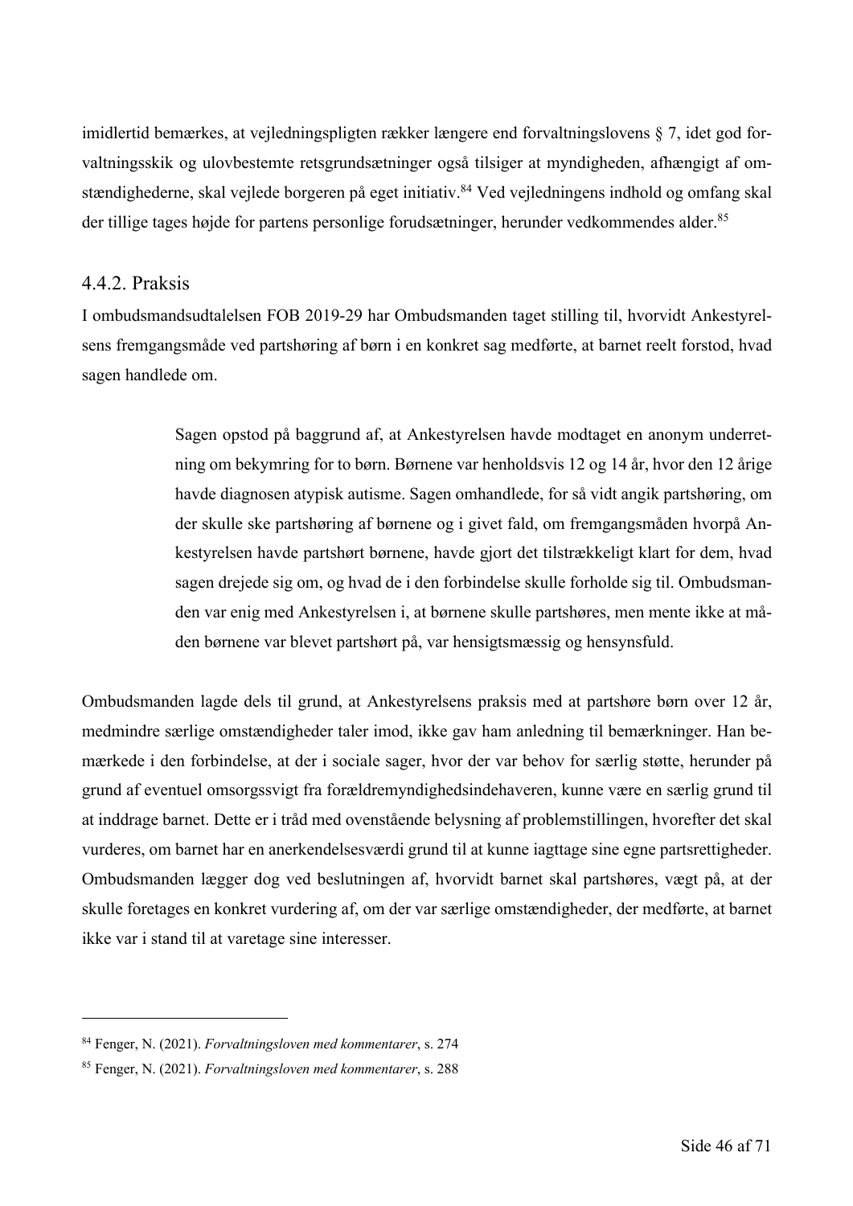imidlertid bemærkes, at vejledningspligten rækker længere end forvaltningslovens § 7, idet god forvaltningsskik og ulovbestemte retsgrundsætninger også tilsiger at myndigheden, afhængigt af omstændighederne, skal vejlede borgeren på eget initiativ.[84] Ved vejledningens indhold og omfang skal der tillige tages højde for partens personlige forudsætninger, herunder vedkommendes alder.[85]

### 4.4.2. Praksis

I ombudsmandsudtalelsen FOB 2019-29 har Ombudsmanden taget stilling til, hvorvidt Ankestyrelsens fremgangsmåde ved partshøring af børn i en konkret sag medførte, at barnet reelt forstod, hvad sagen handlede om.

> Sagen opstod på baggrund af, at Ankestyrelsen havde modtaget en anonym underretning om bekymring for to børn. Børnene var henholdsvis 12 og 14 år, hvor den 12 årige havde diagnosen atypisk autisme. Sagen omhandlede, for så vidt angik partshøring, om der skulle ske partshøring af børnene og i givet fald, om fremgangsmåden hvorpå Ankestyrelsen havde partshørt børnene, havde gjort det tilstrækkeligt klart for dem, hvad sagen drejede sig om, og hvad de i den forbindelse skulle forholde sig til. Ombudsmanden var enig med Ankestyrelsen i, at børnene skulle partshøres, men mente ikke at måden børnene var blevet partshørt på, var hensigtsmæssig og hensynsfuld.

Ombudsmanden lagde dels til grund, at Ankestyrelsens praksis med at partshøre børn over 12 år, medmindre særlige omstændigheder taler imod, ikke gav ham anledning til bemærkninger. Han bemærkede i den forbindelse, at der i sociale sager, hvor der var behov for særlig støtte, herunder på grund af eventuel omsorgssvigt fra forældremyndighedsindehaveren, kunne være en særlig grund til at inddrage barnet. Dette er i tråd med ovenstående belysning af problemstillingen, hvorefter det skal vurderes, om barnet har en anerkendelsesværdi grund til at kunne iagttage sine egne partsrettigheder. Ombudsmanden lægger dog ved beslutningen af, hvorvidt barnet skal partshøres, vægt på, at der skulle foretages en konkret vurdering af, om der var særlige omstændigheder, der medførte, at barnet ikke var i stand til at varetage sine interesser.

---

[84] Fenger, N. (2021). *Forvaltningsloven med kommentarer*, s. 274

[85] Fenger, N. (2021). *Forvaltningsloven med kommentarer*, s. 288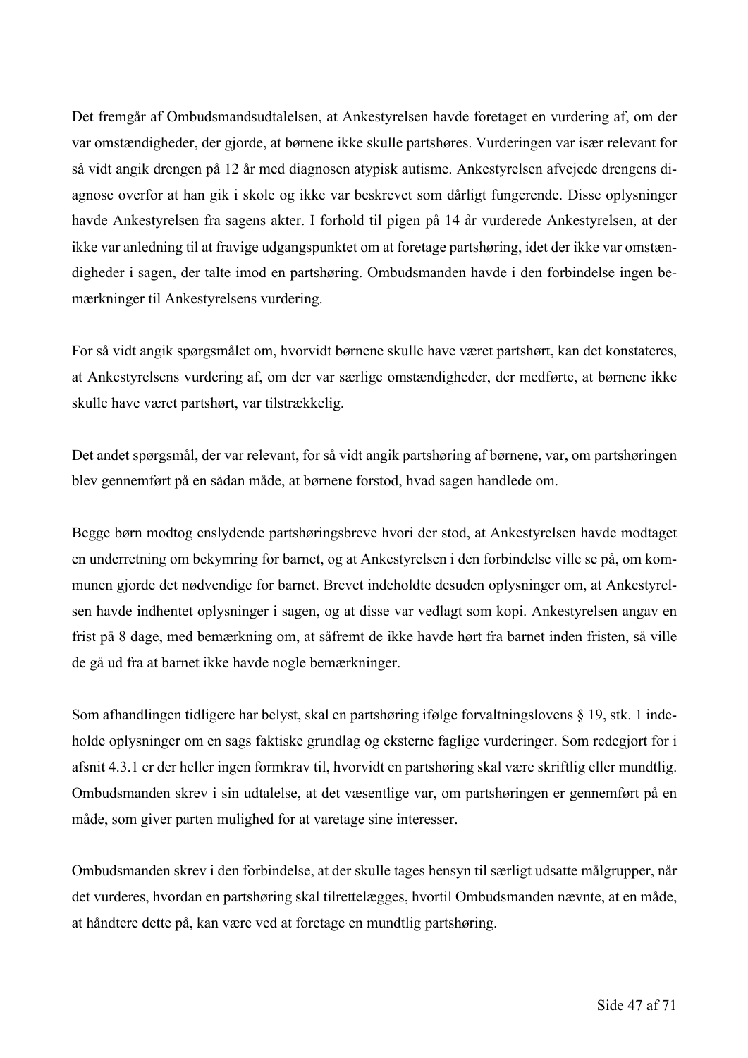Det fremgår af Ombudsmandsudtalelsen, at Ankestyrelsen havde foretaget en vurdering af, om der var omstændigheder, der gjorde, at børnene ikke skulle partshøres. Vurderingen var især relevant for så vidt angik drengen på 12 år med diagnosen atypisk autisme. Ankestyrelsen afvejede drengens diagnose overfor at han gik i skole og ikke var beskrevet som dårligt fungerende. Disse oplysninger havde Ankestyrelsen fra sagens akter. I forhold til pigen på 14 år vurderede Ankestyrelsen, at der ikke var anledning til at fravige udgangspunktet om at foretage partshøring, idet der ikke var omstændigheder i sagen, der talte imod en partshøring. Ombudsmanden havde i den forbindelse ingen bemærkninger til Ankestyrelsens vurdering.

For så vidt angik spørgsmålet om, hvorvidt børnene skulle have været partshørt, kan det konstateres, at Ankestyrelsens vurdering af, om der var særlige omstændigheder, der medførte, at børnene ikke skulle have været partshørt, var tilstrækkelig.

Det andet spørgsmål, der var relevant, for så vidt angik partshøring af børnene, var, om partshøringen blev gennemført på en sådan måde, at børnene forstod, hvad sagen handlede om.

Begge børn modtog enslydende partshøringsbreve hvori der stod, at Ankestyrelsen havde modtaget en underretning om bekymring for barnet, og at Ankestyrelsen i den forbindelse ville se på, om kommunen gjorde det nødvendige for barnet. Brevet indeholdte desuden oplysninger om, at Ankestyrelsen havde indhentet oplysninger i sagen, og at disse var vedlagt som kopi. Ankestyrelsen angav en frist på 8 dage, med bemærkning om, at såfremt de ikke havde hørt fra barnet inden fristen, så ville de gå ud fra at barnet ikke havde nogle bemærkninger.

Som afhandlingen tidligere har belyst, skal en partshøring ifølge forvaltningslovens § 19, stk. 1 indeholde oplysninger om en sags faktiske grundlag og eksterne faglige vurderinger. Som redegjort for i afsnit 4.3.1 er der heller ingen formkrav til, hvorvidt en partshøring skal være skriftlig eller mundtlig. Ombudsmanden skrev i sin udtalelse, at det væsentlige var, om partshøringen er gennemført på en måde, som giver parten mulighed for at varetage sine interesser.

Ombudsmanden skrev i den forbindelse, at der skulle tages hensyn til særligt udsatte målgrupper, når det vurderes, hvordan en partshøring skal tilrettelægges, hvortil Ombudsmanden nævnte, at en måde, at håndtere dette på, kan være ved at foretage en mundtlig partshøring.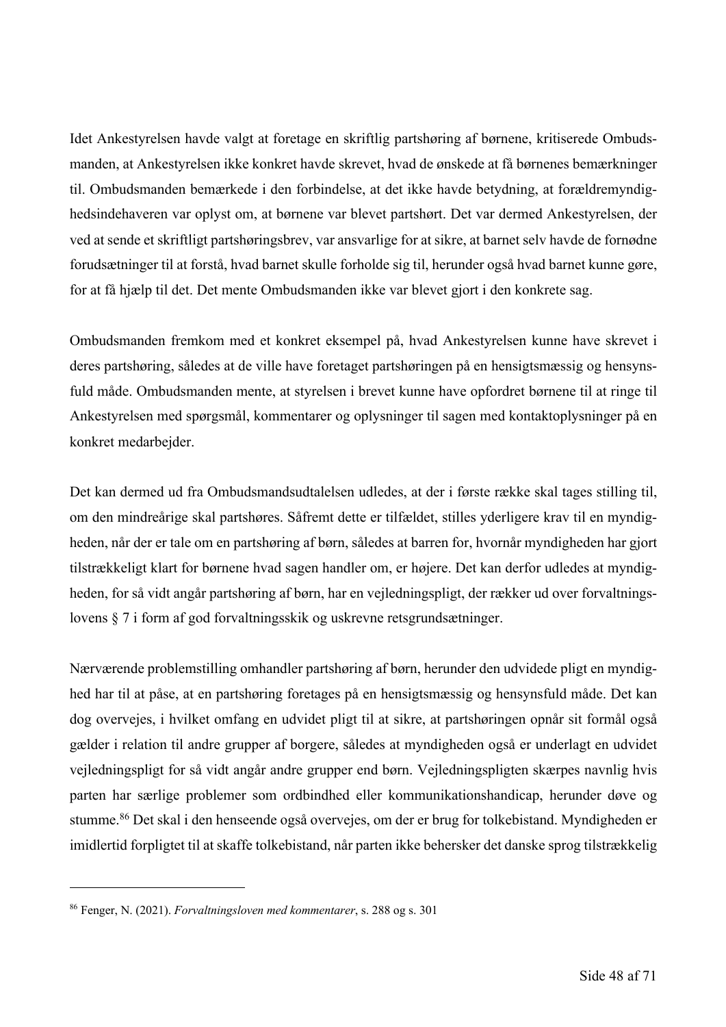Idet Ankestyrelsen havde valgt at foretage en skriftlig partshøring af børnene, kritiserede Ombudsmanden, at Ankestyrelsen ikke konkret havde skrevet, hvad de ønskede at få børnenes bemærkninger til. Ombudsmanden bemærkede i den forbindelse, at det ikke havde betydning, at forældremyndighedsindehaveren var oplyst om, at børnene var blevet partshørt. Det var dermed Ankestyrelsen, der ved at sende et skriftligt partshøringsbrev, var ansvarlige for at sikre, at barnet selv havde de fornødne forudsætninger til at forstå, hvad barnet skulle forholde sig til, herunder også hvad barnet kunne gøre, for at få hjælp til det. Det mente Ombudsmanden ikke var blevet gjort i den konkrete sag.

Ombudsmanden fremkom med et konkret eksempel på, hvad Ankestyrelsen kunne have skrevet i deres partshøring, således at de ville have foretaget partshøringen på en hensigtsmæssig og hensynsfuld måde. Ombudsmanden mente, at styrelsen i brevet kunne have opfordret børnene til at ringe til Ankestyrelsen med spørgsmål, kommentarer og oplysninger til sagen med kontaktoplysninger på en konkret medarbejder.

Det kan dermed ud fra Ombudsmandsudtalelsen udledes, at der i første række skal tages stilling til, om den mindreårige skal partshøres. Såfremt dette er tilfældet, stilles yderligere krav til en myndigheden, når der er tale om en partshøring af børn, således at barren for, hvornår myndigheden har gjort tilstrækkeligt klart for børnene hvad sagen handler om, er højere. Det kan derfor udledes at myndigheden, for så vidt angår partshøring af børn, har en vejledningspligt, der rækker ud over forvaltningslovens § 7 i form af god forvaltningsskik og uskrevne retsgrundsætninger.

Nærværende problemstilling omhandler partshøring af børn, herunder den udvidede pligt en myndighed har til at påse, at en partshøring foretages på en hensigtsmæssig og hensynsfuld måde. Det kan dog overvejes, i hvilket omfang en udvidet pligt til at sikre, at partshøringen opnår sit formål også gælder i relation til andre grupper af borgere, således at myndigheden også er underlagt en udvidet vejledningspligt for så vidt angår andre grupper end børn. Vejledningspligten skærpes navnlig hvis parten har særlige problemer som ordbindhed eller kommunikationshandicap, herunder døve og stumme.[86] Det skal i den henseende også overvejes, om der er brug for tolkebistand. Myndigheden er imidlertid forpligtet til at skaffe tolkebistand, når parten ikke behersker det danske sprog tilstrækkelig

---

[86] Fenger, N. (2021). *Forvaltningsloven med kommentarer*, s. 288 og s. 301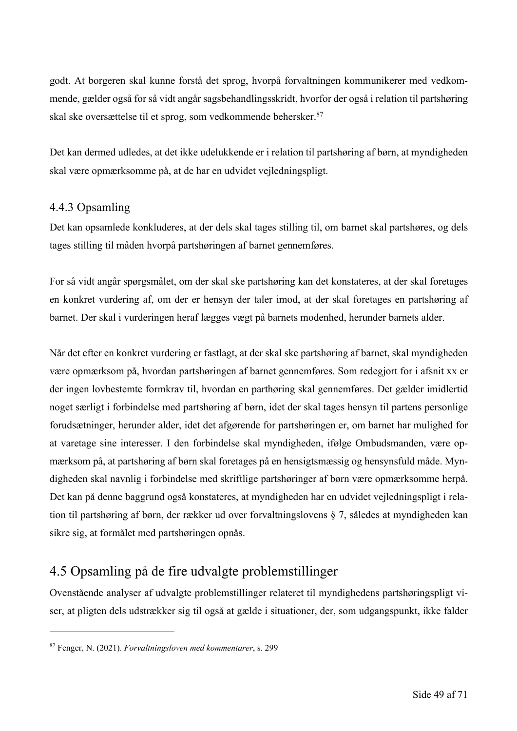godt. At borgeren skal kunne forstå det sprog, hvorpå forvaltningen kommunikerer med vedkommende, gælder også for så vidt angår sagsbehandlingsskridt, hvorfor der også i relation til partshøring skal ske oversættelse til et sprog, som vedkommende behersker.[87]

Det kan dermed udledes, at det ikke udelukkende er i relation til partshøring af børn, at myndigheden skal være opmærksomme på, at de har en udvidet vejledningspligt.

### 4.4.3 Opsamling

Det kan opsamlede konkluderes, at der dels skal tages stilling til, om barnet skal partshøres, og dels tages stilling til måden hvorpå partshøringen af barnet gennemføres.

For så vidt angår spørgsmålet, om der skal ske partshøring kan det konstateres, at der skal foretages en konkret vurdering af, om der er hensyn der taler imod, at der skal foretages en partshøring af barnet. Der skal i vurderingen heraf lægges vægt på barnets modenhed, herunder barnets alder.

Når det efter en konkret vurdering er fastlagt, at der skal ske partshøring af barnet, skal myndigheden være opmærksom på, hvordan partshøringen af barnet gennemføres. Som redegjort for i afsnit xx er der ingen lovbestemte formkrav til, hvordan en parthøring skal gennemføres. Det gælder imidlertid noget særligt i forbindelse med partshøring af børn, idet der skal tages hensyn til partens personlige forudsætninger, herunder alder, idet det afgørende for partshøringen er, om barnet har mulighed for at varetage sine interesser. I den forbindelse skal myndigheden, ifølge Ombudsmanden, være opmærksom på, at partshøring af børn skal foretages på en hensigtsmæssig og hensynsfuld måde. Myndigheden skal navnlig i forbindelse med skriftlige partshøringer af børn være opmærksomme herpå. Det kan på denne baggrund også konstateres, at myndigheden har en udvidet vejledningspligt i relation til partshøring af børn, der rækker ud over forvaltningslovens § 7, således at myndigheden kan sikre sig, at formålet med partshøringen opnås.

## 4.5 Opsamling på de fire udvalgte problemstillinger

Ovenstående analyser af udvalgte problemstillinger relateret til myndighedens partshøringspligt viser, at pligten dels udstrækker sig til også at gælde i situationer, der, som udgangspunkt, ikke falder

---

[87] Fenger, N. (2021). *Forvaltningsloven med kommentarer*, s. 299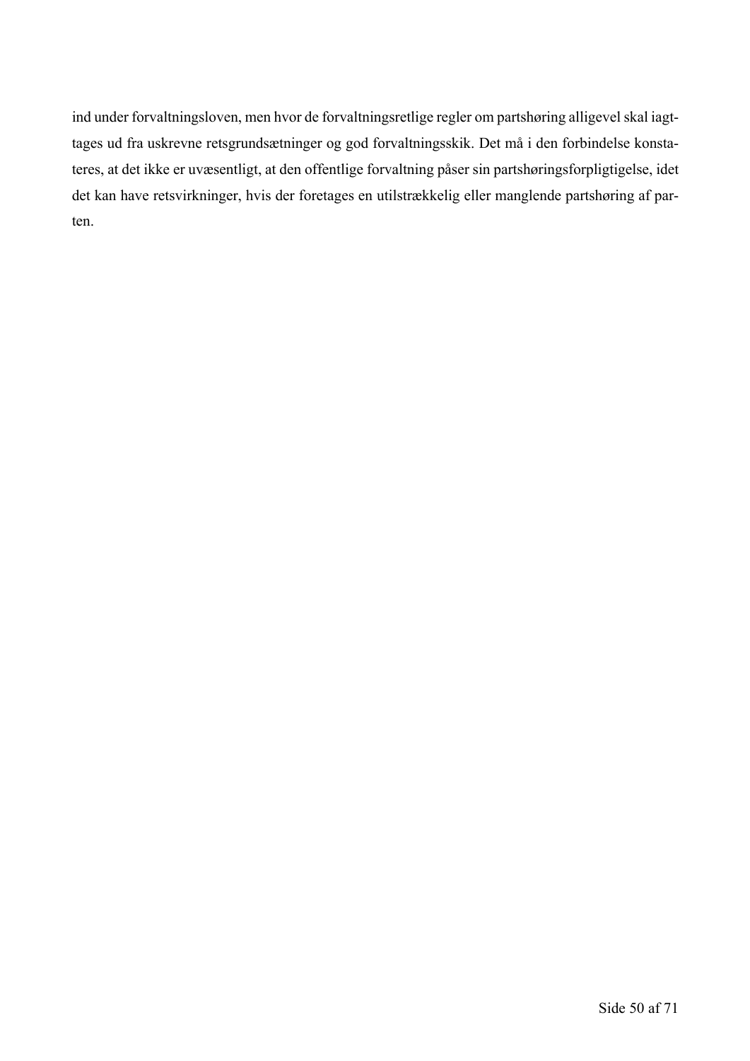ind under forvaltningsloven, men hvor de forvaltningsretlige regler om partshøring alligevel skal iagttages ud fra uskrevne retsgrundsætninger og god forvaltningsskik. Det må i den forbindelse konstateres, at det ikke er uvæsentligt, at den offentlige forvaltning påser sin partshøringsforpligtigelse, idet det kan have retsvirkninger, hvis der foretages en utilstrækkelig eller manglende partshøring af parten.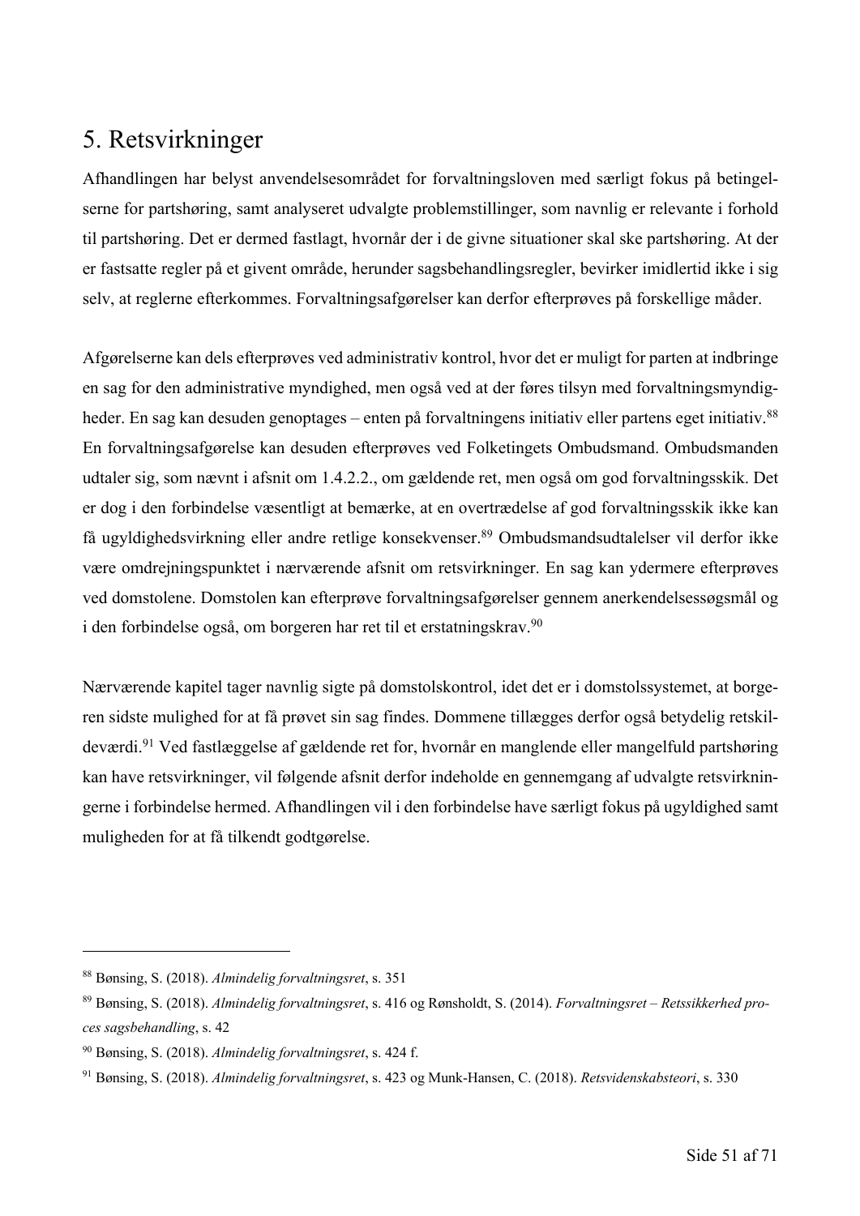# 5. Retsvirkninger

Afhandlingen har belyst anvendelsesområdet for forvaltningsloven med særligt fokus på betingelserne for partshøring, samt analyseret udvalgte problemstillinger, som navnlig er relevante i forhold til partshøring. Det er dermed fastlagt, hvornår der i de givne situationer skal ske partshøring. At der er fastsatte regler på et givent område, herunder sagsbehandlingsregler, bevirker imidlertid ikke i sig selv, at reglerne efterkommes. Forvaltningsafgørelser kan derfor efterprøves på forskellige måder.

Afgørelserne kan dels efterprøves ved administrativ kontrol, hvor det er muligt for parten at indbringe en sag for den administrative myndighed, men også ved at der føres tilsyn med forvaltningsmyndigheder. En sag kan desuden genoptages – enten på forvaltningens initiativ eller partens eget initiativ.[88] En forvaltningsafgørelse kan desuden efterprøves ved Folketingets Ombudsmand. Ombudsmanden udtaler sig, som nævnt i afsnit om 1.4.2.2., om gældende ret, men også om god forvaltningsskik. Det er dog i den forbindelse væsentligt at bemærke, at en overtrædelse af god forvaltningsskik ikke kan få ugyldighedsvirkning eller andre retlige konsekvenser.[89] Ombudsmandsudtalelser vil derfor ikke være omdrejningspunktet i nærværende afsnit om retsvirkninger. En sag kan ydermere efterprøves ved domstolene. Domstolen kan efterprøve forvaltningsafgørelser gennem anerkendelsessøgsmål og i den forbindelse også, om borgeren har ret til et erstatningskrav.[90]

Nærværende kapitel tager navnlig sigte på domstolskontrol, idet det er i domstolssystemet, at borgeren sidste mulighed for at få prøvet sin sag findes. Dommene tillægges derfor også betydelig retskildeværdi.[91] Ved fastlæggelse af gældende ret for, hvornår en manglende eller mangelfuld partshøring kan have retsvirkninger, vil følgende afsnit derfor indeholde en gennemgang af udvalgte retsvirkningerne i forbindelse hermed. Afhandlingen vil i den forbindelse have særligt fokus på ugyldighed samt muligheden for at få tilkendt godtgørelse.

---

[88] Bønsing, S. (2018). *Almindelig forvaltningsret*, s. 351

[89] Bønsing, S. (2018). *Almindelig forvaltningsret*, s. 416 og Rønsholdt, S. (2014). *Forvaltningsret – Retssikkerhed proces sagsbehandling*, s. 42

[90] Bønsing, S. (2018). *Almindelig forvaltningsret*, s. 424 f.

[91] Bønsing, S. (2018). *Almindelig forvaltningsret*, s. 423 og Munk-Hansen, C. (2018). *Retsvidenskabsteori*, s. 330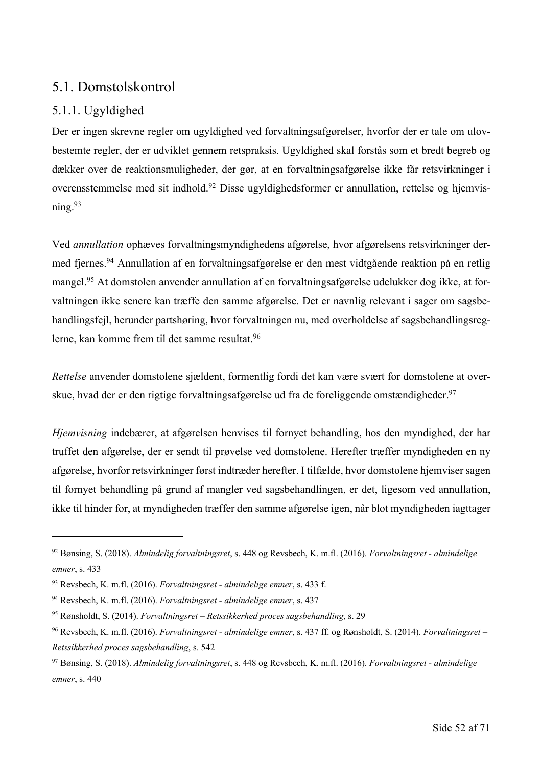## 5.1. Domstolskontrol

### 5.1.1. Ugyldighed

Der er ingen skrevne regler om ugyldighed ved forvaltningsafgørelser, hvorfor der er tale om ulovbestemte regler, der er udviklet gennem retspraksis. Ugyldighed skal forstås som et bredt begreb og dækker over de reaktionsmuligheder, der gør, at en forvaltningsafgørelse ikke får retsvirkninger i overensstemmelse med sit indhold.[92] Disse ugyldighedsformer er annullation, rettelse og hjemvisning.[93]

Ved *annullation* ophæves forvaltningsmyndighedens afgørelse, hvor afgørelsens retsvirkninger dermed fjernes.[94] Annullation af en forvaltningsafgørelse er den mest vidtgående reaktion på en retlig mangel.[95] At domstolen anvender annullation af en forvaltningsafgørelse udelukker dog ikke, at forvaltningen ikke senere kan træffe den samme afgørelse. Det er navnlig relevant i sager om sagsbehandlingsfejl, herunder partshøring, hvor forvaltningen nu, med overholdelse af sagsbehandlingsreglerne, kan komme frem til det samme resultat.[96]

*Rettelse* anvender domstolene sjældent, formentlig fordi det kan være svært for domstolene at overskue, hvad der er den rigtige forvaltningsafgørelse ud fra de foreliggende omstændigheder.[97]

*Hjemvisning* indebærer, at afgørelsen henvises til fornyet behandling, hos den myndighed, der har truffet den afgørelse, der er sendt til prøvelse ved domstolene. Herefter træffer myndigheden en ny afgørelse, hvorfor retsvirkninger først indtræder herefter. I tilfælde, hvor domstolene hjemviser sagen til fornyet behandling på grund af mangler ved sagsbehandlingen, er det, ligesom ved annullation, ikke til hinder for, at myndigheden træffer den samme afgørelse igen, når blot myndigheden iagttager

---

[92] Bønsing, S. (2018). *Almindelig forvaltningsret*, s. 448 og Revsbech, K. m.fl. (2016). *Forvaltningsret - almindelige emner*, s. 433

[93] Revsbech, K. m.fl. (2016). *Forvaltningsret - almindelige emner*, s. 433 f.

[94] Revsbech, K. m.fl. (2016). *Forvaltningsret - almindelige emner*, s. 437

[95] Rønsholdt, S. (2014). *Forvaltningsret – Retssikkerhed proces sagsbehandling*, s. 29

[96] Revsbech, K. m.fl. (2016). *Forvaltningsret - almindelige emner*, s. 437 ff. og Rønsholdt, S. (2014). *Forvaltningsret – Retssikkerhed proces sagsbehandling*, s. 542

[97] Bønsing, S. (2018). *Almindelig forvaltningsret*, s. 448 og Revsbech, K. m.fl. (2016). *Forvaltningsret - almindelige emner*, s. 440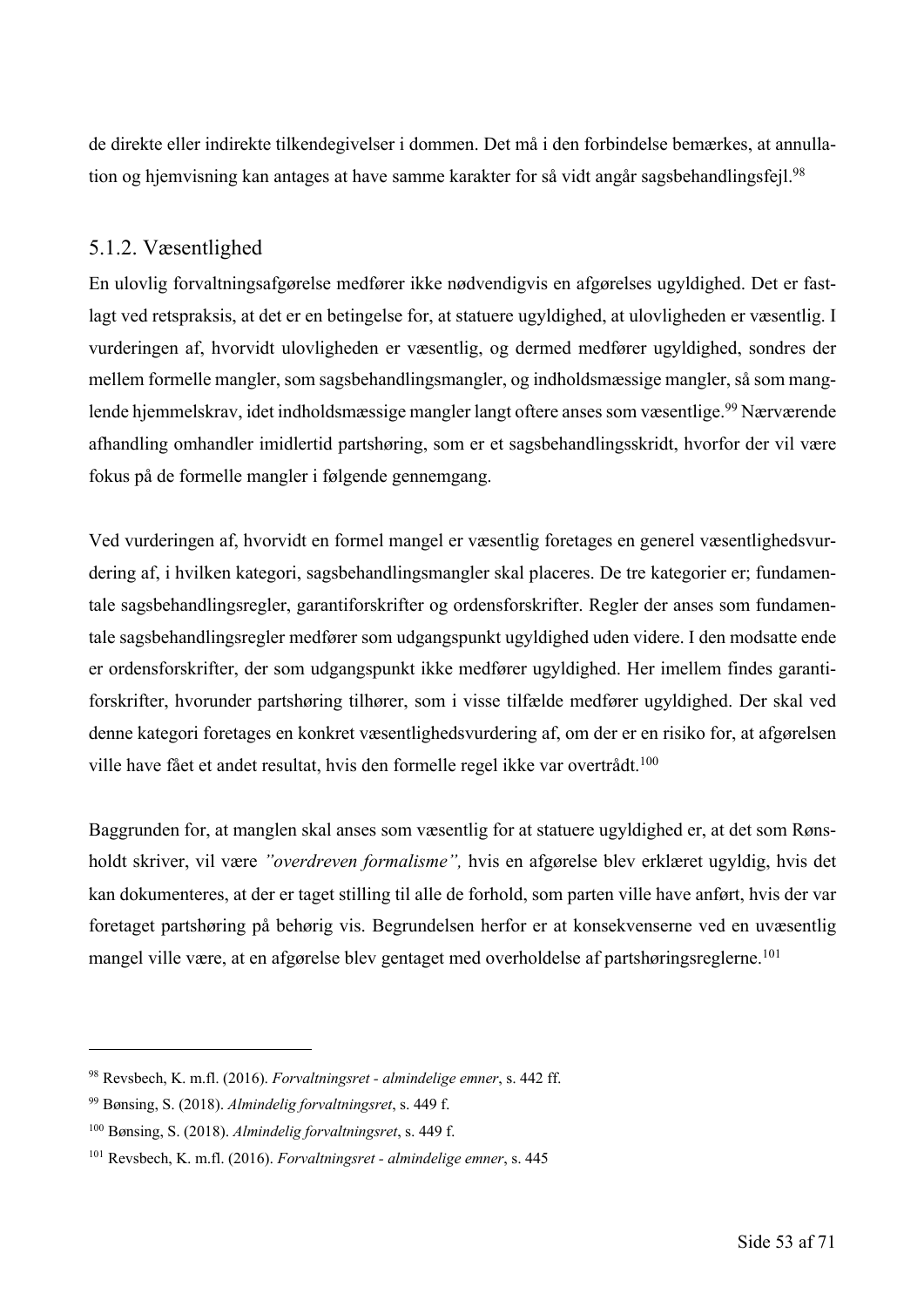de direkte eller indirekte tilkendegivelser i dommen. Det må i den forbindelse bemærkes, at annullation og hjemvisning kan antages at have samme karakter for så vidt angår sagsbehandlingsfejl.[98]

### 5.1.2. Væsentlighed

En ulovlig forvaltningsafgørelse medfører ikke nødvendigvis en afgørelses ugyldighed. Det er fastlagt ved retspraksis, at det er en betingelse for, at statuere ugyldighed, at ulovligheden er væsentlig. I vurderingen af, hvorvidt ulovligheden er væsentlig, og dermed medfører ugyldighed, sondres der mellem formelle mangler, som sagsbehandlingsmangler, og indholdsmæssige mangler, så som manglende hjemmelskrav, idet indholdsmæssige mangler langt oftere anses som væsentlige.[99] Nærværende afhandling omhandler imidlertid partshøring, som er et sagsbehandlingsskridt, hvorfor der vil være fokus på de formelle mangler i følgende gennemgang.

Ved vurderingen af, hvorvidt en formel mangel er væsentlig foretages en generel væsentlighedsvurdering af, i hvilken kategori, sagsbehandlingsmangler skal placeres. De tre kategorier er; fundamentale sagsbehandlingsregler, garantiforskrifter og ordensforskrifter. Regler der anses som fundamentale sagsbehandlingsregler medfører som udgangspunkt ugyldighed uden videre. I den modsatte ende er ordensforskrifter, der som udgangspunkt ikke medfører ugyldighed. Her imellem findes garantiforskrifter, hvorunder partshøring tilhører, som i visse tilfælde medfører ugyldighed. Der skal ved denne kategori foretages en konkret væsentlighedsvurdering af, om der er en risiko for, at afgørelsen ville have fået et andet resultat, hvis den formelle regel ikke var overtrådt.[100]

Baggrunden for, at manglen skal anses som væsentlig for at statuere ugyldighed er, at det som Rønsholdt skriver, vil være *"overdreven formalisme",* hvis en afgørelse blev erklæret ugyldig, hvis det kan dokumenteres, at der er taget stilling til alle de forhold, som parten ville have anført, hvis der var foretaget partshøring på behørig vis. Begrundelsen herfor er at konsekvenserne ved en uvæsentlig mangel ville være, at en afgørelse blev gentaget med overholdelse af partshøringsreglerne.[101]

---

[98] Revsbech, K. m.fl. (2016). *Forvaltningsret - almindelige emner*, s. 442 ff.

[99] Bønsing, S. (2018). *Almindelig forvaltningsret*, s. 449 f.

[100] Bønsing, S. (2018). *Almindelig forvaltningsret*, s. 449 f.

[101] Revsbech, K. m.fl. (2016). *Forvaltningsret - almindelige emner*, s. 445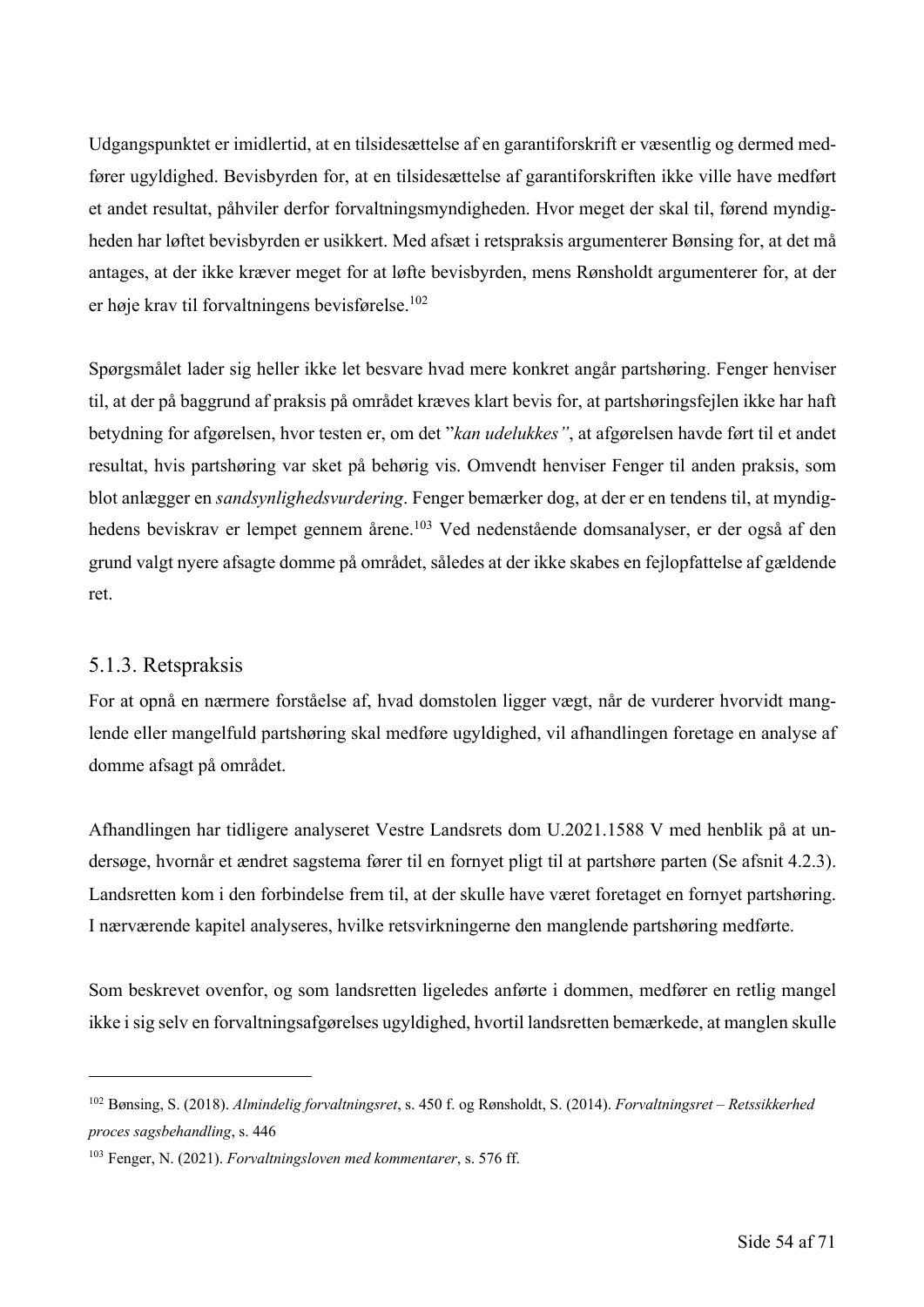Udgangspunktet er imidlertid, at en tilsidesættelse af en garantiforskrift er væsentlig og dermed medfører ugyldighed. Bevisbyrden for, at en tilsidesættelse af garantiforskriften ikke ville have medført et andet resultat, påhviler derfor forvaltningsmyndigheden. Hvor meget der skal til, førend myndigheden har løftet bevisbyrden er usikkert. Med afsæt i retspraksis argumenterer Bønsing for, at det må antages, at der ikke kræver meget for at løfte bevisbyrden, mens Rønsholdt argumenterer for, at der er høje krav til forvaltningens bevisførelse.[102]

Spørgsmålet lader sig heller ikke let besvare hvad mere konkret angår partshøring. Fenger henviser til, at der på baggrund af praksis på området kræves klart bevis for, at partshøringsfejlen ikke har haft betydning for afgørelsen, hvor testen er, om det "*kan udelukkes"*, at afgørelsen havde ført til et andet resultat, hvis partshøring var sket på behørig vis. Omvendt henviser Fenger til anden praksis, som blot anlægger en *sandsynlighedsvurdering*. Fenger bemærker dog, at der er en tendens til, at myndighedens beviskrav er lempet gennem årene.[103] Ved nedenstående domsanalyser, er der også af den grund valgt nyere afsagte domme på området, således at der ikke skabes en fejlopfattelse af gældende ret.

### 5.1.3. Retspraksis

For at opnå en nærmere forståelse af, hvad domstolen ligger vægt, når de vurderer hvorvidt manglende eller mangelfuld partshøring skal medføre ugyldighed, vil afhandlingen foretage en analyse af domme afsagt på området.

Afhandlingen har tidligere analyseret Vestre Landsrets dom U.2021.1588 V med henblik på at undersøge, hvornår et ændret sagstema fører til en fornyet pligt til at partshøre parten (Se afsnit 4.2.3). Landsretten kom i den forbindelse frem til, at der skulle have været foretaget en fornyet partshøring. I nærværende kapitel analyseres, hvilke retsvirkningerne den manglende partshøring medførte.

Som beskrevet ovenfor, og som landsretten ligeledes anførte i dommen, medfører en retlig mangel ikke i sig selv en forvaltningsafgørelses ugyldighed, hvortil landsretten bemærkede, at manglen skulle

---

[102] Bønsing, S. (2018). *Almindelig forvaltningsret*, s. 450 f. og Rønsholdt, S. (2014). *Forvaltningsret – Retssikkerhed proces sagsbehandling*, s. 446

[103] Fenger, N. (2021). *Forvaltningsloven med kommentarer*, s. 576 ff.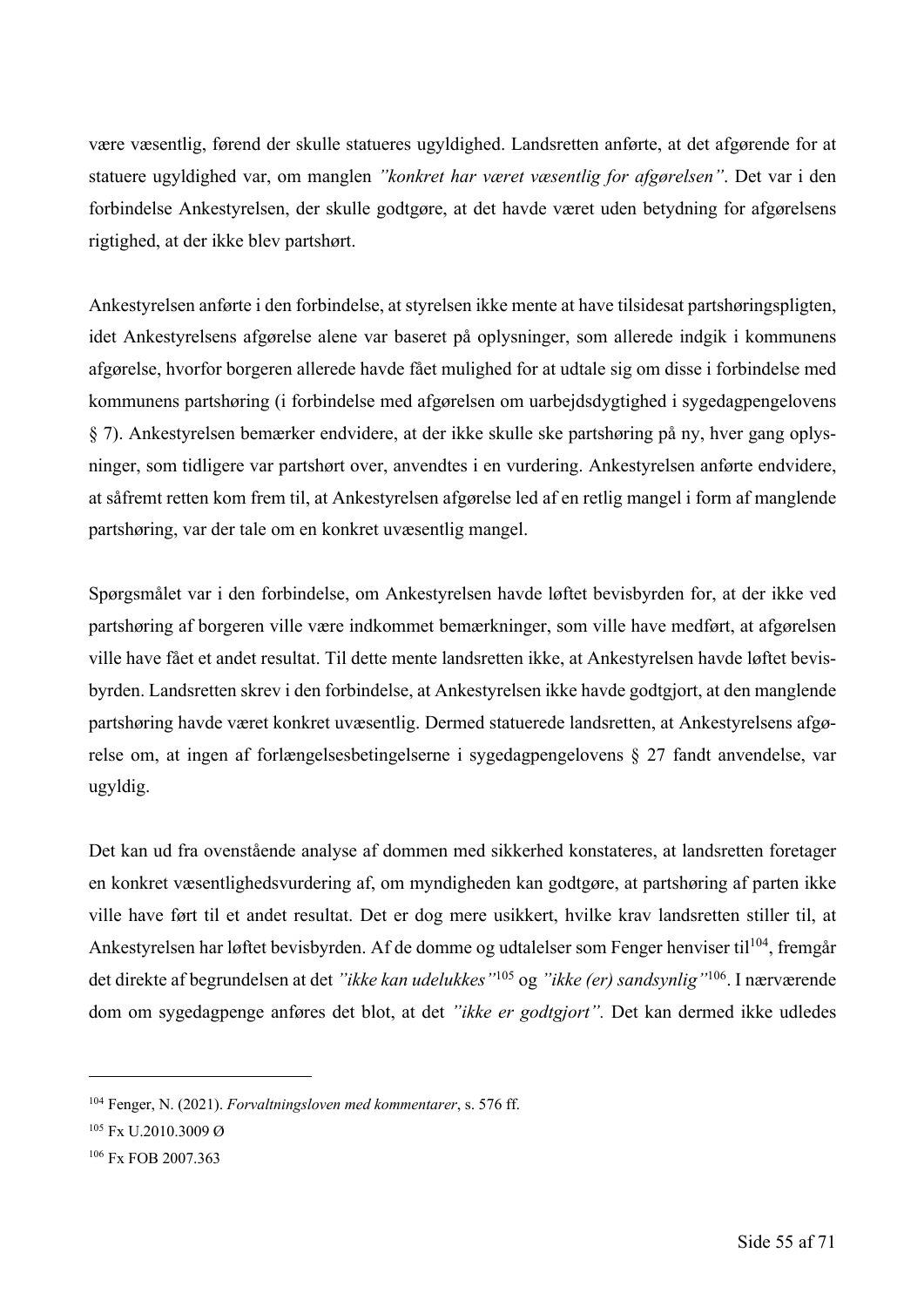være væsentlig, førend der skulle statueres ugyldighed. Landsretten anførte, at det afgørende for at statuere ugyldighed var, om manglen *"konkret har været væsentlig for afgørelsen"*. Det var i den forbindelse Ankestyrelsen, der skulle godtgøre, at det havde været uden betydning for afgørelsens rigtighed, at der ikke blev partshørt.

Ankestyrelsen anførte i den forbindelse, at styrelsen ikke mente at have tilsidesat partshøringspligten, idet Ankestyrelsens afgørelse alene var baseret på oplysninger, som allerede indgik i kommunens afgørelse, hvorfor borgeren allerede havde fået mulighed for at udtale sig om disse i forbindelse med kommunens partshøring (i forbindelse med afgørelsen om uarbejdsdygtighed i sygedagpengelovens § 7). Ankestyrelsen bemærker endvidere, at der ikke skulle ske partshøring på ny, hver gang oplysninger, som tidligere var partshørt over, anvendtes i en vurdering. Ankestyrelsen anførte endvidere, at såfremt retten kom frem til, at Ankestyrelsen afgørelse led af en retlig mangel i form af manglende partshøring, var der tale om en konkret uvæsentlig mangel.

Spørgsmålet var i den forbindelse, om Ankestyrelsen havde løftet bevisbyrden for, at der ikke ved partshøring af borgeren ville være indkommet bemærkninger, som ville have medført, at afgørelsen ville have fået et andet resultat. Til dette mente landsretten ikke, at Ankestyrelsen havde løftet bevisbyrden. Landsretten skrev i den forbindelse, at Ankestyrelsen ikke havde godtgjort, at den manglende partshøring havde været konkret uvæsentlig. Dermed statuerede landsretten, at Ankestyrelsens afgørelse om, at ingen af forlængelsesbetingelserne i sygedagpengelovens § 27 fandt anvendelse, var ugyldig.

Det kan ud fra ovenstående analyse af dommen med sikkerhed konstateres, at landsretten foretager en konkret væsentlighedsvurdering af, om myndigheden kan godtgøre, at partshøring af parten ikke ville have ført til et andet resultat. Det er dog mere usikkert, hvilke krav landsretten stiller til, at Ankestyrelsen har løftet bevisbyrden. Af de domme og udtalelser som Fenger henviser til[104], fremgår det direkte af begrundelsen at det *"ikke kan udelukkes"*[105] og *"ikke (er) sandsynlig"*[106]. I nærværende dom om sygedagpenge anføres det blot, at det *"ikke er godtgjort".* Det kan dermed ikke udledes

---

[104] Fenger, N. (2021). *Forvaltningsloven med kommentarer*, s. 576 ff.

[105] Fx U.2010.3009 Ø

[106] Fx FOB 2007.363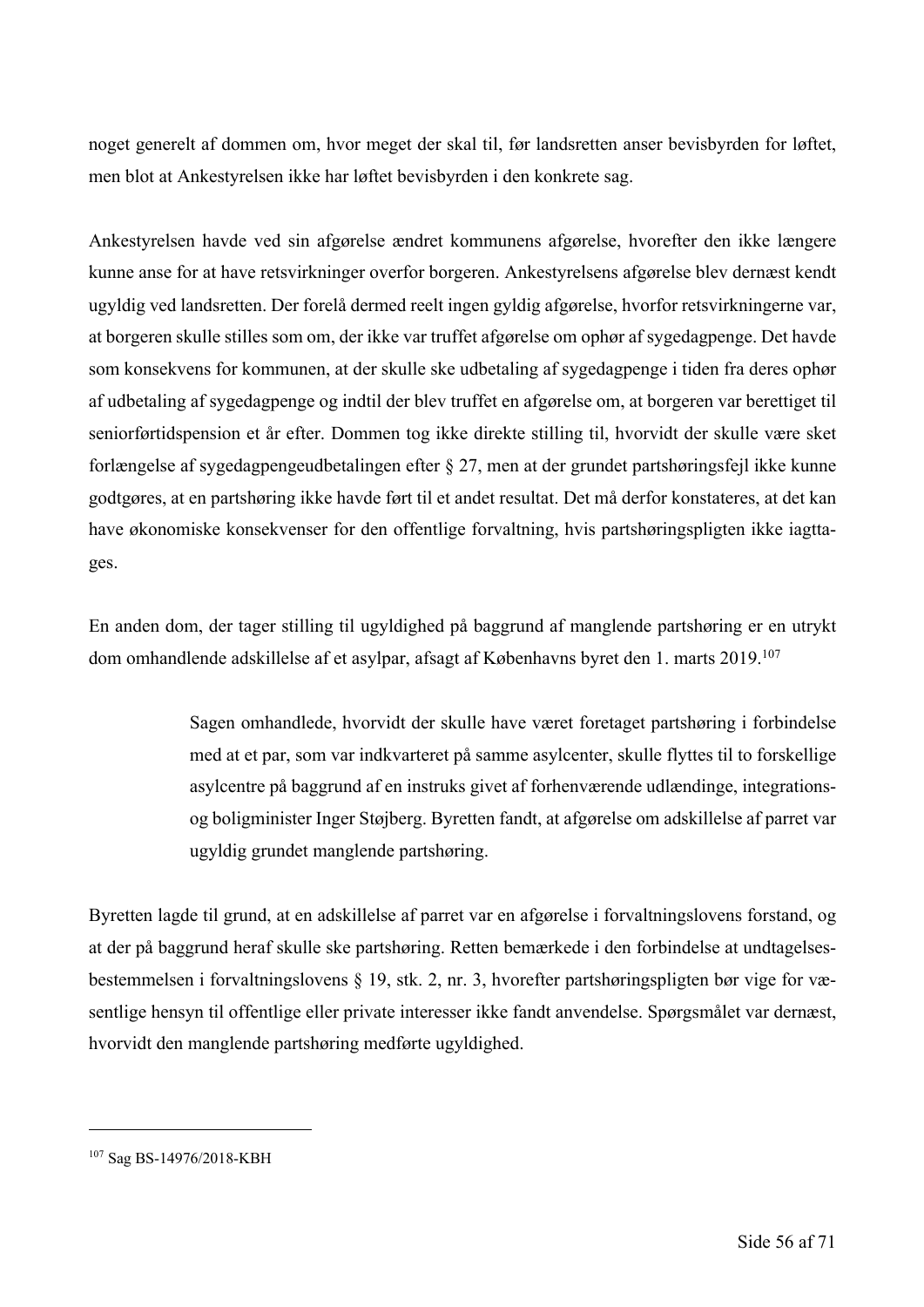noget generelt af dommen om, hvor meget der skal til, før landsretten anser bevisbyrden for løftet, men blot at Ankestyrelsen ikke har løftet bevisbyrden i den konkrete sag.

Ankestyrelsen havde ved sin afgørelse ændret kommunens afgørelse, hvorefter den ikke længere kunne anse for at have retsvirkninger overfor borgeren. Ankestyrelsens afgørelse blev dernæst kendt ugyldig ved landsretten. Der forelå dermed reelt ingen gyldig afgørelse, hvorfor retsvirkningerne var, at borgeren skulle stilles som om, der ikke var truffet afgørelse om ophør af sygedagpenge. Det havde som konsekvens for kommunen, at der skulle ske udbetaling af sygedagpenge i tiden fra deres ophør af udbetaling af sygedagpenge og indtil der blev truffet en afgørelse om, at borgeren var berettiget til seniorførtidspension et år efter. Dommen tog ikke direkte stilling til, hvorvidt der skulle være sket forlængelse af sygedagpengeudbetalingen efter § 27, men at der grundet partshøringsfejl ikke kunne godtgøres, at en partshøring ikke havde ført til et andet resultat. Det må derfor konstateres, at det kan have økonomiske konsekvenser for den offentlige forvaltning, hvis partshøringspligten ikke iagttages.

En anden dom, der tager stilling til ugyldighed på baggrund af manglende partshøring er en utrykt dom omhandlende adskillelse af et asylpar, afsagt af Københavns byret den 1. marts 2019.[107]

> Sagen omhandlede, hvorvidt der skulle have været foretaget partshøring i forbindelse med at et par, som var indkvarteret på samme asylcenter, skulle flyttes til to forskellige asylcentre på baggrund af en instruks givet af forhenværende udlændinge, integrations- og boligminister Inger Støjberg. Byretten fandt, at afgørelse om adskillelse af parret var ugyldig grundet manglende partshøring.

Byretten lagde til grund, at en adskillelse af parret var en afgørelse i forvaltningslovens forstand, og at der på baggrund heraf skulle ske partshøring. Retten bemærkede i den forbindelse at undtagelsesbestemmelsen i forvaltningslovens § 19, stk. 2, nr. 3, hvorefter partshøringspligten bør vige for væsentlige hensyn til offentlige eller private interesser ikke fandt anvendelse. Spørgsmålet var dernæst, hvorvidt den manglende partshøring medførte ugyldighed.

---

[107] Sag BS-14976/2018-KBH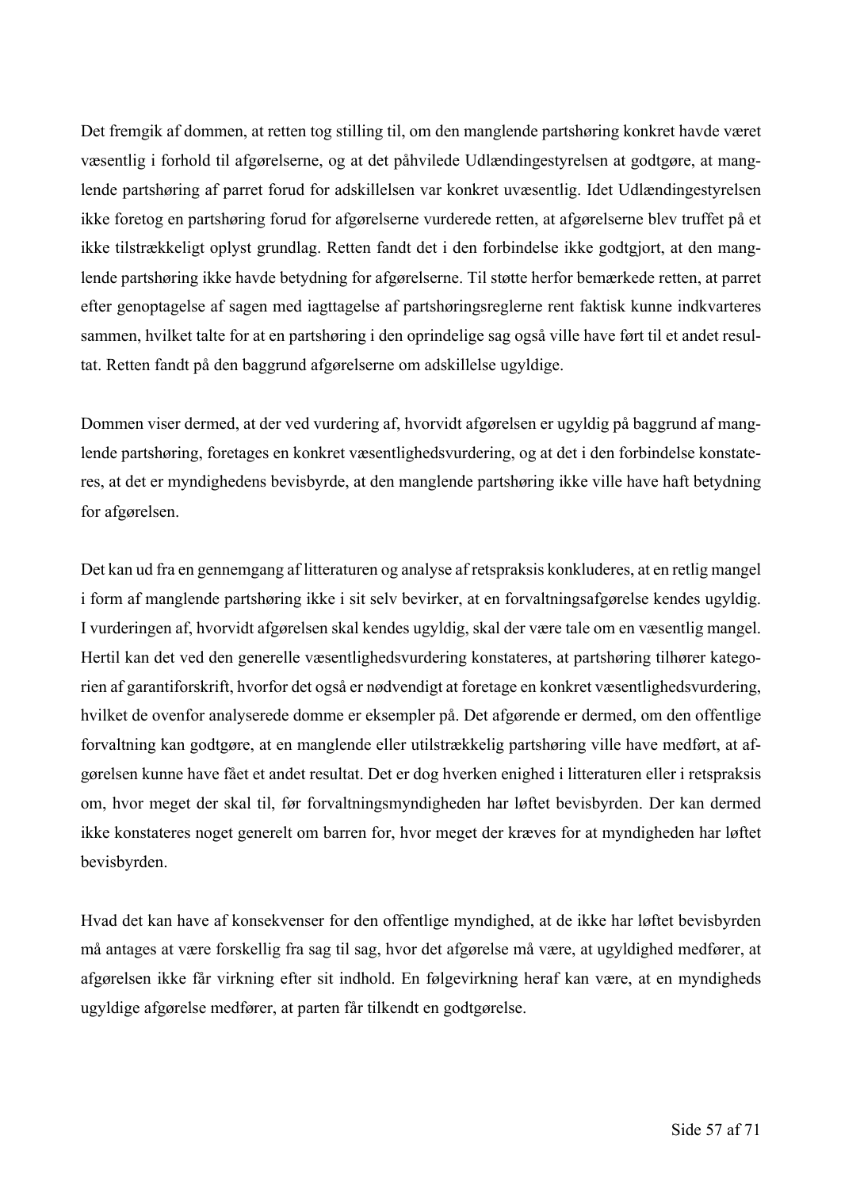Det fremgik af dommen, at retten tog stilling til, om den manglende partshøring konkret havde været væsentlig i forhold til afgørelserne, og at det påhvilede Udlændingestyrelsen at godtgøre, at manglende partshøring af parret forud for adskillelsen var konkret uvæsentlig. Idet Udlændingestyrelsen ikke foretog en partshøring forud for afgørelserne vurderede retten, at afgørelserne blev truffet på et ikke tilstrækkeligt oplyst grundlag. Retten fandt det i den forbindelse ikke godtgjort, at den manglende partshøring ikke havde betydning for afgørelserne. Til støtte herfor bemærkede retten, at parret efter genoptagelse af sagen med iagttagelse af partshøringsreglerne rent faktisk kunne indkvarteres sammen, hvilket talte for at en partshøring i den oprindelige sag også ville have ført til et andet resultat. Retten fandt på den baggrund afgørelserne om adskillelse ugyldige.

Dommen viser dermed, at der ved vurdering af, hvorvidt afgørelsen er ugyldig på baggrund af manglende partshøring, foretages en konkret væsentlighedsvurdering, og at det i den forbindelse konstateres, at det er myndighedens bevisbyrde, at den manglende partshøring ikke ville have haft betydning for afgørelsen.

Det kan ud fra en gennemgang af litteraturen og analyse af retspraksis konkluderes, at en retlig mangel i form af manglende partshøring ikke i sit selv bevirker, at en forvaltningsafgørelse kendes ugyldig. I vurderingen af, hvorvidt afgørelsen skal kendes ugyldig, skal der være tale om en væsentlig mangel. Hertil kan det ved den generelle væsentlighedsvurdering konstateres, at partshøring tilhører kategorien af garantiforskrift, hvorfor det også er nødvendigt at foretage en konkret væsentlighedsvurdering, hvilket de ovenfor analyserede domme er eksempler på. Det afgørende er dermed, om den offentlige forvaltning kan godtgøre, at en manglende eller utilstrækkelig partshøring ville have medført, at afgørelsen kunne have fået et andet resultat. Det er dog hverken enighed i litteraturen eller i retspraksis om, hvor meget der skal til, før forvaltningsmyndigheden har løftet bevisbyrden. Der kan dermed ikke konstateres noget generelt om barren for, hvor meget der kræves for at myndigheden har løftet bevisbyrden.

Hvad det kan have af konsekvenser for den offentlige myndighed, at de ikke har løftet bevisbyrden må antages at være forskellig fra sag til sag, hvor det afgørelse må være, at ugyldighed medfører, at afgørelsen ikke får virkning efter sit indhold. En følgevirkning heraf kan være, at en myndigheds ugyldige afgørelse medfører, at parten får tilkendt en godtgørelse.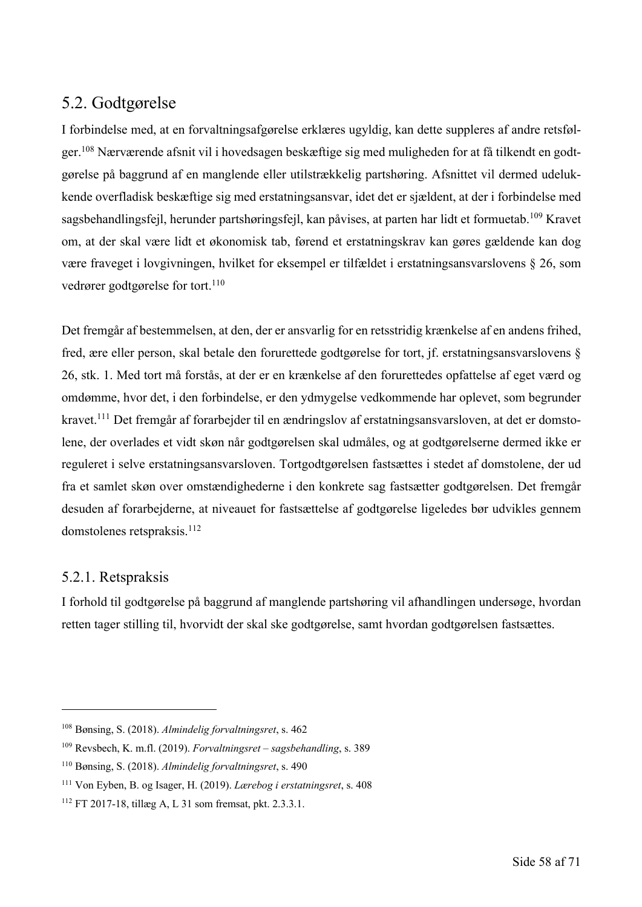## 5.2. Godtgørelse

I forbindelse med, at en forvaltningsafgørelse erklæres ugyldig, kan dette suppleres af andre retsfølger.[108] Nærværende afsnit vil i hovedsagen beskæftige sig med muligheden for at få tilkendt en godtgørelse på baggrund af en manglende eller utilstrækkelig partshøring. Afsnittet vil dermed udelukkende overfladisk beskæftige sig med erstatningsansvar, idet det er sjældent, at der i forbindelse med sagsbehandlingsfejl, herunder partshøringsfejl, kan påvises, at parten har lidt et formuetab.[109] Kravet om, at der skal være lidt et økonomisk tab, førend et erstatningskrav kan gøres gældende kan dog være fraveget i lovgivningen, hvilket for eksempel er tilfældet i erstatningsansvarslovens § 26, som vedrører godtgørelse for tort.[110]

Det fremgår af bestemmelsen, at den, der er ansvarlig for en retsstridig krænkelse af en andens frihed, fred, ære eller person, skal betale den forurettede godtgørelse for tort, jf. erstatningsansvarslovens § 26, stk. 1. Med tort må forstås, at der er en krænkelse af den forurettedes opfattelse af eget værd og omdømme, hvor det, i den forbindelse, er den ydmygelse vedkommende har oplevet, som begrunder kravet.[111] Det fremgår af forarbejder til en ændringslov af erstatningsansvarsloven, at det er domstolene, der overlades et vidt skøn når godtgørelsen skal udmåles, og at godtgørelserne dermed ikke er reguleret i selve erstatningsansvarsloven. Tortgodtgørelsen fastsættes i stedet af domstolene, der ud fra et samlet skøn over omstændighederne i den konkrete sag fastsætter godtgørelsen. Det fremgår desuden af forarbejderne, at niveauet for fastsættelse af godtgørelse ligeledes bør udvikles gennem domstolenes retspraksis.[112]

### 5.2.1. Retspraksis

I forhold til godtgørelse på baggrund af manglende partshøring vil afhandlingen undersøge, hvordan retten tager stilling til, hvorvidt der skal ske godtgørelse, samt hvordan godtgørelsen fastsættes.

---

[108] Bønsing, S. (2018). *Almindelig forvaltningsret*, s. 462

[109] Revsbech, K. m.fl. (2019). *Forvaltningsret – sagsbehandling*, s. 389

[110] Bønsing, S. (2018). *Almindelig forvaltningsret*, s. 490

[111] Von Eyben, B. og Isager, H. (2019). *Lærebog i erstatningsret*, s. 408

[112] FT 2017-18, tillæg A, L 31 som fremsat, pkt. 2.3.3.1.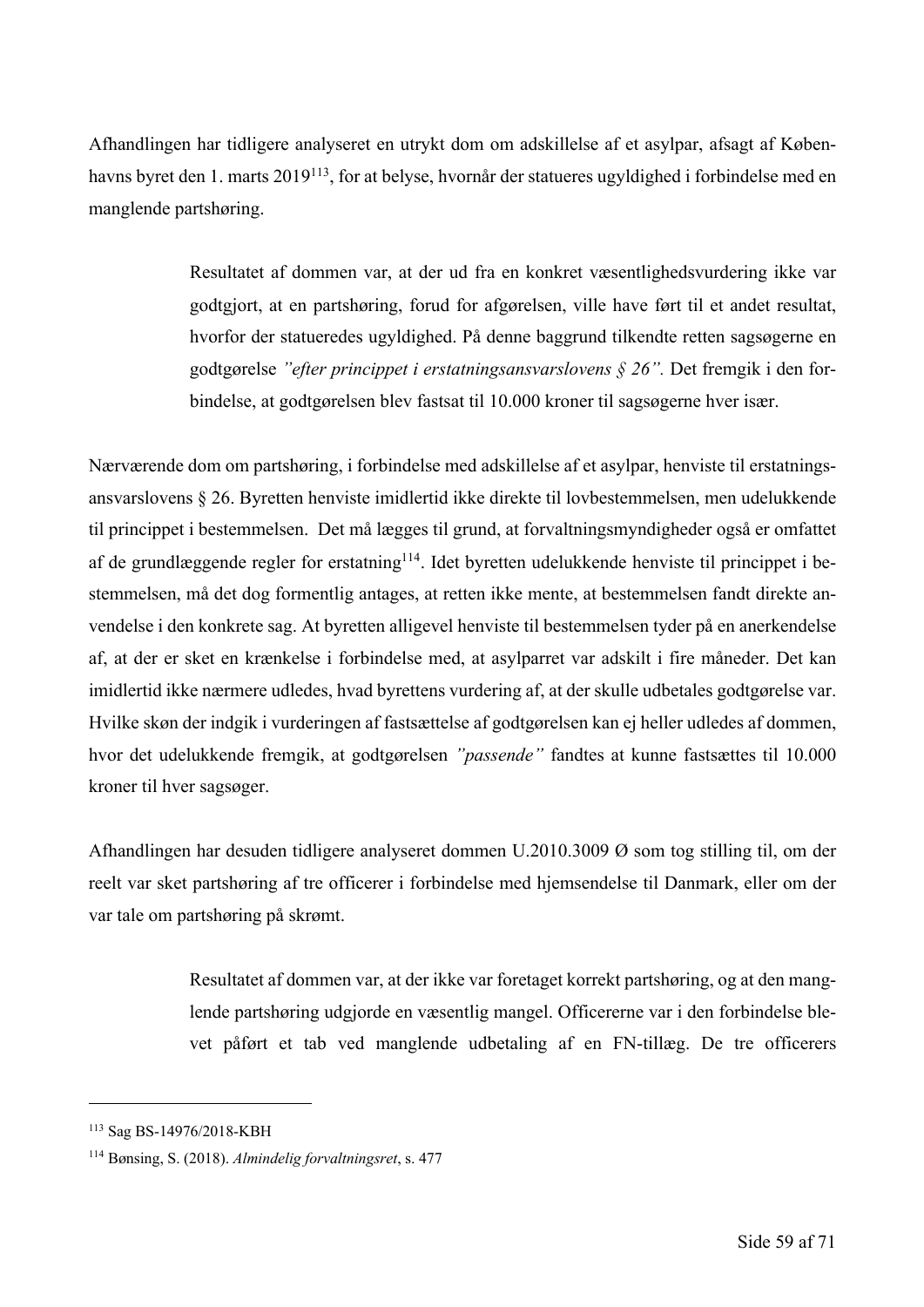Afhandlingen har tidligere analyseret en utrykt dom om adskillelse af et asylpar, afsagt af Københavns byret den 1. marts 2019[113], for at belyse, hvornår der statueres ugyldighed i forbindelse med en manglende partshøring.

> Resultatet af dommen var, at der ud fra en konkret væsentlighedsvurdering ikke var godtgjort, at en partshøring, forud for afgørelsen, ville have ført til et andet resultat, hvorfor der statueredes ugyldighed. På denne baggrund tilkendte retten sagsøgerne en godtgørelse *"efter princippet i erstatningsansvarslovens § 26".* Det fremgik i den forbindelse, at godtgørelsen blev fastsat til 10.000 kroner til sagsøgerne hver især.

Nærværende dom om partshøring, i forbindelse med adskillelse af et asylpar, henviste til erstatningsansvarslovens § 26. Byretten henviste imidlertid ikke direkte til lovbestemmelsen, men udelukkende til princippet i bestemmelsen. Det må lægges til grund, at forvaltningsmyndigheder også er omfattet af de grundlæggende regler for erstatning[114]. Idet byretten udelukkende henviste til princippet i bestemmelsen, må det dog formentlig antages, at retten ikke mente, at bestemmelsen fandt direkte anvendelse i den konkrete sag. At byretten alligevel henviste til bestemmelsen tyder på en anerkendelse af, at der er sket en krænkelse i forbindelse med, at asylparret var adskilt i fire måneder. Det kan imidlertid ikke nærmere udledes, hvad byrettens vurdering af, at der skulle udbetales godtgørelse var. Hvilke skøn der indgik i vurderingen af fastsættelse af godtgørelsen kan ej heller udledes af dommen, hvor det udelukkende fremgik, at godtgørelsen *"passende"* fandtes at kunne fastsættes til 10.000 kroner til hver sagsøger.

Afhandlingen har desuden tidligere analyseret dommen U.2010.3009 Ø som tog stilling til, om der reelt var sket partshøring af tre officerer i forbindelse med hjemsendelse til Danmark, eller om der var tale om partshøring på skrømt.

> Resultatet af dommen var, at der ikke var foretaget korrekt partshøring, og at den manglende partshøring udgjorde en væsentlig mangel. Officererne var i den forbindelse blevet påført et tab ved manglende udbetaling af en FN-tillæg. De tre officerers

---

[113] Sag BS-14976/2018-KBH

[114] Bønsing, S. (2018). *Almindelig forvaltningsret*, s. 477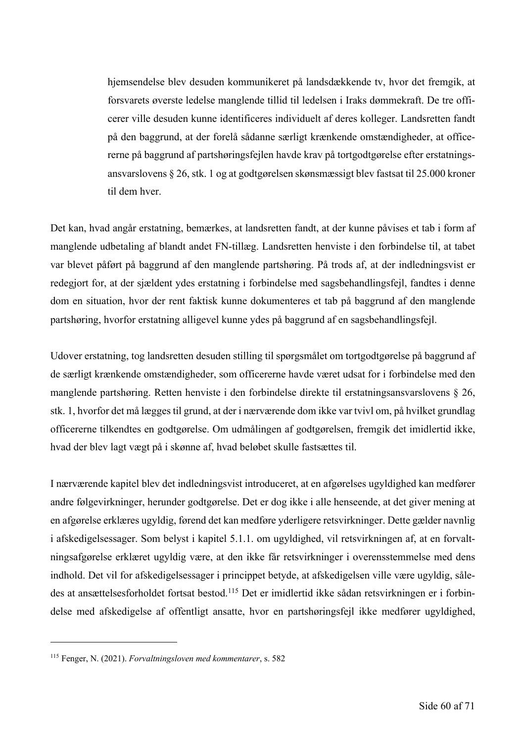> hjemsendelse blev desuden kommunikeret på landsdækkende tv, hvor det fremgik, at forsvarets øverste ledelse manglende tillid til ledelsen i Iraks dømmekraft. De tre officerer ville desuden kunne identificeres individuelt af deres kolleger. Landsretten fandt på den baggrund, at der forelå sådanne særligt krænkende omstændigheder, at officererne på baggrund af partshøringsfejlen havde krav på tortgodtgørelse efter erstatningsansvarslovens § 26, stk. 1 og at godtgørelsen skønsmæssigt blev fastsat til 25.000 kroner til dem hver.

Det kan, hvad angår erstatning, bemærkes, at landsretten fandt, at der kunne påvises et tab i form af manglende udbetaling af blandt andet FN-tillæg. Landsretten henviste i den forbindelse til, at tabet var blevet påført på baggrund af den manglende partshøring. På trods af, at der indledningsvist er redegjort for, at der sjældent ydes erstatning i forbindelse med sagsbehandlingsfejl, fandtes i denne dom en situation, hvor der rent faktisk kunne dokumenteres et tab på baggrund af den manglende partshøring, hvorfor erstatning alligevel kunne ydes på baggrund af en sagsbehandlingsfejl.

Udover erstatning, tog landsretten desuden stilling til spørgsmålet om tortgodtgørelse på baggrund af de særligt krænkende omstændigheder, som officererne havde været udsat for i forbindelse med den manglende partshøring. Retten henviste i den forbindelse direkte til erstatningsansvarslovens § 26, stk. 1, hvorfor det må lægges til grund, at der i nærværende dom ikke var tvivl om, på hvilket grundlag officererne tilkendtes en godtgørelse. Om udmålingen af godtgørelsen, fremgik det imidlertid ikke, hvad der blev lagt vægt på i skønne af, hvad beløbet skulle fastsættes til.

I nærværende kapitel blev det indledningsvist introduceret, at en afgørelses ugyldighed kan medfører andre følgevirkninger, herunder godtgørelse. Det er dog ikke i alle henseende, at det giver mening at en afgørelse erklæres ugyldig, førend det kan medføre yderligere retsvirkninger. Dette gælder navnlig i afskedigelsessager. Som belyst i kapitel 5.1.1. om ugyldighed, vil retsvirkningen af, at en forvaltningsafgørelse erklæret ugyldig være, at den ikke får retsvirkninger i overensstemmelse med dens indhold. Det vil for afskedigelsessager i princippet betyde, at afskedigelsen ville være ugyldig, således at ansættelsesforholdet fortsat bestod.[115] Det er imidlertid ikke sådan retsvirkningen er i forbindelse med afskedigelse af offentligt ansatte, hvor en partshøringsfejl ikke medfører ugyldighed,

[115] Fenger, N. (2021). *Forvaltningsloven med kommentarer*, s. 582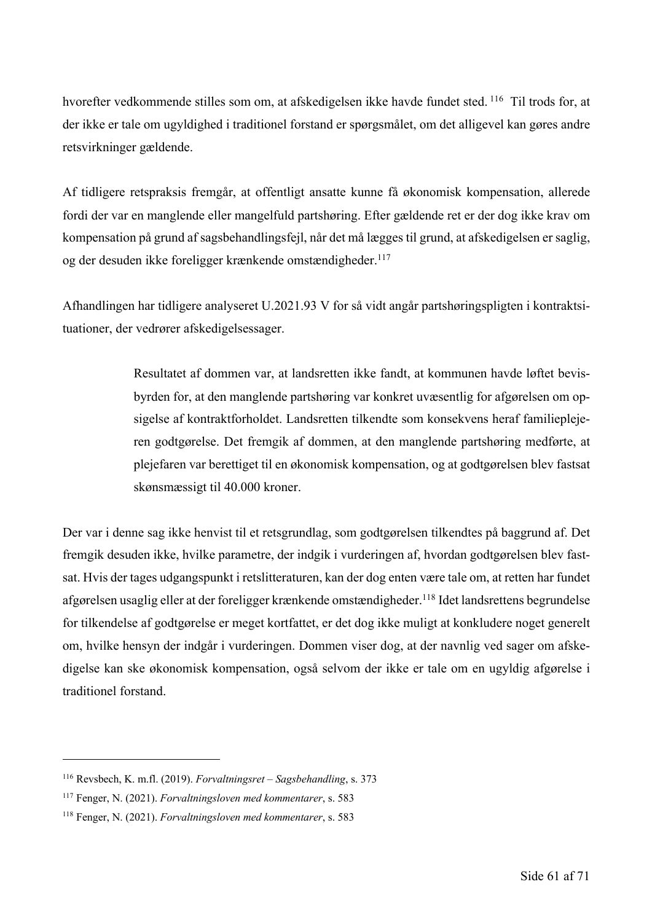hvorefter vedkommende stilles som om, at afskedigelsen ikke havde fundet sted. [116] Til trods for, at der ikke er tale om ugyldighed i traditionel forstand er spørgsmålet, om det alligevel kan gøres andre retsvirkninger gældende.

Af tidligere retspraksis fremgår, at offentligt ansatte kunne få økonomisk kompensation, allerede fordi der var en manglende eller mangelfuld partshøring. Efter gældende ret er der dog ikke krav om kompensation på grund af sagsbehandlingsfejl, når det må lægges til grund, at afskedigelsen er saglig, og der desuden ikke foreligger krænkende omstændigheder.[117]

Afhandlingen har tidligere analyseret U.2021.93 V for så vidt angår partshøringspligten i kontraktsituationer, der vedrører afskedigelsessager.

> Resultatet af dommen var, at landsretten ikke fandt, at kommunen havde løftet bevisbyrden for, at den manglende partshøring var konkret uvæsentlig for afgørelsen om opsigelse af kontraktforholdet. Landsretten tilkendte som konsekvens heraf familieplejeren godtgørelse. Det fremgik af dommen, at den manglende partshøring medførte, at plejefaren var berettiget til en økonomisk kompensation, og at godtgørelsen blev fastsat skønsmæssigt til 40.000 kroner.

Der var i denne sag ikke henvist til et retsgrundlag, som godtgørelsen tilkendtes på baggrund af. Det fremgik desuden ikke, hvilke parametre, der indgik i vurderingen af, hvordan godtgørelsen blev fastsat. Hvis der tages udgangspunkt i retslitteraturen, kan der dog enten være tale om, at retten har fundet afgørelsen usaglig eller at der foreligger krænkende omstændigheder.[118] Idet landsrettens begrundelse for tilkendelse af godtgørelse er meget kortfattet, er det dog ikke muligt at konkludere noget generelt om, hvilke hensyn der indgår i vurderingen. Dommen viser dog, at der navnlig ved sager om afskedigelse kan ske økonomisk kompensation, også selvom der ikke er tale om en ugyldig afgørelse i traditionel forstand.

---

[116] Revsbech, K. m.fl. (2019). *Forvaltningsret – Sagsbehandling*, s. 373

[117] Fenger, N. (2021). *Forvaltningsloven med kommentarer*, s. 583

[118] Fenger, N. (2021). *Forvaltningsloven med kommentarer*, s. 583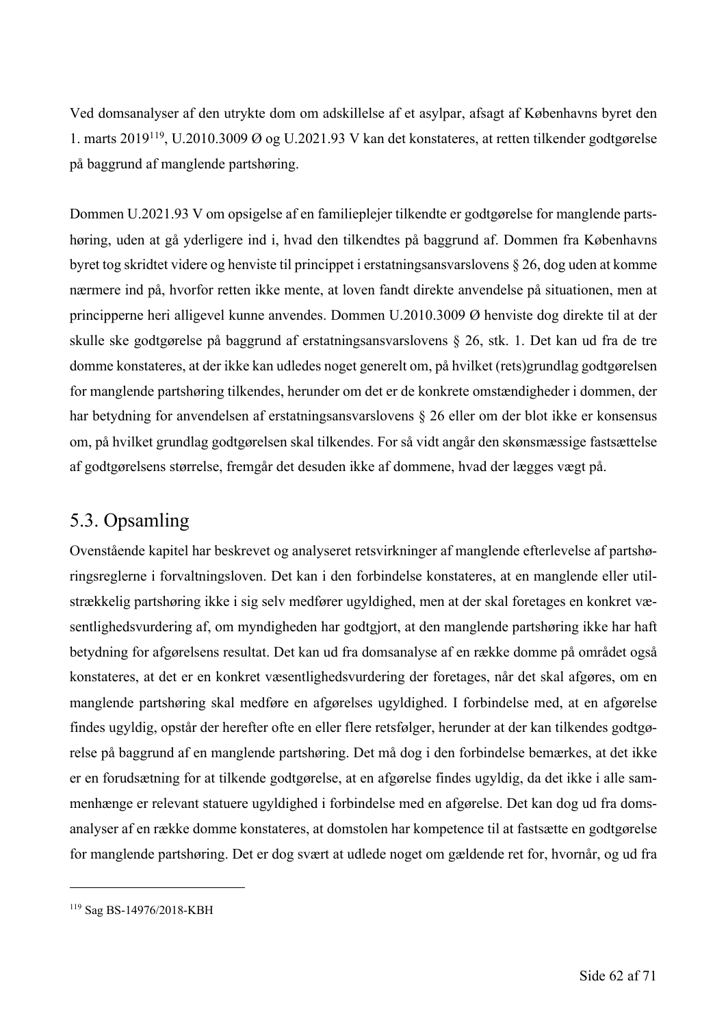Ved domsanalyser af den utrykte dom om adskillelse af et asylpar, afsagt af Københavns byret den 1. marts 2019[119], U.2010.3009 Ø og U.2021.93 V kan det konstateres, at retten tilkender godtgørelse på baggrund af manglende partshøring.

Dommen U.2021.93 V om opsigelse af en familieplejer tilkendte er godtgørelse for manglende partshøring, uden at gå yderligere ind i, hvad den tilkendtes på baggrund af. Dommen fra Københavns byret tog skridtet videre og henviste til princippet i erstatningsansvarslovens § 26, dog uden at komme nærmere ind på, hvorfor retten ikke mente, at loven fandt direkte anvendelse på situationen, men at principperne heri alligevel kunne anvendes. Dommen U.2010.3009 Ø henviste dog direkte til at der skulle ske godtgørelse på baggrund af erstatningsansvarslovens § 26, stk. 1. Det kan ud fra de tre domme konstateres, at der ikke kan udledes noget generelt om, på hvilket (rets)grundlag godtgørelsen for manglende partshøring tilkendes, herunder om det er de konkrete omstændigheder i dommen, der har betydning for anvendelsen af erstatningsansvarslovens § 26 eller om der blot ikke er konsensus om, på hvilket grundlag godtgørelsen skal tilkendes. For så vidt angår den skønsmæssige fastsættelse af godtgørelsens størrelse, fremgår det desuden ikke af dommene, hvad der lægges vægt på.

## 5.3. Opsamling

Ovenstående kapitel har beskrevet og analyseret retsvirkninger af manglende efterlevelse af partshøringsreglerne i forvaltningsloven. Det kan i den forbindelse konstateres, at en manglende eller utilstrækkelig partshøring ikke i sig selv medfører ugyldighed, men at der skal foretages en konkret væsentlighedsvurdering af, om myndigheden har godtgjort, at den manglende partshøring ikke har haft betydning for afgørelsens resultat. Det kan ud fra domsanalyse af en række domme på området også konstateres, at det er en konkret væsentlighedsvurdering der foretages, når det skal afgøres, om en manglende partshøring skal medføre en afgørelses ugyldighed. I forbindelse med, at en afgørelse findes ugyldig, opstår der herefter ofte en eller flere retsfølger, herunder at der kan tilkendes godtgørelse på baggrund af en manglende partshøring. Det må dog i den forbindelse bemærkes, at det ikke er en forudsætning for at tilkende godtgørelse, at en afgørelse findes ugyldig, da det ikke i alle sammenhænge er relevant statuere ugyldighed i forbindelse med en afgørelse. Det kan dog ud fra domsanalyser af en række domme konstateres, at domstolen har kompetence til at fastsætte en godtgørelse for manglende partshøring. Det er dog svært at udlede noget om gældende ret for, hvornår, og ud fra

---

[119] Sag BS-14976/2018-KBH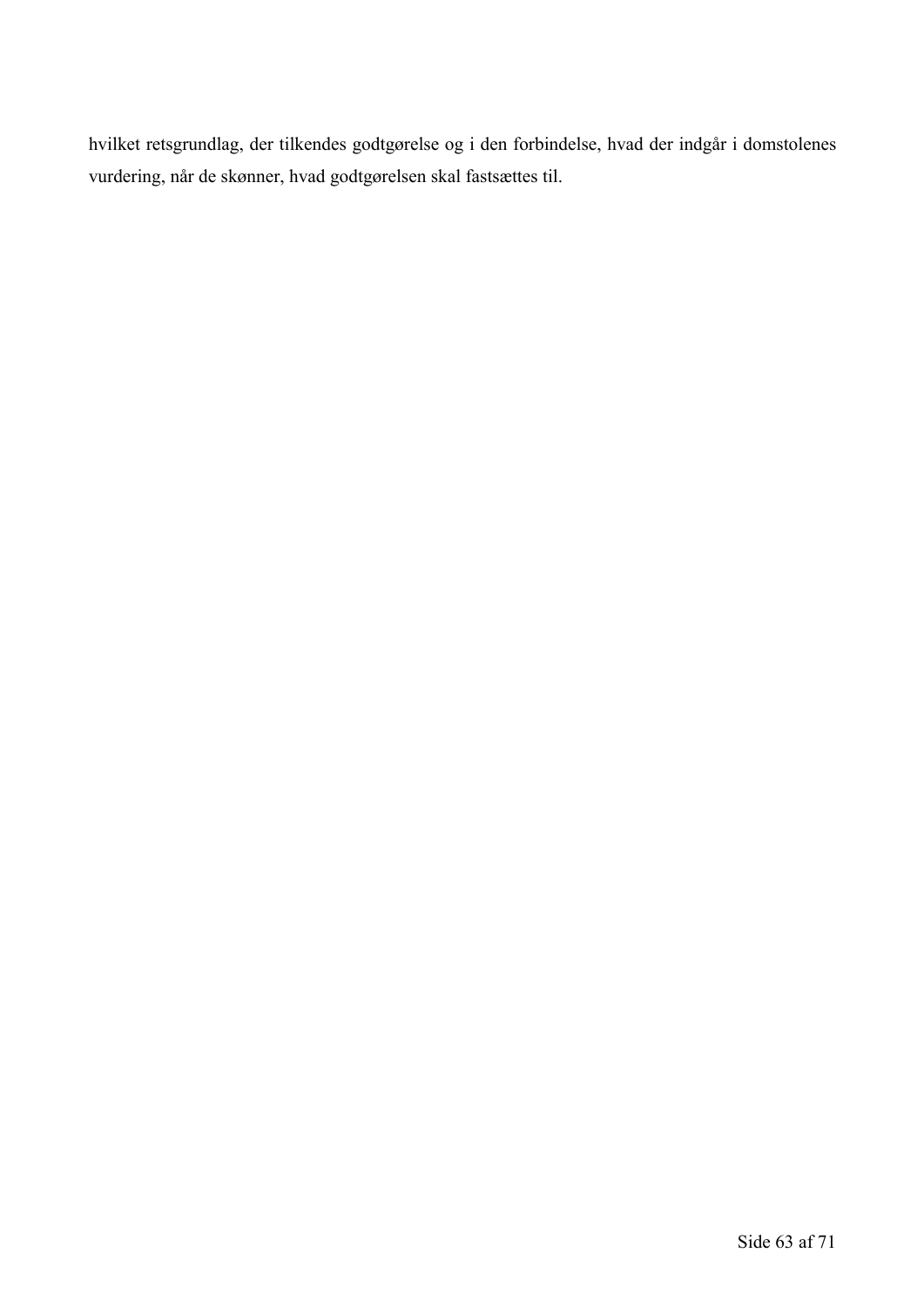hvilket retsgrundlag, der tilkendes godtgørelse og i den forbindelse, hvad der indgår i domstolenes vurdering, når de skønner, hvad godtgørelsen skal fastsættes til.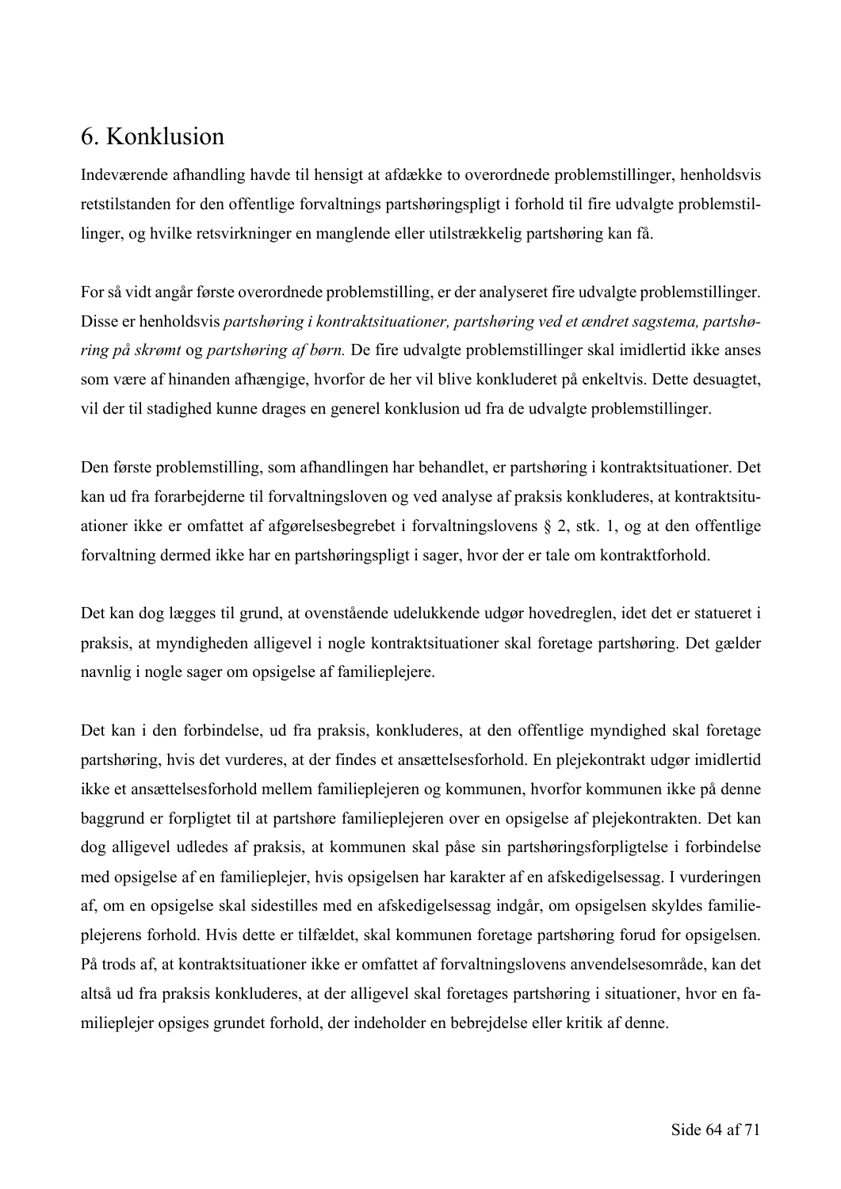# 6. Konklusion

Indeværende afhandling havde til hensigt at afdække to overordnede problemstillinger, henholdsvis retstilstanden for den offentlige forvaltnings partshøringspligt i forhold til fire udvalgte problemstillinger, og hvilke retsvirkninger en manglende eller utilstrækkelig partshøring kan få.

For så vidt angår første overordnede problemstilling, er der analyseret fire udvalgte problemstillinger. Disse er henholdsvis *partshøring i kontraktsituationer, partshøring ved et ændret sagstema, partshøring på skrømt* og *partshøring af børn.* De fire udvalgte problemstillinger skal imidlertid ikke anses som være af hinanden afhængige, hvorfor de her vil blive konkluderet på enkeltvis. Dette desuagtet, vil der til stadighed kunne drages en generel konklusion ud fra de udvalgte problemstillinger.

Den første problemstilling, som afhandlingen har behandlet, er partshøring i kontraktsituationer. Det kan ud fra forarbejderne til forvaltningsloven og ved analyse af praksis konkluderes, at kontraktsituationer ikke er omfattet af afgørelsesbegrebet i forvaltningslovens § 2, stk. 1, og at den offentlige forvaltning dermed ikke har en partshøringspligt i sager, hvor der er tale om kontraktforhold.

Det kan dog lægges til grund, at ovenstående udelukkende udgør hovedreglen, idet det er statueret i praksis, at myndigheden alligevel i nogle kontraktsituationer skal foretage partshøring. Det gælder navnlig i nogle sager om opsigelse af familieplejere.

Det kan i den forbindelse, ud fra praksis, konkluderes, at den offentlige myndighed skal foretage partshøring, hvis det vurderes, at der findes et ansættelsesforhold. En plejekontrakt udgør imidlertid ikke et ansættelsesforhold mellem familieplejeren og kommunen, hvorfor kommunen ikke på denne baggrund er forpligtet til at partshøre familieplejeren over en opsigelse af plejekontrakten. Det kan dog alligevel udledes af praksis, at kommunen skal påse sin partshøringsforpligtelse i forbindelse med opsigelse af en familieplejer, hvis opsigelsen har karakter af en afskedigelsessag. I vurderingen af, om en opsigelse skal sidestilles med en afskedigelsessag indgår, om opsigelsen skyldes familieplejerens forhold. Hvis dette er tilfældet, skal kommunen foretage partshøring forud for opsigelsen. På trods af, at kontraktsituationer ikke er omfattet af forvaltningslovens anvendelsesområde, kan det altså ud fra praksis konkluderes, at der alligevel skal foretages partshøring i situationer, hvor en familieplejer opsiges grundet forhold, der indeholder en bebrejdelse eller kritik af denne.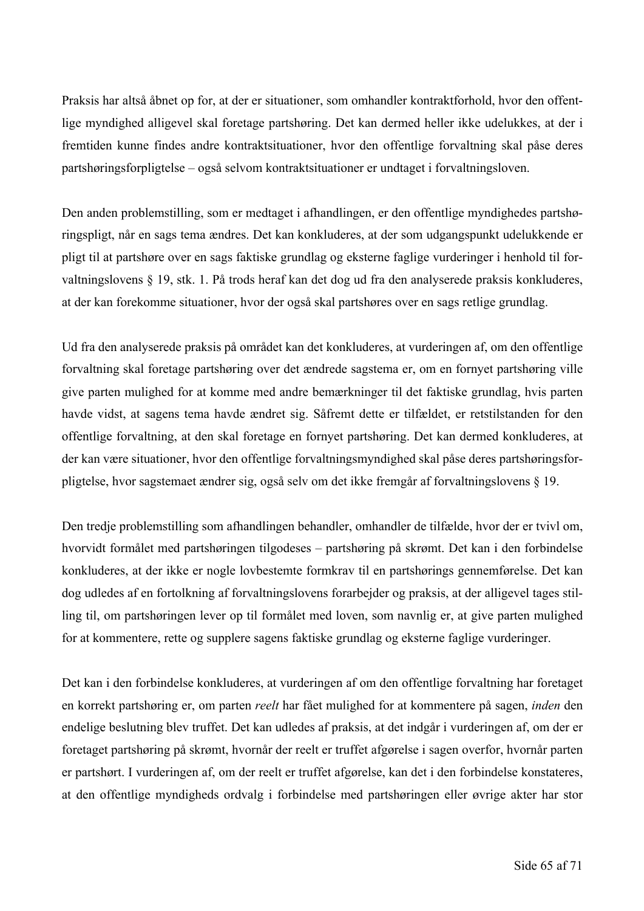Praksis har altså åbnet op for, at der er situationer, som omhandler kontraktforhold, hvor den offentlige myndighed alligevel skal foretage partshøring. Det kan dermed heller ikke udelukkes, at der i fremtiden kunne findes andre kontraktsituationer, hvor den offentlige forvaltning skal påse deres partshøringsforpligtelse – også selvom kontraktsituationer er undtaget i forvaltningsloven.

Den anden problemstilling, som er medtaget i afhandlingen, er den offentlige myndigheds partshøringspligt, når en sags tema ændres. Det kan konkluderes, at der som udgangspunkt udelukkende er pligt til at partshøre over en sags faktiske grundlag og eksterne faglige vurderinger i henhold til forvaltningslovens § 19, stk. 1. På trods heraf kan det dog ud fra den analyserede praksis konkluderes, at der kan forekomme situationer, hvor der også skal partshøres over en sags retlige grundlag.

Ud fra den analyserede praksis på området kan det konkluderes, at vurderingen af, om den offentlige forvaltning skal foretage partshøring over det ændrede sagstema er, om en fornyet partshøring ville give parten mulighed for at komme med andre bemærkninger til det faktiske grundlag, hvis parten havde vidst, at sagens tema havde ændret sig. Såfremt dette er tilfældet, er retstilstanden for den offentlige forvaltning, at den skal foretage en fornyet partshøring. Det kan dermed konkluderes, at der kan være situationer, hvor den offentlige forvaltningsmyndighed skal påse deres partshøringsforpligtelse, hvor sagstemaet ændrer sig, også selv om det ikke fremgår af forvaltningslovens § 19.

Den tredje problemstilling som afhandlingen behandler, omhandler de tilfælde, hvor der er tvivl om, hvorvidt formålet med partshøringen tilgodeses – partshøring på skrømt. Det kan i den forbindelse konkluderes, at der ikke er nogle lovbestemte formkrav til en partshørings gennemførelse. Det kan dog udledes af en fortolkning af forvaltningslovens forarbejder og praksis, at der alligevel tages stilling til, om partshøringen lever op til formålet med loven, som navnlig er, at give parten mulighed for at kommentere, rette og supplere sagens faktiske grundlag og eksterne faglige vurderinger.

Det kan i den forbindelse konkluderes, at vurderingen af om den offentlige forvaltning har foretaget en korrekt partshøring er, om parten *reelt* har fået mulighed for at kommentere på sagen, *inden* den endelige beslutning blev truffet. Det kan udledes af praksis, at det indgår i vurderingen af, om der er foretaget partshøring på skrømt, hvornår der reelt er truffet afgørelse i sagen overfor, hvornår parten er partshørt. I vurderingen af, om der reelt er truffet afgørelse, kan det i den forbindelse konstateres, at den offentlige myndigheds ordvalg i forbindelse med partshøringen eller øvrige akter har stor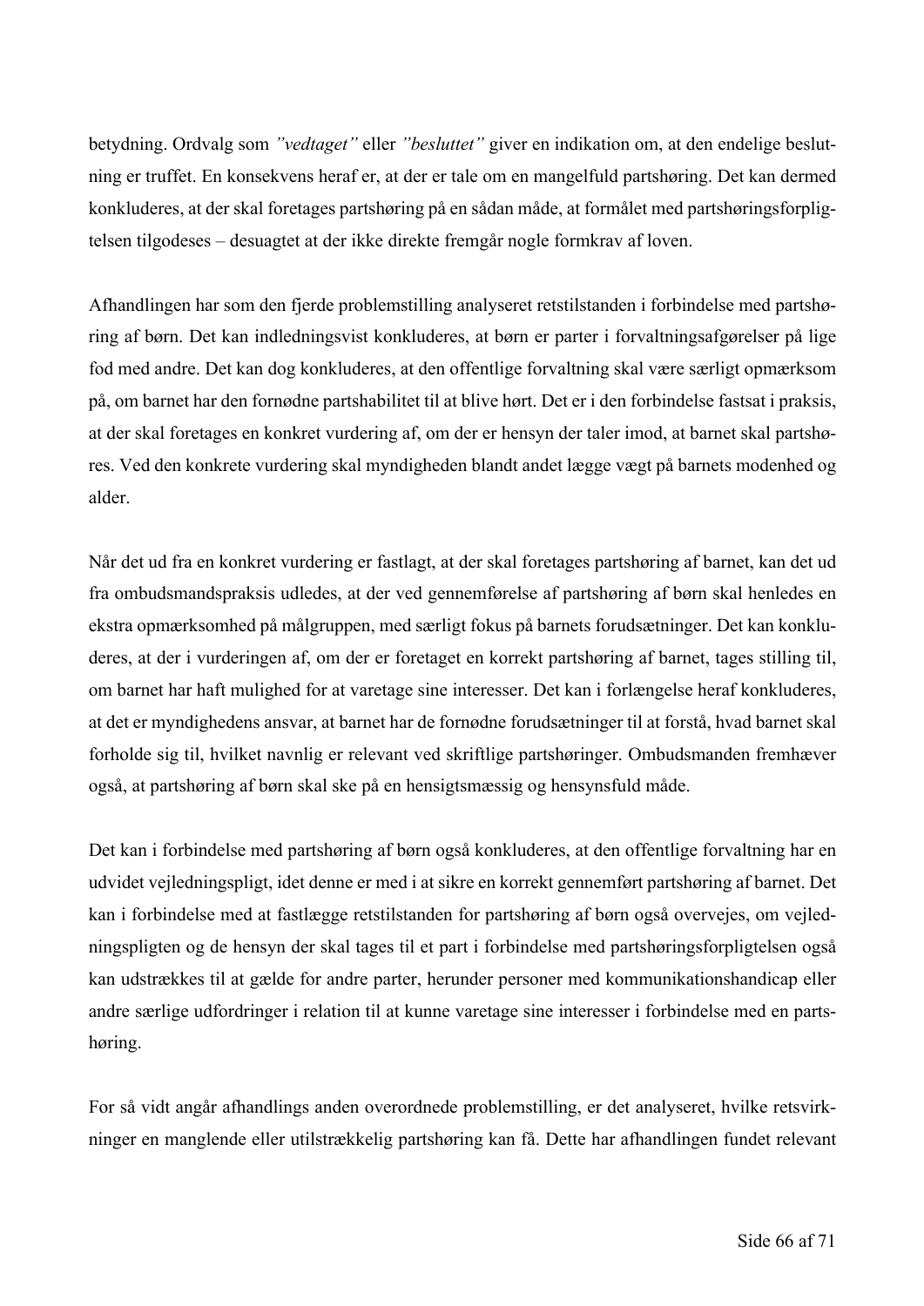betydning. Ordvalg som *"vedtaget"* eller *"besluttet"* giver en indikation om, at den endelige beslutning er truffet. En konsekvens heraf er, at der er tale om en mangelfuld partshøring. Det kan dermed konkluderes, at der skal foretages partshøring på en sådan måde, at formålet med partshøringsforpligtelsen tilgodeses – desuagtet at der ikke direkte fremgår nogle formkrav af loven.

Afhandlingen har som den fjerde problemstilling analyseret retstilstanden i forbindelse med partshøring af børn. Det kan indledningsvist konkluderes, at børn er parter i forvaltningsafgørelser på lige fod med andre. Det kan dog konkluderes, at den offentlige forvaltning skal være særligt opmærksom på, om barnet har den fornødne partshabilitet til at blive hørt. Det er i den forbindelse fastsat i praksis, at der skal foretages en konkret vurdering af, om der er hensyn der taler imod, at barnet skal partshøres. Ved den konkrete vurdering skal myndigheden blandt andet lægge vægt på barnets modenhed og alder.

Når det ud fra en konkret vurdering er fastlagt, at der skal foretages partshøring af barnet, kan det ud fra ombudsmandspraksis udledes, at der ved gennemførelse af partshøring af børn skal henledes en ekstra opmærksomhed på målgruppen, med særligt fokus på barnets forudsætninger. Det kan konkluderes, at der i vurderingen af, om der er foretaget en korrekt partshøring af barnet, tages stilling til, om barnet har haft mulighed for at varetage sine interesser. Det kan i forlængelse heraf konkluderes, at det er myndighedens ansvar, at barnet har de fornødne forudsætninger til at forstå, hvad barnet skal forholde sig til, hvilket navnlig er relevant ved skriftlige partshøringer. Ombudsmanden fremhæver også, at partshøring af børn skal ske på en hensigtsmæssig og hensynsfuld måde.

Det kan i forbindelse med partshøring af børn også konkluderes, at den offentlige forvaltning har en udvidet vejledningspligt, idet denne er med i at sikre en korrekt gennemført partshøring af barnet. Det kan i forbindelse med at fastlægge retstilstanden for partshøring af børn også overvejes, om vejledningspligten og de hensyn der skal tages til et part i forbindelse med partshøringsforpligtelsen også kan udstrækkes til at gælde for andre parter, herunder personer med kommunikationshandicap eller andre særlige udfordringer i relation til at kunne varetage sine interesser i forbindelse med en partshøring.

For så vidt angår afhandlings anden overordnede problemstilling, er det analyseret, hvilke retsvirkninger en manglende eller utilstrækkelig partshøring kan få. Dette har afhandlingen fundet relevant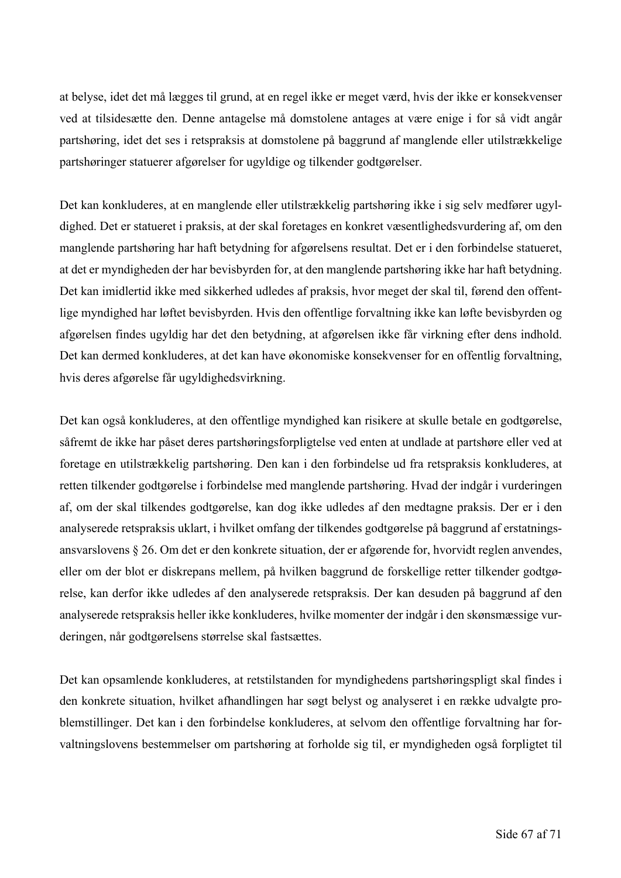at belyse, idet det må lægges til grund, at en regel ikke er meget værd, hvis der ikke er konsekvenser ved at tilsidesætte den. Denne antagelse må domstolene antages at være enige i for så vidt angår partshøring, idet det ses i retspraksis at domstolene på baggrund af manglende eller utilstrækkelige partshøringer statuerer afgørelser for ugyldige og tilkender godtgørelser.

Det kan konkluderes, at en manglende eller utilstrækkelig partshøring ikke i sig selv medfører ugyldighed. Det er statueret i praksis, at der skal foretages en konkret væsentlighedsvurdering af, om den manglende partshøring har haft betydning for afgørelsens resultat. Det er i den forbindelse statueret, at det er myndigheden der har bevisbyrden for, at den manglende partshøring ikke har haft betydning. Det kan imidlertid ikke med sikkerhed udledes af praksis, hvor meget der skal til, førend den offentlige myndighed har løftet bevisbyrden. Hvis den offentlige forvaltning ikke kan løfte bevisbyrden og afgørelsen findes ugyldig har det den betydning, at afgørelsen ikke får virkning efter dens indhold. Det kan dermed konkluderes, at det kan have økonomiske konsekvenser for en offentlig forvaltning, hvis deres afgørelse får ugyldighedsvirkning.

Det kan også konkluderes, at den offentlige myndighed kan risikere at skulle betale en godtgørelse, såfremt de ikke har påset deres partshøringsforpligtelse ved enten at undlade at partshøre eller ved at foretage en utilstrækkelig partshøring. Den kan i den forbindelse ud fra retspraksis konkluderes, at retten tilkender godtgørelse i forbindelse med manglende partshøring. Hvad der indgår i vurderingen af, om der skal tilkendes godtgørelse, kan dog ikke udledes af den medtagne praksis. Der er i den analyserede retspraksis uklart, i hvilket omfang der tilkendes godtgørelse på baggrund af erstatningsansvarslovens § 26. Om det er den konkrete situation, der er afgørende for, hvorvidt reglen anvendes, eller om der blot er diskrepans mellem, på hvilken baggrund de forskellige retter tilkender godtgørelse, kan derfor ikke udledes af den analyserede retspraksis. Der kan desuden på baggrund af den analyserede retspraksis heller ikke konkluderes, hvilke momenter der indgår i den skønsmæssige vurderingen, når godtgørelsens størrelse skal fastsættes.

Det kan opsamlende konkluderes, at retstilstanden for myndighedens partshøringspligt skal findes i den konkrete situation, hvilket afhandlingen har søgt belyst og analyseret i en række udvalgte problemstillinger. Det kan i den forbindelse konkluderes, at selvom den offentlige forvaltning har forvaltningslovens bestemmelser om partshøring at forholde sig til, er myndigheden også forpligtet til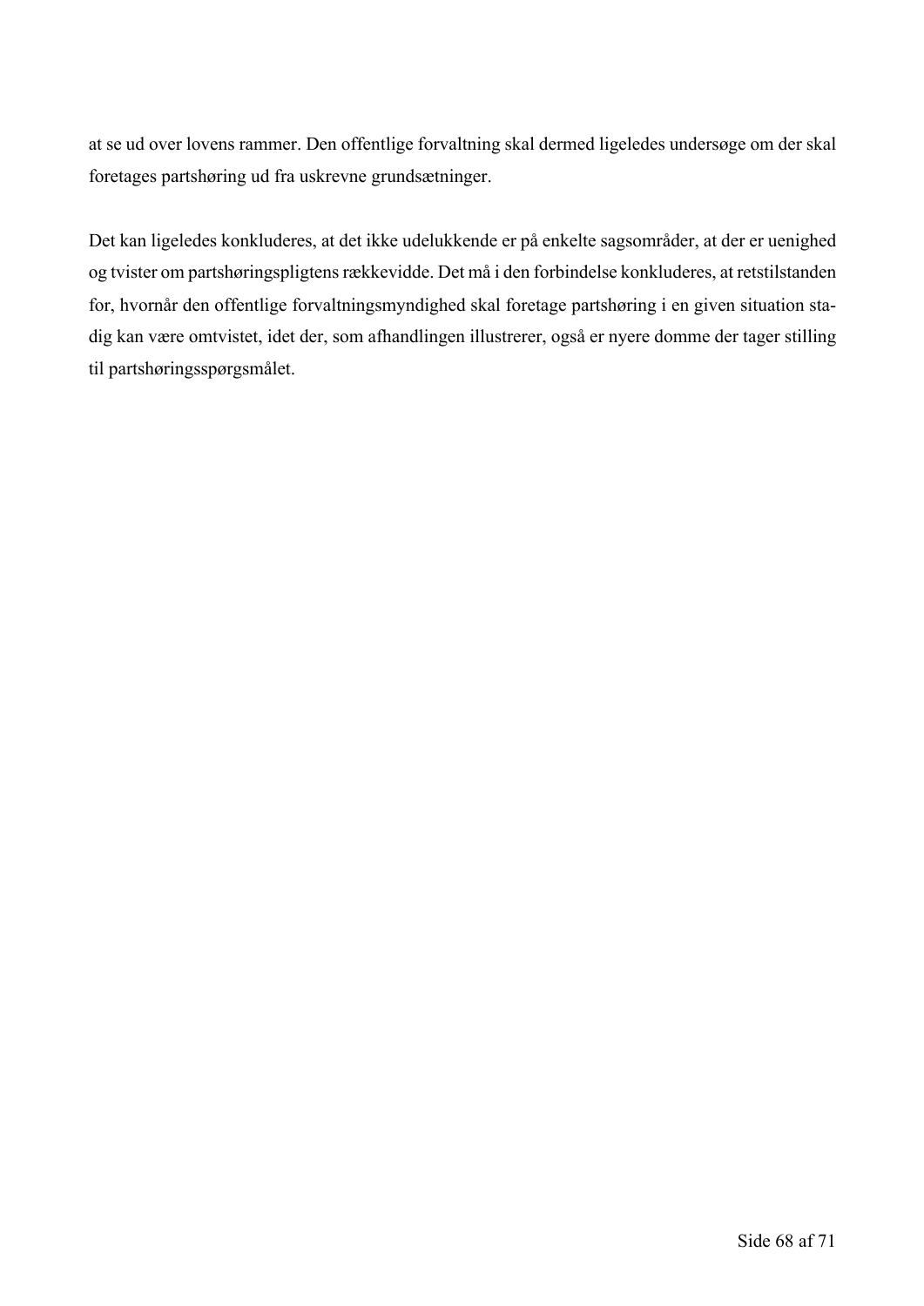at se ud over lovens rammer. Den offentlige forvaltning skal dermed ligeledes undersøge om der skal foretages partshøring ud fra uskrevne grundsætninger.

Det kan ligeledes konkluderes, at det ikke udelukkende er på enkelte sagsområder, at der er uenighed og tvister om partshøringspligtens rækkevidde. Det må i den forbindelse konkluderes, at retstilstanden for, hvornår den offentlige forvaltningsmyndighed skal foretage partshøring i en given situation stadig kan være omtvistet, idet der, som afhandlingen illustrerer, også er nyere domme der tager stilling til partshøringsspørgsmålet.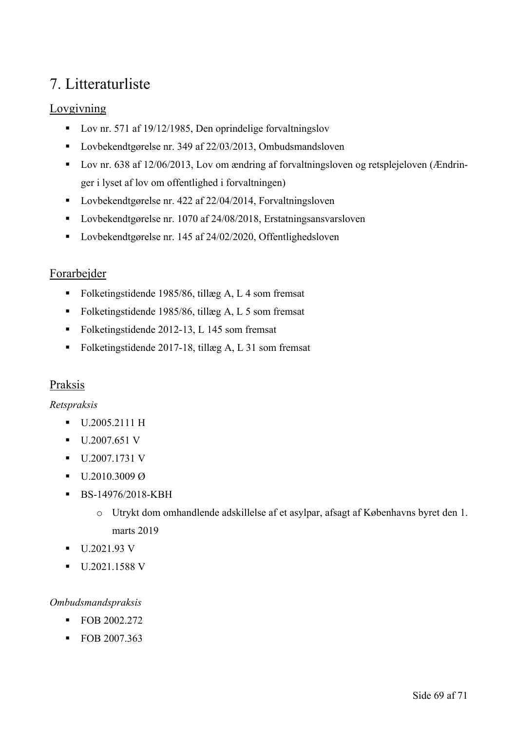# 7. Litteraturliste

## Lovgivning

- Lov nr. 571 af 19/12/1985, Den oprindelige forvaltningslov
- Lovbekendtgørelse nr. 349 af 22/03/2013, Ombudsmandsloven
- Lov nr. 638 af 12/06/2013, Lov om ændring af forvaltningsloven og retsplejeloven (Ændringer i lyset af lov om offentlighed i forvaltningen)
- Lovbekendtgørelse nr. 422 af 22/04/2014, Forvaltningsloven
- Lovbekendtgørelse nr. 1070 af 24/08/2018, Erstatningsansvarsloven
- Lovbekendtgørelse nr. 145 af 24/02/2020, Offentlighedsloven

## Forarbejder

- Folketingstidende 1985/86, tillæg A, L 4 som fremsat
- Folketingstidende 1985/86, tillæg A, L 5 som fremsat
- Folketingstidende 2012-13, L 145 som fremsat
- Folketingstidende 2017-18, tillæg A, L 31 som fremsat

## Praksis

*Retspraksis*

- U.2005.2111 H
- U.2007.651 V
- U.2007.1731 V
- U.2010.3009 Ø
- BS-14976/2018-KBH
    - Utrykt dom omhandlende adskillelse af et asylpar, afsagt af Københavns byret den 1. marts 2019
- U.2021.93 V
- U.2021.1588 V

*Ombudsmandspraksis*

- FOB 2002.272
- FOB 2007.363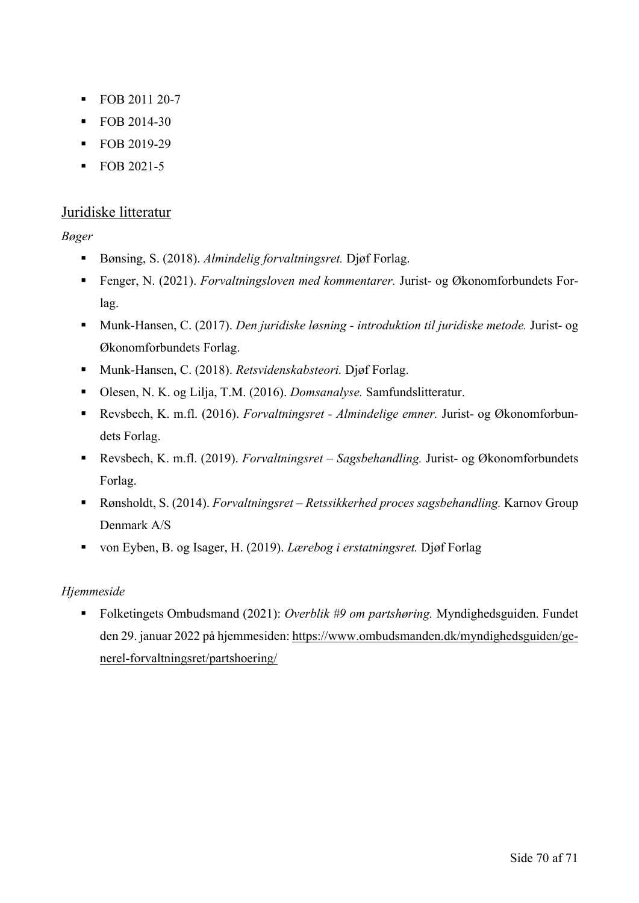- FOB 2011 20-7
- FOB 2014-30
- FOB 2019-29
- FOB 2021-5

## Juridiske litteratur

*Bøger*

- Bønsing, S. (2018). *Almindelig forvaltningsret.* Djøf Forlag.
- Fenger, N. (2021). *Forvaltningsloven med kommentarer.* Jurist- og Økonomforbundets Forlag.
- Munk-Hansen, C. (2017). *Den juridiske løsning - introduktion til juridiske metode.* Jurist- og Økonomforbundets Forlag.
- Munk-Hansen, C. (2018). *Retsvidenskabsteori.* Djøf Forlag.
- Olesen, N. K. og Lilja, T.M. (2016). *Domsanalyse.* Samfundslitteratur.
- Revsbech, K. m.fl. (2016). *Forvaltningsret - Almindelige emner.* Jurist- og Økonomforbundets Forlag.
- Revsbech, K. m.fl. (2019). *Forvaltningsret – Sagsbehandling.* Jurist- og Økonomforbundets Forlag.
- Rønsholdt, S. (2014). *Forvaltningsret – Retssikkerhed proces sagsbehandling.* Karnov Group Denmark A/S
- von Eyben, B. og Isager, H. (2019). *Lærebog i erstatningsret.* Djøf Forlag

*Hjemmeside*

- Folketingets Ombudsmand (2021): *Overblik #9 om partshøring.* Myndighedsguiden. Fundet den 29. januar 2022 på hjemmesiden: https://www.ombudsmanden.dk/myndighedsguiden/generel-forvaltningsret/partshoering/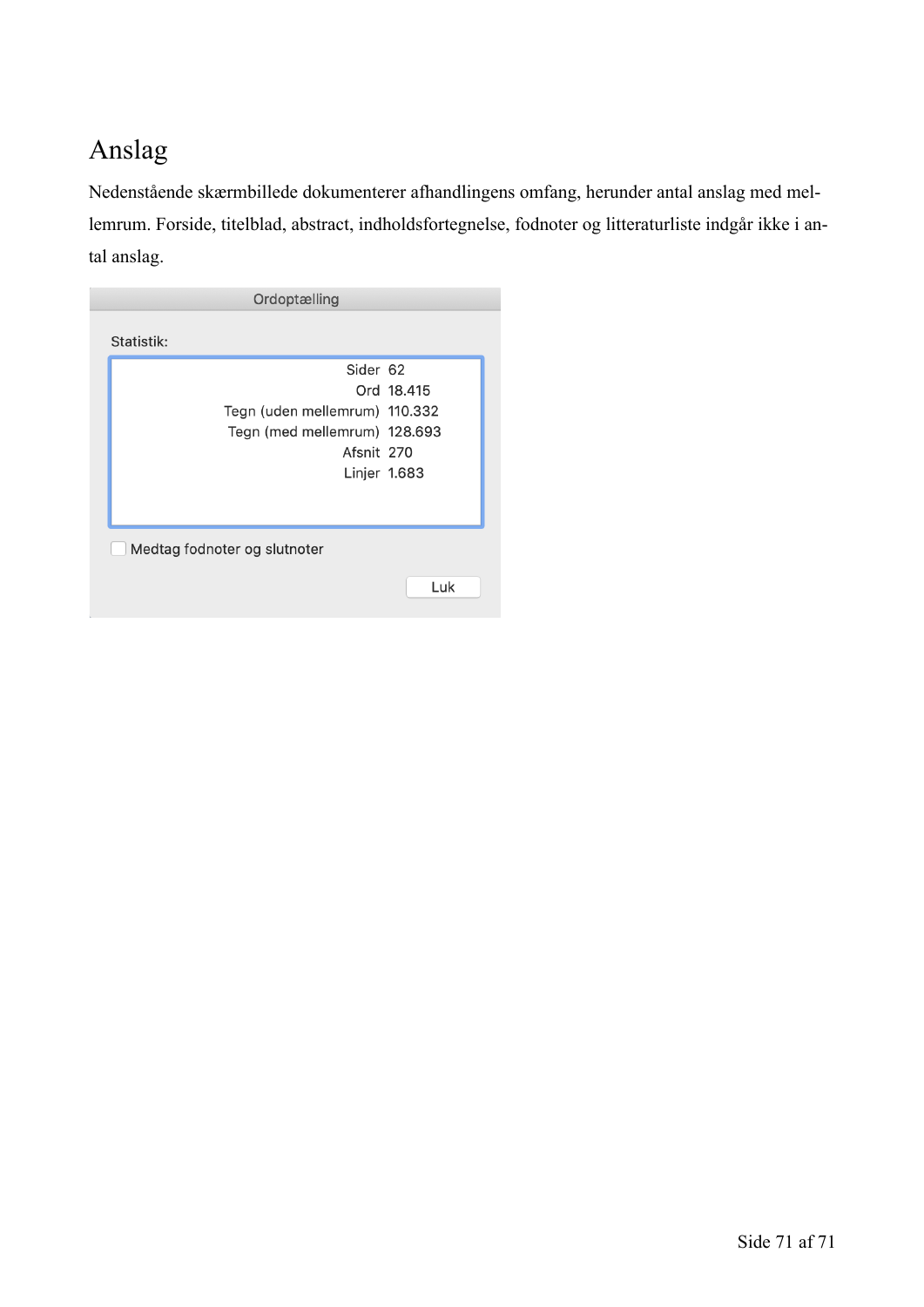# Anslag

Nedenstående skærmbillede dokumenterer afhandlingens omfang, herunder antal anslag med mellemrum. Forside, titelblad, abstract, indholdsfortegnelse, fodnoter og litteraturliste indgår ikke i antal anslag.

Ordoptælling

Statistik:

| | |
|---|---|
| Sider | 62 |
| Ord | 18.415 |
| Tegn (uden mellemrum) | 110.332 |
| Tegn (med mellemrum) | 128.693 |
| Afsnit | 270 |
| Linjer | 1.683 |

☐ Medtag fodnoter og slutnoter

Luk